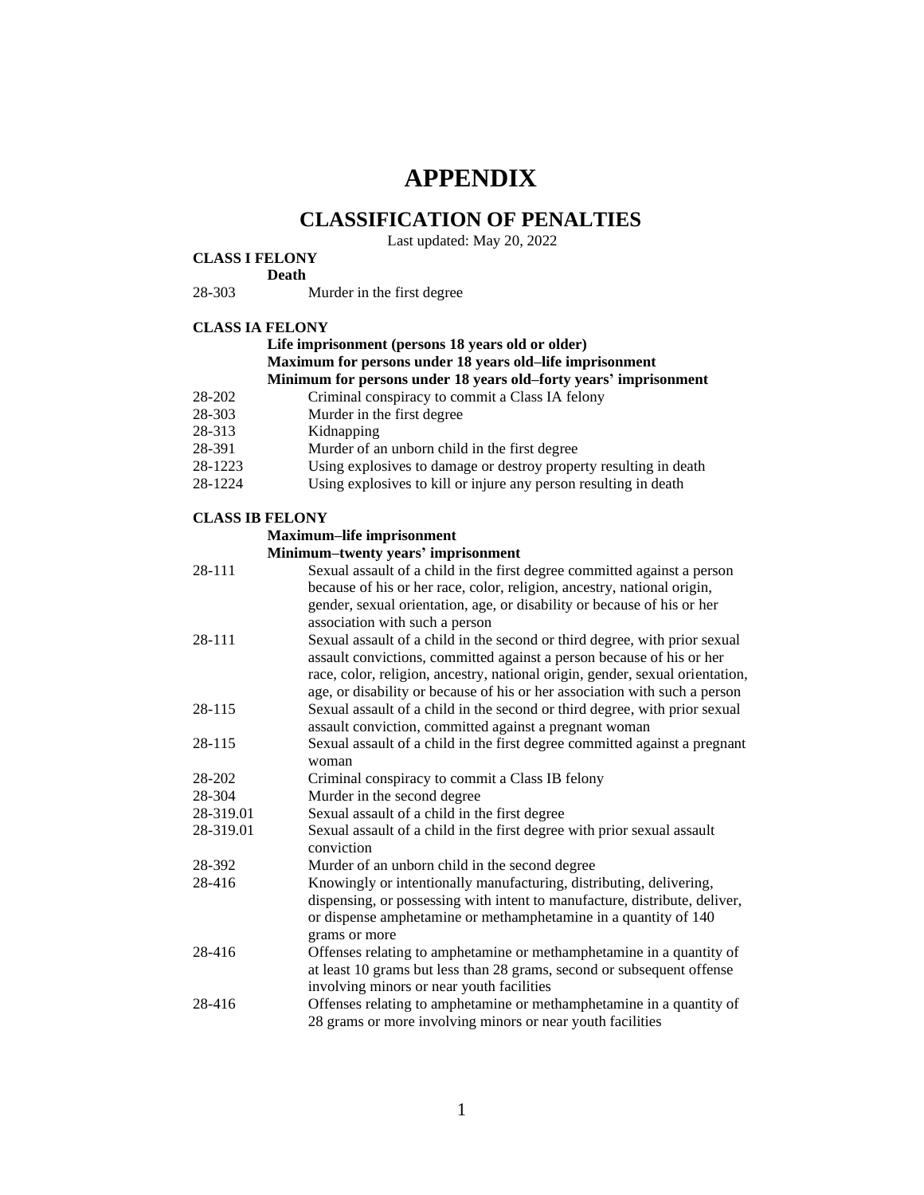# APPENDIX

## CLASSIFICATION OF PENALTIES

Last updated: May 20, 2022

**CLASS I FELONY**

**Death**

| | |
|---|---|
| 28-303 | Murder in the first degree |

**CLASS IA FELONY**

**Life imprisonment (persons 18 years old or older)**
**Maximum for persons under 18 years old–life imprisonment**
**Minimum for persons under 18 years old–forty years' imprisonment**

| | |
|---|---|
| 28-202 | Criminal conspiracy to commit a Class IA felony |
| 28-303 | Murder in the first degree |
| 28-313 | Kidnapping |
| 28-391 | Murder of an unborn child in the first degree |
| 28-1223 | Using explosives to damage or destroy property resulting in death |
| 28-1224 | Using explosives to kill or injure any person resulting in death |

**CLASS IB FELONY**

**Maximum–life imprisonment**
**Minimum–twenty years' imprisonment**

| | |
|---|---|
| 28-111 | Sexual assault of a child in the first degree committed against a person because of his or her race, color, religion, ancestry, national origin, gender, sexual orientation, age, or disability or because of his or her association with such a person |
| 28-111 | Sexual assault of a child in the second or third degree, with prior sexual assault convictions, committed against a person because of his or her race, color, religion, ancestry, national origin, gender, sexual orientation, age, or disability or because of his or her association with such a person |
| 28-115 | Sexual assault of a child in the second or third degree, with prior sexual assault conviction, committed against a pregnant woman |
| 28-115 | Sexual assault of a child in the first degree committed against a pregnant woman |
| 28-202 | Criminal conspiracy to commit a Class IB felony |
| 28-304 | Murder in the second degree |
| 28-319.01 | Sexual assault of a child in the first degree |
| 28-319.01 | Sexual assault of a child in the first degree with prior sexual assault conviction |
| 28-392 | Murder of an unborn child in the second degree |
| 28-416 | Knowingly or intentionally manufacturing, distributing, delivering, dispensing, or possessing with intent to manufacture, distribute, deliver, or dispense amphetamine or methamphetamine in a quantity of 140 grams or more |
| 28-416 | Offenses relating to amphetamine or methamphetamine in a quantity of at least 10 grams but less than 28 grams, second or subsequent offense involving minors or near youth facilities |
| 28-416 | Offenses relating to amphetamine or methamphetamine in a quantity of 28 grams or more involving minors or near youth facilities |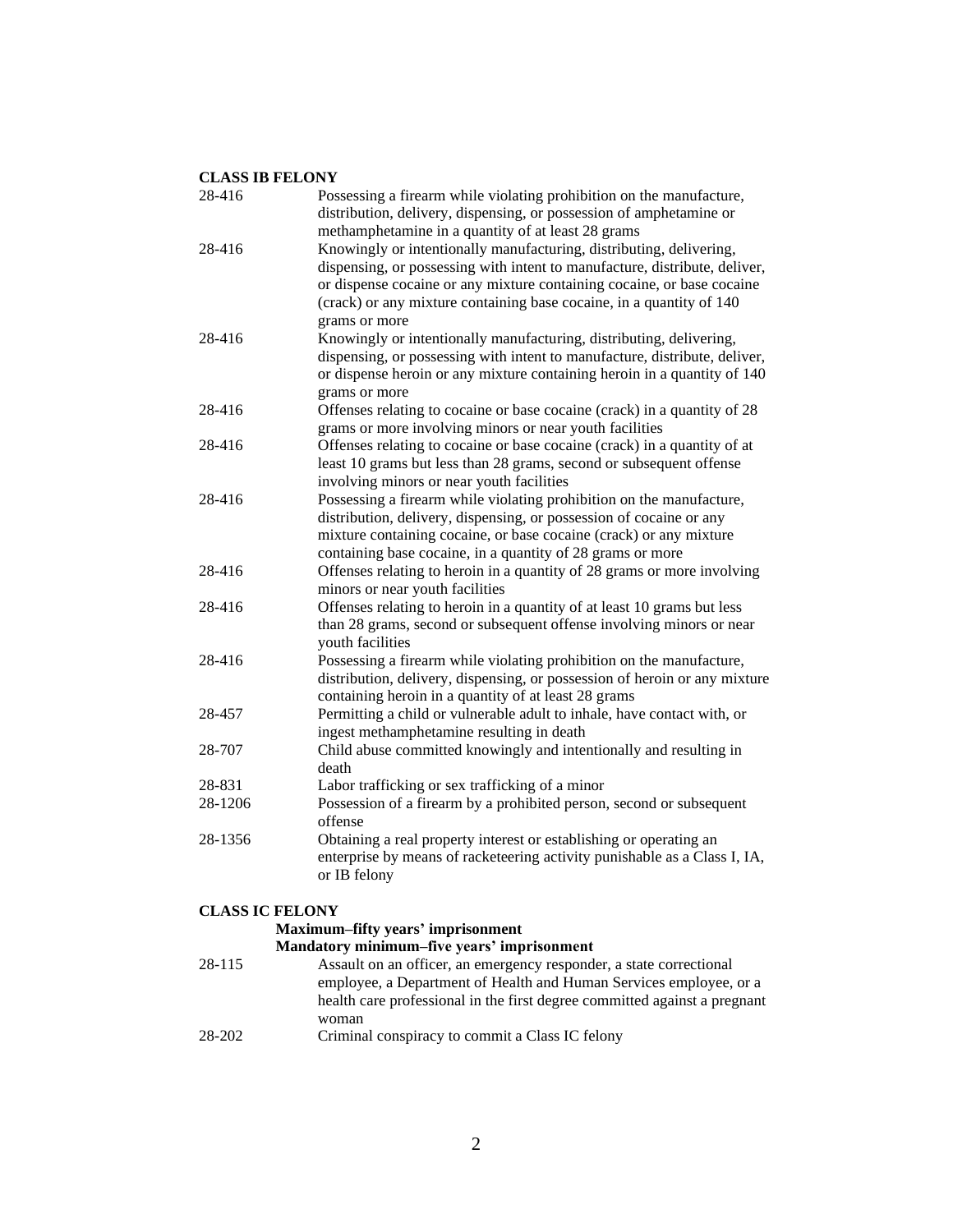**CLASS IB FELONY**

| | |
|---|---|
| 28-416 | Possessing a firearm while violating prohibition on the manufacture, distribution, delivery, dispensing, or possession of amphetamine or methamphetamine in a quantity of at least 28 grams |
| 28-416 | Knowingly or intentionally manufacturing, distributing, delivering, dispensing, or possessing with intent to manufacture, distribute, deliver, or dispense cocaine or any mixture containing cocaine, or base cocaine (crack) or any mixture containing base cocaine, in a quantity of 140 grams or more |
| 28-416 | Knowingly or intentionally manufacturing, distributing, delivering, dispensing, or possessing with intent to manufacture, distribute, deliver, or dispense heroin or any mixture containing heroin in a quantity of 140 grams or more |
| 28-416 | Offenses relating to cocaine or base cocaine (crack) in a quantity of 28 grams or more involving minors or near youth facilities |
| 28-416 | Offenses relating to cocaine or base cocaine (crack) in a quantity of at least 10 grams but less than 28 grams, second or subsequent offense involving minors or near youth facilities |
| 28-416 | Possessing a firearm while violating prohibition on the manufacture, distribution, delivery, dispensing, or possession of cocaine or any mixture containing cocaine, or base cocaine (crack) or any mixture containing base cocaine, in a quantity of 28 grams or more |
| 28-416 | Offenses relating to heroin in a quantity of 28 grams or more involving minors or near youth facilities |
| 28-416 | Offenses relating to heroin in a quantity of at least 10 grams but less than 28 grams, second or subsequent offense involving minors or near youth facilities |
| 28-416 | Possessing a firearm while violating prohibition on the manufacture, distribution, delivery, dispensing, or possession of heroin or any mixture containing heroin in a quantity of at least 28 grams |
| 28-457 | Permitting a child or vulnerable adult to inhale, have contact with, or ingest methamphetamine resulting in death |
| 28-707 | Child abuse committed knowingly and intentionally and resulting in death |
| 28-831 | Labor trafficking or sex trafficking of a minor |
| 28-1206 | Possession of a firearm by a prohibited person, second or subsequent offense |
| 28-1356 | Obtaining a real property interest or establishing or operating an enterprise by means of racketeering activity punishable as a Class I, IA, or IB felony |

**CLASS IC FELONY**

**Maximum–fifty years' imprisonment**
**Mandatory minimum–five years' imprisonment**

| | |
|---|---|
| 28-115 | Assault on an officer, an emergency responder, a state correctional employee, a Department of Health and Human Services employee, or a health care professional in the first degree committed against a pregnant woman |
| 28-202 | Criminal conspiracy to commit a Class IC felony |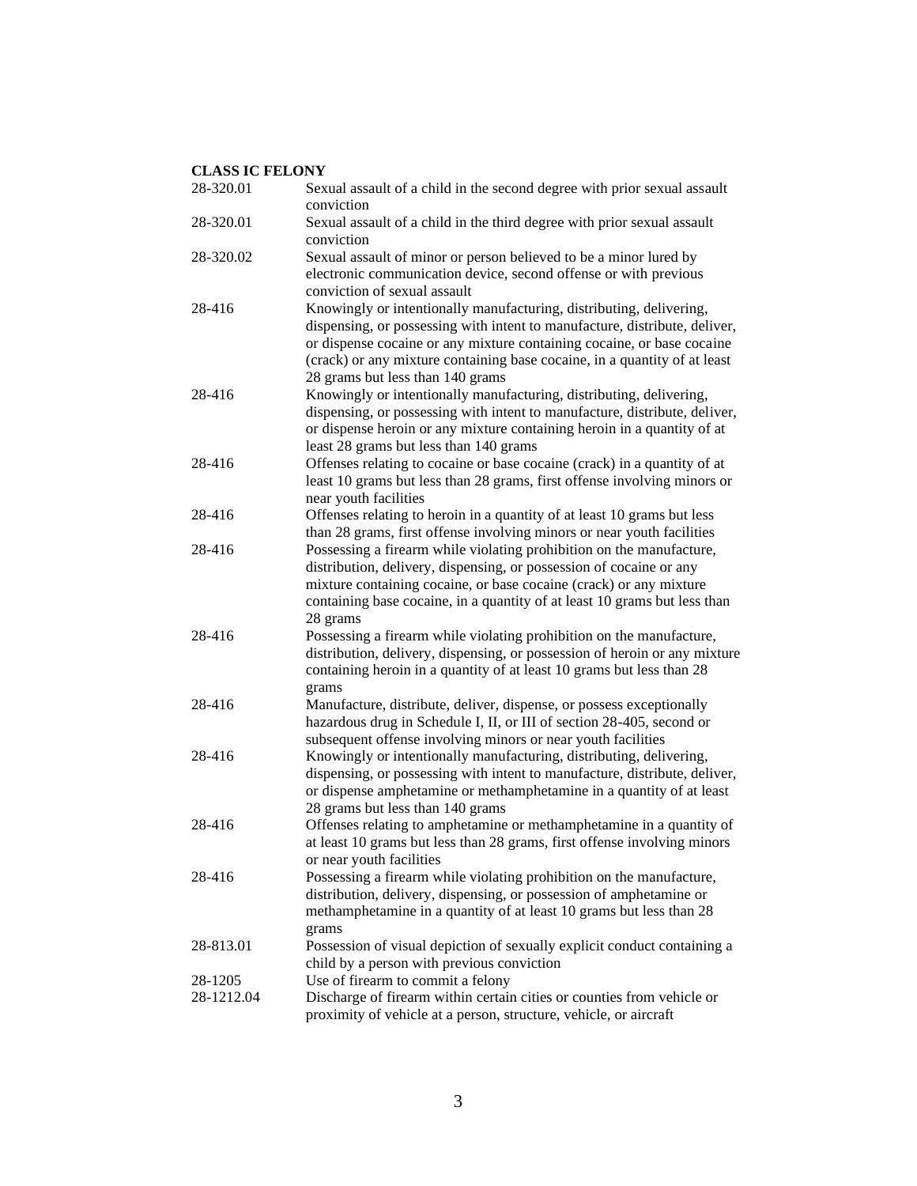**CLASS IC FELONY**

| | |
|---|---|
| 28-320.01 | Sexual assault of a child in the second degree with prior sexual assault conviction |
| 28-320.01 | Sexual assault of a child in the third degree with prior sexual assault conviction |
| 28-320.02 | Sexual assault of minor or person believed to be a minor lured by electronic communication device, second offense or with previous conviction of sexual assault |
| 28-416 | Knowingly or intentionally manufacturing, distributing, delivering, dispensing, or possessing with intent to manufacture, distribute, deliver, or dispense cocaine or any mixture containing cocaine, or base cocaine (crack) or any mixture containing base cocaine, in a quantity of at least 28 grams but less than 140 grams |
| 28-416 | Knowingly or intentionally manufacturing, distributing, delivering, dispensing, or possessing with intent to manufacture, distribute, deliver, or dispense heroin or any mixture containing heroin in a quantity of at least 28 grams but less than 140 grams |
| 28-416 | Offenses relating to cocaine or base cocaine (crack) in a quantity of at least 10 grams but less than 28 grams, first offense involving minors or near youth facilities |
| 28-416 | Offenses relating to heroin in a quantity of at least 10 grams but less than 28 grams, first offense involving minors or near youth facilities |
| 28-416 | Possessing a firearm while violating prohibition on the manufacture, distribution, delivery, dispensing, or possession of cocaine or any mixture containing cocaine, or base cocaine (crack) or any mixture containing base cocaine, in a quantity of at least 10 grams but less than 28 grams |
| 28-416 | Possessing a firearm while violating prohibition on the manufacture, distribution, delivery, dispensing, or possession of heroin or any mixture containing heroin in a quantity of at least 10 grams but less than 28 grams |
| 28-416 | Manufacture, distribute, deliver, dispense, or possess exceptionally hazardous drug in Schedule I, II, or III of section 28-405, second or subsequent offense involving minors or near youth facilities |
| 28-416 | Knowingly or intentionally manufacturing, distributing, delivering, dispensing, or possessing with intent to manufacture, distribute, deliver, or dispense amphetamine or methamphetamine in a quantity of at least 28 grams but less than 140 grams |
| 28-416 | Offenses relating to amphetamine or methamphetamine in a quantity of at least 10 grams but less than 28 grams, first offense involving minors or near youth facilities |
| 28-416 | Possessing a firearm while violating prohibition on the manufacture, distribution, delivery, dispensing, or possession of amphetamine or methamphetamine in a quantity of at least 10 grams but less than 28 grams |
| 28-813.01 | Possession of visual depiction of sexually explicit conduct containing a child by a person with previous conviction |
| 28-1205 | Use of firearm to commit a felony |
| 28-1212.04 | Discharge of firearm within certain cities or counties from vehicle or proximity of vehicle at a person, structure, vehicle, or aircraft |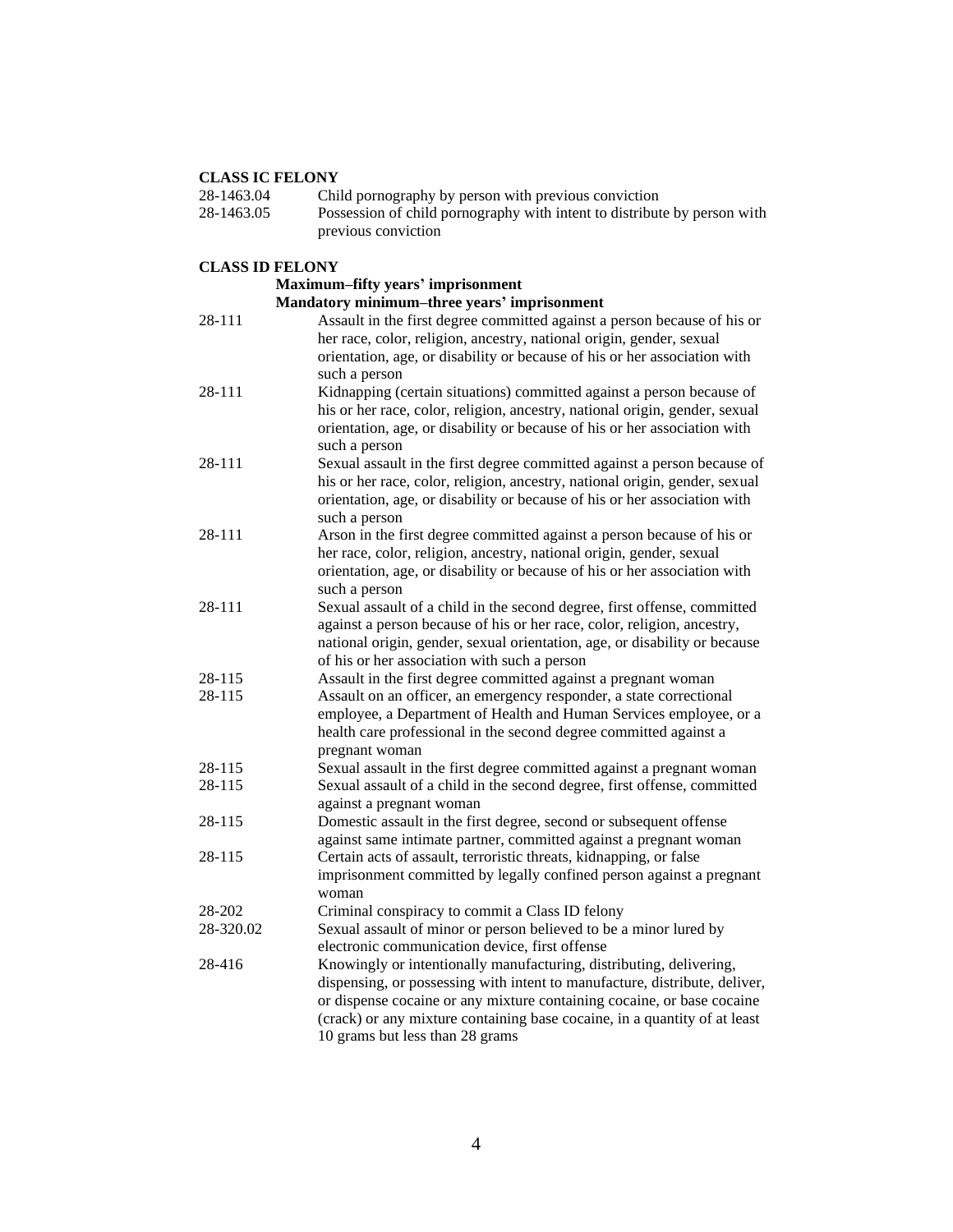**CLASS IC FELONY**

| | |
|---|---|
| 28-1463.04 | Child pornography by person with previous conviction |
| 28-1463.05 | Possession of child pornography with intent to distribute by person with previous conviction |

**CLASS ID FELONY**

**Maximum–fifty years' imprisonment**
**Mandatory minimum–three years' imprisonment**

| | |
|---|---|
| 28-111 | Assault in the first degree committed against a person because of his or her race, color, religion, ancestry, national origin, gender, sexual orientation, age, or disability or because of his or her association with such a person |
| 28-111 | Kidnapping (certain situations) committed against a person because of his or her race, color, religion, ancestry, national origin, gender, sexual orientation, age, or disability or because of his or her association with such a person |
| 28-111 | Sexual assault in the first degree committed against a person because of his or her race, color, religion, ancestry, national origin, gender, sexual orientation, age, or disability or because of his or her association with such a person |
| 28-111 | Arson in the first degree committed against a person because of his or her race, color, religion, ancestry, national origin, gender, sexual orientation, age, or disability or because of his or her association with such a person |
| 28-111 | Sexual assault of a child in the second degree, first offense, committed against a person because of his or her race, color, religion, ancestry, national origin, gender, sexual orientation, age, or disability or because of his or her association with such a person |
| 28-115 | Assault in the first degree committed against a pregnant woman |
| 28-115 | Assault on an officer, an emergency responder, a state correctional employee, a Department of Health and Human Services employee, or a health care professional in the second degree committed against a pregnant woman |
| 28-115 | Sexual assault in the first degree committed against a pregnant woman |
| 28-115 | Sexual assault of a child in the second degree, first offense, committed against a pregnant woman |
| 28-115 | Domestic assault in the first degree, second or subsequent offense against same intimate partner, committed against a pregnant woman |
| 28-115 | Certain acts of assault, terroristic threats, kidnapping, or false imprisonment committed by legally confined person against a pregnant woman |
| 28-202 | Criminal conspiracy to commit a Class ID felony |
| 28-320.02 | Sexual assault of minor or person believed to be a minor lured by electronic communication device, first offense |
| 28-416 | Knowingly or intentionally manufacturing, distributing, delivering, dispensing, or possessing with intent to manufacture, distribute, deliver, or dispense cocaine or any mixture containing cocaine, or base cocaine (crack) or any mixture containing base cocaine, in a quantity of at least 10 grams but less than 28 grams |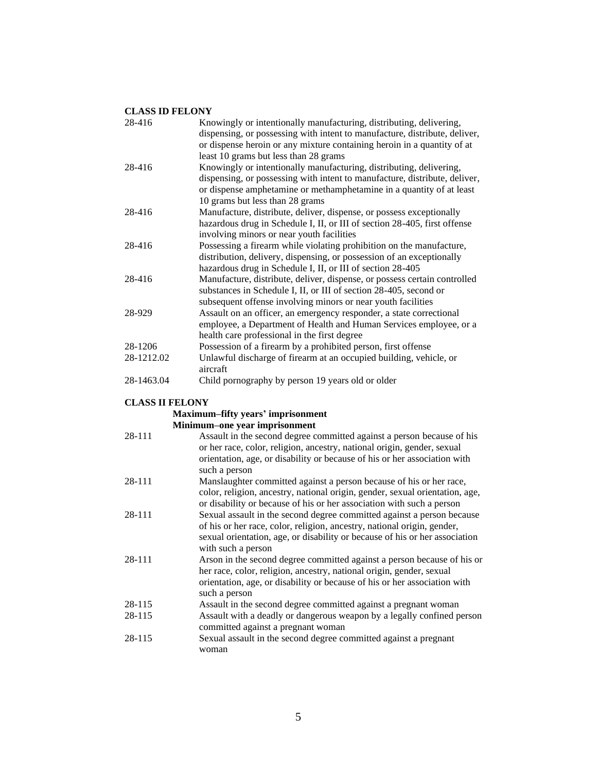**CLASS ID FELONY**

| | |
|---|---|
| 28-416 | Knowingly or intentionally manufacturing, distributing, delivering, dispensing, or possessing with intent to manufacture, distribute, deliver, or dispense heroin or any mixture containing heroin in a quantity of at least 10 grams but less than 28 grams |
| 28-416 | Knowingly or intentionally manufacturing, distributing, delivering, dispensing, or possessing with intent to manufacture, distribute, deliver, or dispense amphetamine or methamphetamine in a quantity of at least 10 grams but less than 28 grams |
| 28-416 | Manufacture, distribute, deliver, dispense, or possess exceptionally hazardous drug in Schedule I, II, or III of section 28-405, first offense involving minors or near youth facilities |
| 28-416 | Possessing a firearm while violating prohibition on the manufacture, distribution, delivery, dispensing, or possession of an exceptionally hazardous drug in Schedule I, II, or III of section 28-405 |
| 28-416 | Manufacture, distribute, deliver, dispense, or possess certain controlled substances in Schedule I, II, or III of section 28-405, second or subsequent offense involving minors or near youth facilities |
| 28-929 | Assault on an officer, an emergency responder, a state correctional employee, a Department of Health and Human Services employee, or a health care professional in the first degree |
| 28-1206 | Possession of a firearm by a prohibited person, first offense |
| 28-1212.02 | Unlawful discharge of firearm at an occupied building, vehicle, or aircraft |
| 28-1463.04 | Child pornography by person 19 years old or older |

**CLASS II FELONY**

**Maximum–fifty years' imprisonment**
**Minimum–one year imprisonment**

| | |
|---|---|
| 28-111 | Assault in the second degree committed against a person because of his or her race, color, religion, ancestry, national origin, gender, sexual orientation, age, or disability or because of his or her association with such a person |
| 28-111 | Manslaughter committed against a person because of his or her race, color, religion, ancestry, national origin, gender, sexual orientation, age, or disability or because of his or her association with such a person |
| 28-111 | Sexual assault in the second degree committed against a person because of his or her race, color, religion, ancestry, national origin, gender, sexual orientation, age, or disability or because of his or her association with such a person |
| 28-111 | Arson in the second degree committed against a person because of his or her race, color, religion, ancestry, national origin, gender, sexual orientation, age, or disability or because of his or her association with such a person |
| 28-115 | Assault in the second degree committed against a pregnant woman |
| 28-115 | Assault with a deadly or dangerous weapon by a legally confined person committed against a pregnant woman |
| 28-115 | Sexual assault in the second degree committed against a pregnant woman |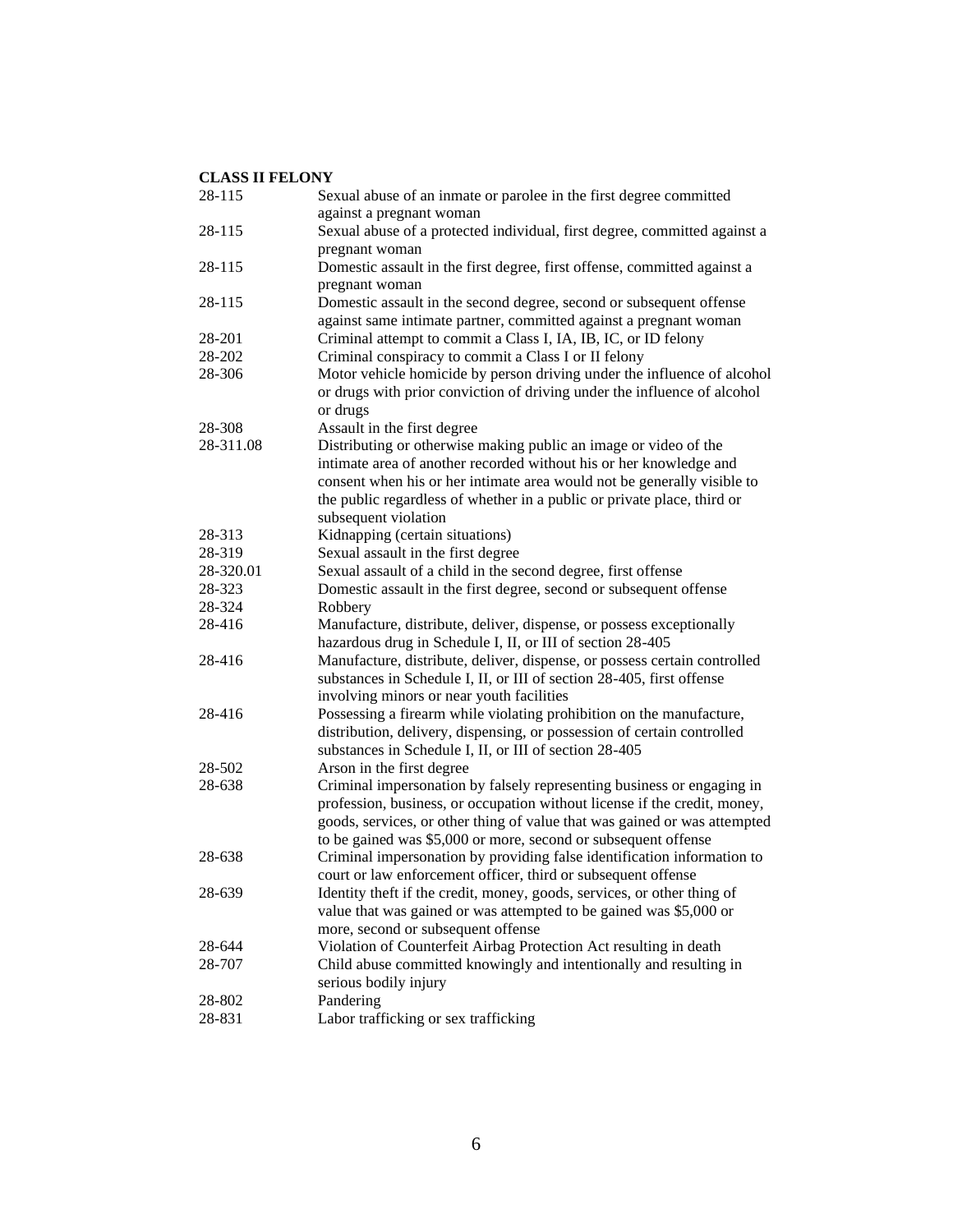**CLASS II FELONY**

| | |
|---|---|
| 28-115 | Sexual abuse of an inmate or parolee in the first degree committed against a pregnant woman |
| 28-115 | Sexual abuse of a protected individual, first degree, committed against a pregnant woman |
| 28-115 | Domestic assault in the first degree, first offense, committed against a pregnant woman |
| 28-115 | Domestic assault in the second degree, second or subsequent offense against same intimate partner, committed against a pregnant woman |
| 28-201 | Criminal attempt to commit a Class I, IA, IB, IC, or ID felony |
| 28-202 | Criminal conspiracy to commit a Class I or II felony |
| 28-306 | Motor vehicle homicide by person driving under the influence of alcohol or drugs with prior conviction of driving under the influence of alcohol or drugs |
| 28-308 | Assault in the first degree |
| 28-311.08 | Distributing or otherwise making public an image or video of the intimate area of another recorded without his or her knowledge and consent when his or her intimate area would not be generally visible to the public regardless of whether in a public or private place, third or subsequent violation |
| 28-313 | Kidnapping (certain situations) |
| 28-319 | Sexual assault in the first degree |
| 28-320.01 | Sexual assault of a child in the second degree, first offense |
| 28-323 | Domestic assault in the first degree, second or subsequent offense |
| 28-324 | Robbery |
| 28-416 | Manufacture, distribute, deliver, dispense, or possess exceptionally hazardous drug in Schedule I, II, or III of section 28-405 |
| 28-416 | Manufacture, distribute, deliver, dispense, or possess certain controlled substances in Schedule I, II, or III of section 28-405, first offense involving minors or near youth facilities |
| 28-416 | Possessing a firearm while violating prohibition on the manufacture, distribution, delivery, dispensing, or possession of certain controlled substances in Schedule I, II, or III of section 28-405 |
| 28-502 | Arson in the first degree |
| 28-638 | Criminal impersonation by falsely representing business or engaging in profession, business, or occupation without license if the credit, money, goods, services, or other thing of value that was gained or was attempted to be gained was $5,000 or more, second or subsequent offense |
| 28-638 | Criminal impersonation by providing false identification information to court or law enforcement officer, third or subsequent offense |
| 28-639 | Identity theft if the credit, money, goods, services, or other thing of value that was gained or was attempted to be gained was $5,000 or more, second or subsequent offense |
| 28-644 | Violation of Counterfeit Airbag Protection Act resulting in death |
| 28-707 | Child abuse committed knowingly and intentionally and resulting in serious bodily injury |
| 28-802 | Pandering |
| 28-831 | Labor trafficking or sex trafficking |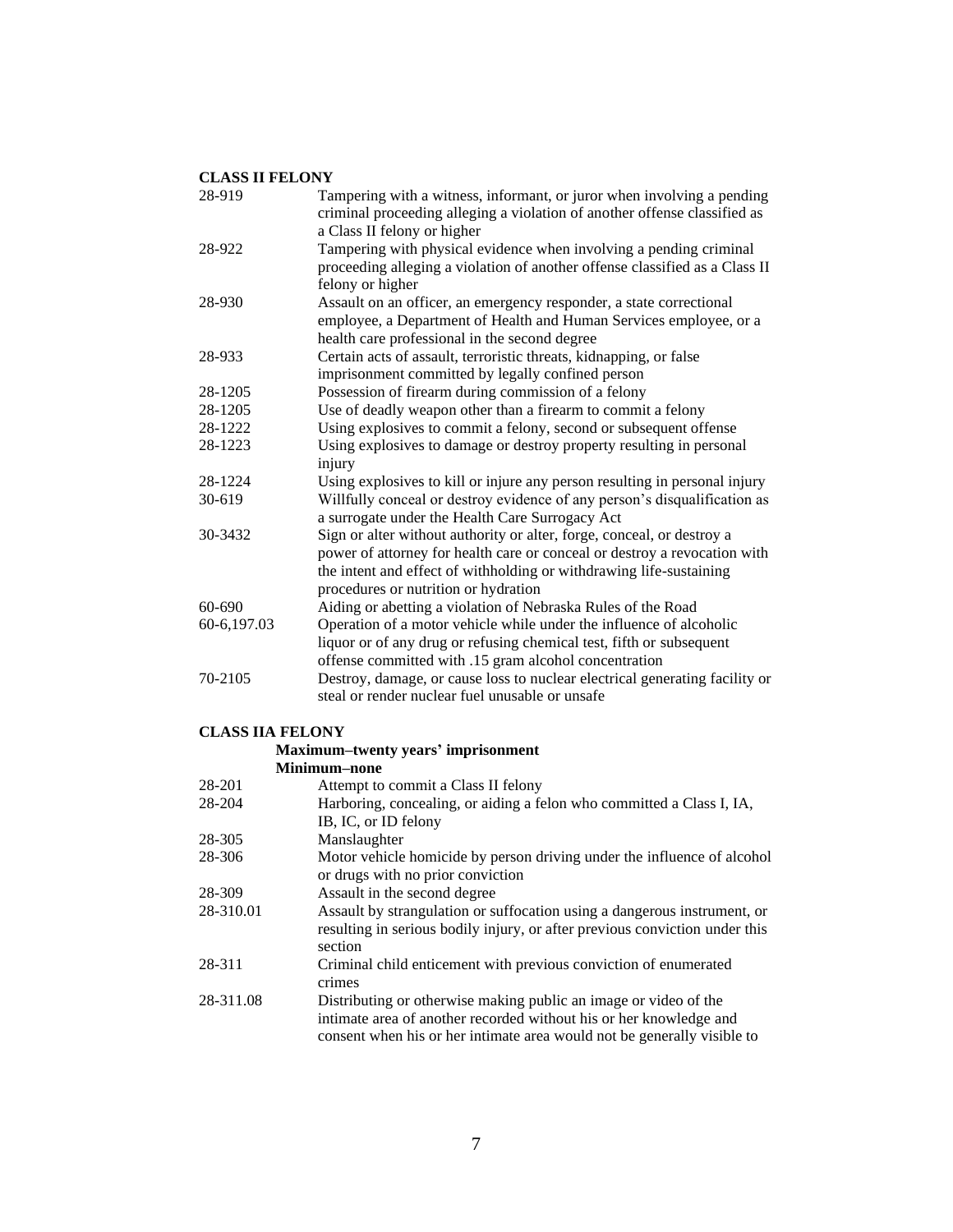**CLASS II FELONY**

| | |
|---|---|
| 28-919 | Tampering with a witness, informant, or juror when involving a pending criminal proceeding alleging a violation of another offense classified as a Class II felony or higher |
| 28-922 | Tampering with physical evidence when involving a pending criminal proceeding alleging a violation of another offense classified as a Class II felony or higher |
| 28-930 | Assault on an officer, an emergency responder, a state correctional employee, a Department of Health and Human Services employee, or a health care professional in the second degree |
| 28-933 | Certain acts of assault, terroristic threats, kidnapping, or false imprisonment committed by legally confined person |
| 28-1205 | Possession of firearm during commission of a felony |
| 28-1205 | Use of deadly weapon other than a firearm to commit a felony |
| 28-1222 | Using explosives to commit a felony, second or subsequent offense |
| 28-1223 | Using explosives to damage or destroy property resulting in personal injury |
| 28-1224 | Using explosives to kill or injure any person resulting in personal injury |
| 30-619 | Willfully conceal or destroy evidence of any person's disqualification as a surrogate under the Health Care Surrogacy Act |
| 30-3432 | Sign or alter without authority or alter, forge, conceal, or destroy a power of attorney for health care or conceal or destroy a revocation with the intent and effect of withholding or withdrawing life-sustaining procedures or nutrition or hydration |
| 60-690 | Aiding or abetting a violation of Nebraska Rules of the Road |
| 60-6,197.03 | Operation of a motor vehicle while under the influence of alcoholic liquor or of any drug or refusing chemical test, fifth or subsequent offense committed with .15 gram alcohol concentration |
| 70-2105 | Destroy, damage, or cause loss to nuclear electrical generating facility or steal or render nuclear fuel unusable or unsafe |

**CLASS IIA FELONY**

**Maximum–twenty years' imprisonment**
**Minimum–none**

| | |
|---|---|
| 28-201 | Attempt to commit a Class II felony |
| 28-204 | Harboring, concealing, or aiding a felon who committed a Class I, IA, IB, IC, or ID felony |
| 28-305 | Manslaughter |
| 28-306 | Motor vehicle homicide by person driving under the influence of alcohol or drugs with no prior conviction |
| 28-309 | Assault in the second degree |
| 28-310.01 | Assault by strangulation or suffocation using a dangerous instrument, or resulting in serious bodily injury, or after previous conviction under this section |
| 28-311 | Criminal child enticement with previous conviction of enumerated crimes |
| 28-311.08 | Distributing or otherwise making public an image or video of the intimate area of another recorded without his or her knowledge and consent when his or her intimate area would not be generally visible to |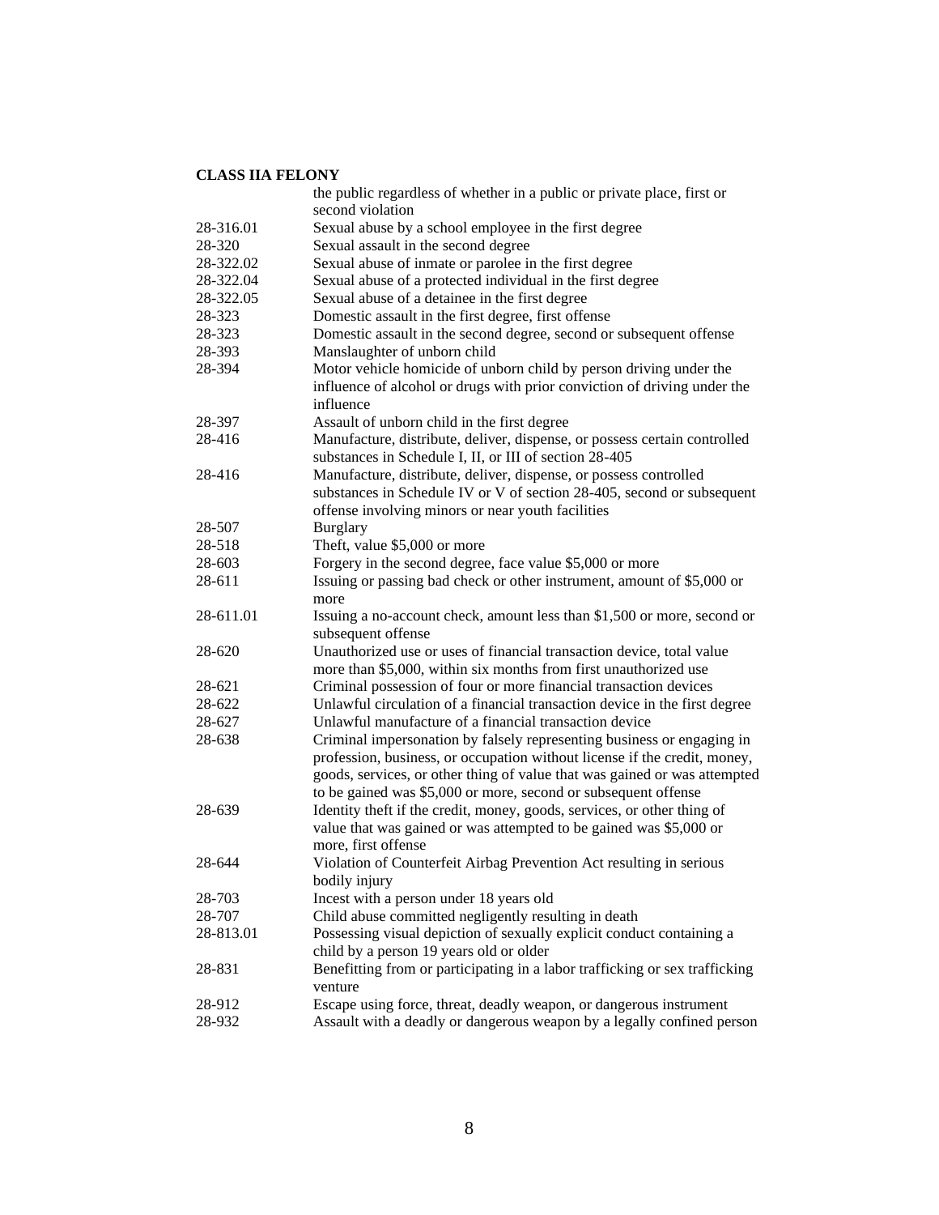**CLASS IIA FELONY**

| | |
|---|---|
| | the public regardless of whether in a public or private place, first or second violation |
| 28-316.01 | Sexual abuse by a school employee in the first degree |
| 28-320 | Sexual assault in the second degree |
| 28-322.02 | Sexual abuse of inmate or parolee in the first degree |
| 28-322.04 | Sexual abuse of a protected individual in the first degree |
| 28-322.05 | Sexual abuse of a detainee in the first degree |
| 28-323 | Domestic assault in the first degree, first offense |
| 28-323 | Domestic assault in the second degree, second or subsequent offense |
| 28-393 | Manslaughter of unborn child |
| 28-394 | Motor vehicle homicide of unborn child by person driving under the influence of alcohol or drugs with prior conviction of driving under the influence |
| 28-397 | Assault of unborn child in the first degree |
| 28-416 | Manufacture, distribute, deliver, dispense, or possess certain controlled substances in Schedule I, II, or III of section 28-405 |
| 28-416 | Manufacture, distribute, deliver, dispense, or possess controlled substances in Schedule IV or V of section 28-405, second or subsequent offense involving minors or near youth facilities |
| 28-507 | Burglary |
| 28-518 | Theft, value $5,000 or more |
| 28-603 | Forgery in the second degree, face value $5,000 or more |
| 28-611 | Issuing or passing bad check or other instrument, amount of $5,000 or more |
| 28-611.01 | Issuing a no-account check, amount less than $1,500 or more, second or subsequent offense |
| 28-620 | Unauthorized use or uses of financial transaction device, total value more than $5,000, within six months from first unauthorized use |
| 28-621 | Criminal possession of four or more financial transaction devices |
| 28-622 | Unlawful circulation of a financial transaction device in the first degree |
| 28-627 | Unlawful manufacture of a financial transaction device |
| 28-638 | Criminal impersonation by falsely representing business or engaging in profession, business, or occupation without license if the credit, money, goods, services, or other thing of value that was gained or was attempted to be gained was $5,000 or more, second or subsequent offense |
| 28-639 | Identity theft if the credit, money, goods, services, or other thing of value that was gained or was attempted to be gained was $5,000 or more, first offense |
| 28-644 | Violation of Counterfeit Airbag Prevention Act resulting in serious bodily injury |
| 28-703 | Incest with a person under 18 years old |
| 28-707 | Child abuse committed negligently resulting in death |
| 28-813.01 | Possessing visual depiction of sexually explicit conduct containing a child by a person 19 years old or older |
| 28-831 | Benefitting from or participating in a labor trafficking or sex trafficking venture |
| 28-912 | Escape using force, threat, deadly weapon, or dangerous instrument |
| 28-932 | Assault with a deadly or dangerous weapon by a legally confined person |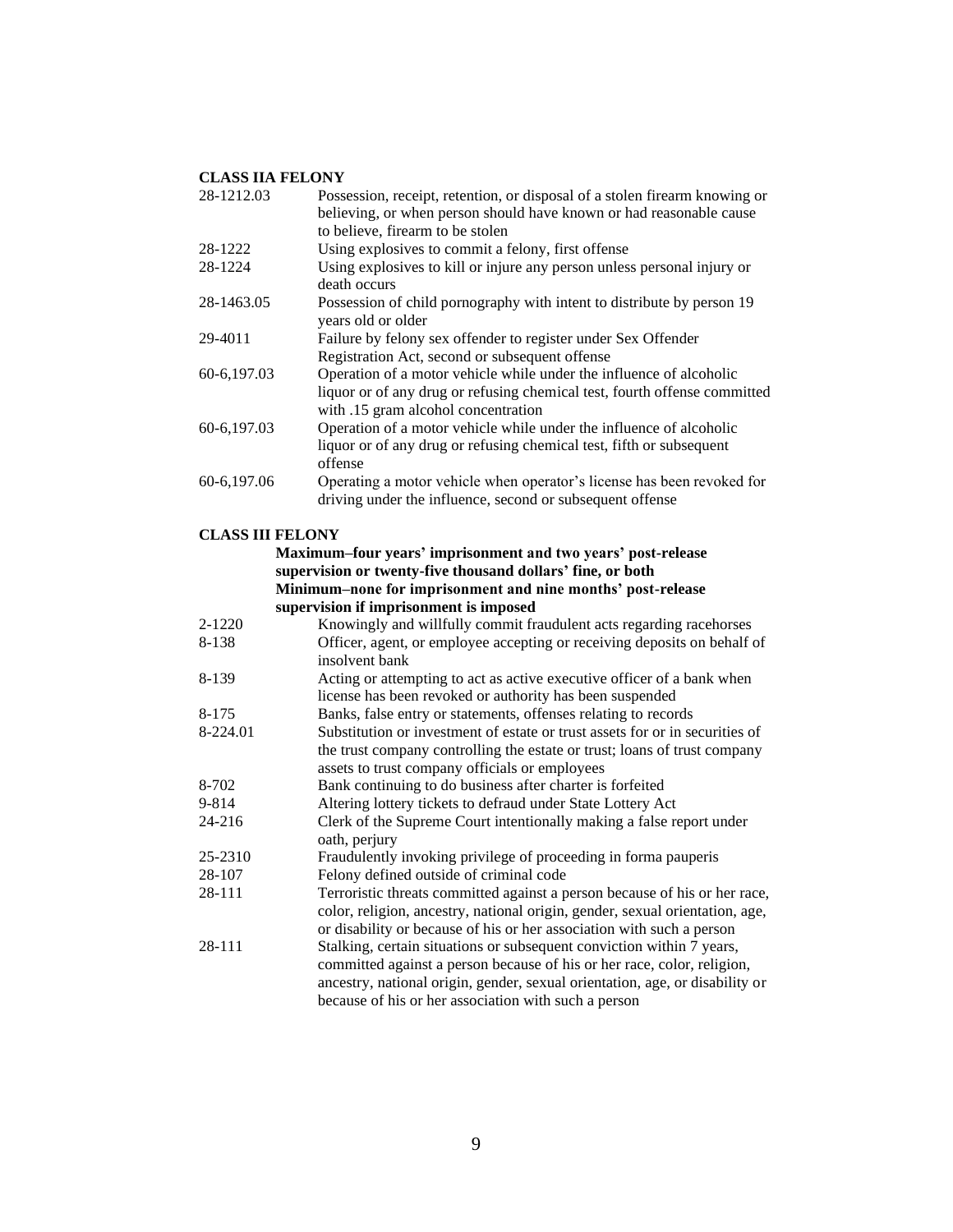**CLASS IIA FELONY**

| | |
|---|---|
| 28-1212.03 | Possession, receipt, retention, or disposal of a stolen firearm knowing or believing, or when person should have known or had reasonable cause to believe, firearm to be stolen |
| 28-1222 | Using explosives to commit a felony, first offense |
| 28-1224 | Using explosives to kill or injure any person unless personal injury or death occurs |
| 28-1463.05 | Possession of child pornography with intent to distribute by person 19 years old or older |
| 29-4011 | Failure by felony sex offender to register under Sex Offender Registration Act, second or subsequent offense |
| 60-6,197.03 | Operation of a motor vehicle while under the influence of alcoholic liquor or of any drug or refusing chemical test, fourth offense committed with .15 gram alcohol concentration |
| 60-6,197.03 | Operation of a motor vehicle while under the influence of alcoholic liquor or of any drug or refusing chemical test, fifth or subsequent offense |
| 60-6,197.06 | Operating a motor vehicle when operator's license has been revoked for driving under the influence, second or subsequent offense |

**CLASS III FELONY**

**Maximum–four years' imprisonment and two years' post-release supervision or twenty-five thousand dollars' fine, or both**
**Minimum–none for imprisonment and nine months' post-release supervision if imprisonment is imposed**

| | |
|---|---|
| 2-1220 | Knowingly and willfully commit fraudulent acts regarding racehorses |
| 8-138 | Officer, agent, or employee accepting or receiving deposits on behalf of insolvent bank |
| 8-139 | Acting or attempting to act as active executive officer of a bank when license has been revoked or authority has been suspended |
| 8-175 | Banks, false entry or statements, offenses relating to records |
| 8-224.01 | Substitution or investment of estate or trust assets for or in securities of the trust company controlling the estate or trust; loans of trust company assets to trust company officials or employees |
| 8-702 | Bank continuing to do business after charter is forfeited |
| 9-814 | Altering lottery tickets to defraud under State Lottery Act |
| 24-216 | Clerk of the Supreme Court intentionally making a false report under oath, perjury |
| 25-2310 | Fraudulently invoking privilege of proceeding in forma pauperis |
| 28-107 | Felony defined outside of criminal code |
| 28-111 | Terroristic threats committed against a person because of his or her race, color, religion, ancestry, national origin, gender, sexual orientation, age, or disability or because of his or her association with such a person |
| 28-111 | Stalking, certain situations or subsequent conviction within 7 years, committed against a person because of his or her race, color, religion, ancestry, national origin, gender, sexual orientation, age, or disability or because of his or her association with such a person |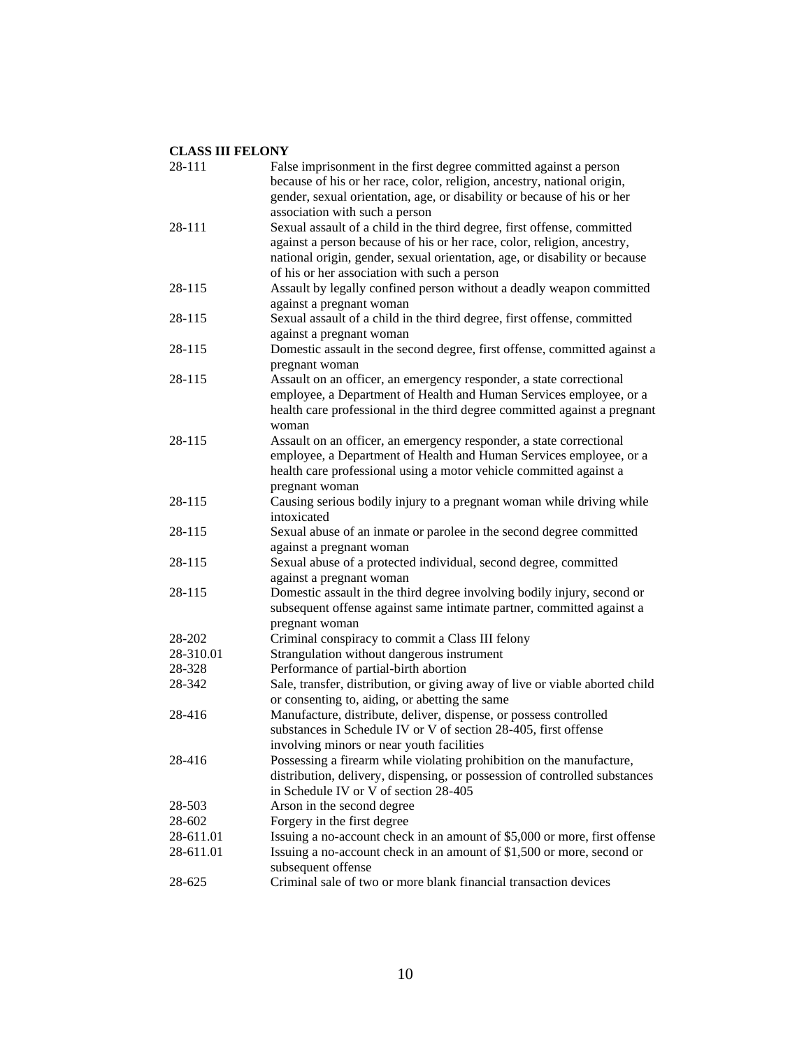**CLASS III FELONY**

| | |
|---|---|
| 28-111 | False imprisonment in the first degree committed against a person because of his or her race, color, religion, ancestry, national origin, gender, sexual orientation, age, or disability or because of his or her association with such a person |
| 28-111 | Sexual assault of a child in the third degree, first offense, committed against a person because of his or her race, color, religion, ancestry, national origin, gender, sexual orientation, age, or disability or because of his or her association with such a person |
| 28-115 | Assault by legally confined person without a deadly weapon committed against a pregnant woman |
| 28-115 | Sexual assault of a child in the third degree, first offense, committed against a pregnant woman |
| 28-115 | Domestic assault in the second degree, first offense, committed against a pregnant woman |
| 28-115 | Assault on an officer, an emergency responder, a state correctional employee, a Department of Health and Human Services employee, or a health care professional in the third degree committed against a pregnant woman |
| 28-115 | Assault on an officer, an emergency responder, a state correctional employee, a Department of Health and Human Services employee, or a health care professional using a motor vehicle committed against a pregnant woman |
| 28-115 | Causing serious bodily injury to a pregnant woman while driving while intoxicated |
| 28-115 | Sexual abuse of an inmate or parolee in the second degree committed against a pregnant woman |
| 28-115 | Sexual abuse of a protected individual, second degree, committed against a pregnant woman |
| 28-115 | Domestic assault in the third degree involving bodily injury, second or subsequent offense against same intimate partner, committed against a pregnant woman |
| 28-202 | Criminal conspiracy to commit a Class III felony |
| 28-310.01 | Strangulation without dangerous instrument |
| 28-328 | Performance of partial-birth abortion |
| 28-342 | Sale, transfer, distribution, or giving away of live or viable aborted child or consenting to, aiding, or abetting the same |
| 28-416 | Manufacture, distribute, deliver, dispense, or possess controlled substances in Schedule IV or V of section 28-405, first offense involving minors or near youth facilities |
| 28-416 | Possessing a firearm while violating prohibition on the manufacture, distribution, delivery, dispensing, or possession of controlled substances in Schedule IV or V of section 28-405 |
| 28-503 | Arson in the second degree |
| 28-602 | Forgery in the first degree |
| 28-611.01 | Issuing a no-account check in an amount of $5,000 or more, first offense |
| 28-611.01 | Issuing a no-account check in an amount of $1,500 or more, second or subsequent offense |
| 28-625 | Criminal sale of two or more blank financial transaction devices |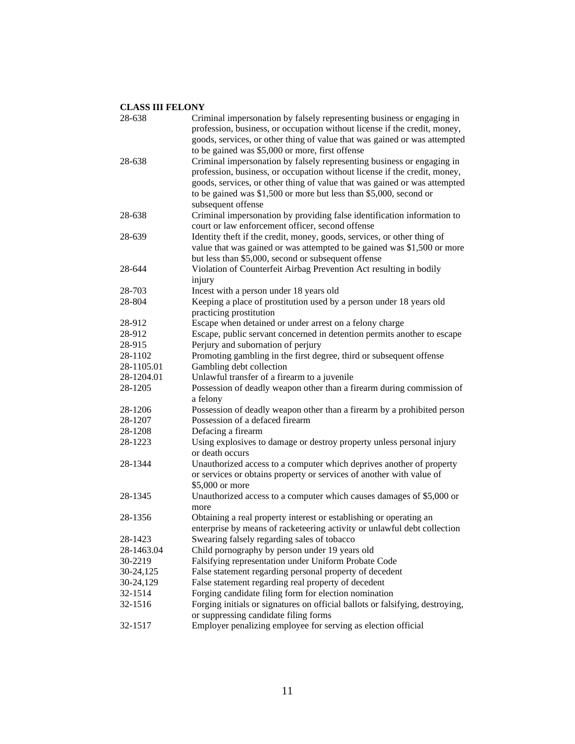**CLASS III FELONY**

| | |
|---|---|
| 28-638 | Criminal impersonation by falsely representing business or engaging in profession, business, or occupation without license if the credit, money, goods, services, or other thing of value that was gained or was attempted to be gained was $5,000 or more, first offense |
| 28-638 | Criminal impersonation by falsely representing business or engaging in profession, business, or occupation without license if the credit, money, goods, services, or other thing of value that was gained or was attempted to be gained was $1,500 or more but less than $5,000, second or subsequent offense |
| 28-638 | Criminal impersonation by providing false identification information to court or law enforcement officer, second offense |
| 28-639 | Identity theft if the credit, money, goods, services, or other thing of value that was gained or was attempted to be gained was $1,500 or more but less than $5,000, second or subsequent offense |
| 28-644 | Violation of Counterfeit Airbag Prevention Act resulting in bodily injury |
| 28-703 | Incest with a person under 18 years old |
| 28-804 | Keeping a place of prostitution used by a person under 18 years old practicing prostitution |
| 28-912 | Escape when detained or under arrest on a felony charge |
| 28-912 | Escape, public servant concerned in detention permits another to escape |
| 28-915 | Perjury and subornation of perjury |
| 28-1102 | Promoting gambling in the first degree, third or subsequent offense |
| 28-1105.01 | Gambling debt collection |
| 28-1204.01 | Unlawful transfer of a firearm to a juvenile |
| 28-1205 | Possession of deadly weapon other than a firearm during commission of a felony |
| 28-1206 | Possession of deadly weapon other than a firearm by a prohibited person |
| 28-1207 | Possession of a defaced firearm |
| 28-1208 | Defacing a firearm |
| 28-1223 | Using explosives to damage or destroy property unless personal injury or death occurs |
| 28-1344 | Unauthorized access to a computer which deprives another of property or services or obtains property or services of another with value of $5,000 or more |
| 28-1345 | Unauthorized access to a computer which causes damages of $5,000 or more |
| 28-1356 | Obtaining a real property interest or establishing or operating an enterprise by means of racketeering activity or unlawful debt collection |
| 28-1423 | Swearing falsely regarding sales of tobacco |
| 28-1463.04 | Child pornography by person under 19 years old |
| 30-2219 | Falsifying representation under Uniform Probate Code |
| 30-24,125 | False statement regarding personal property of decedent |
| 30-24,129 | False statement regarding real property of decedent |
| 32-1514 | Forging candidate filing form for election nomination |
| 32-1516 | Forging initials or signatures on official ballots or falsifying, destroying, or suppressing candidate filing forms |
| 32-1517 | Employer penalizing employee for serving as election official |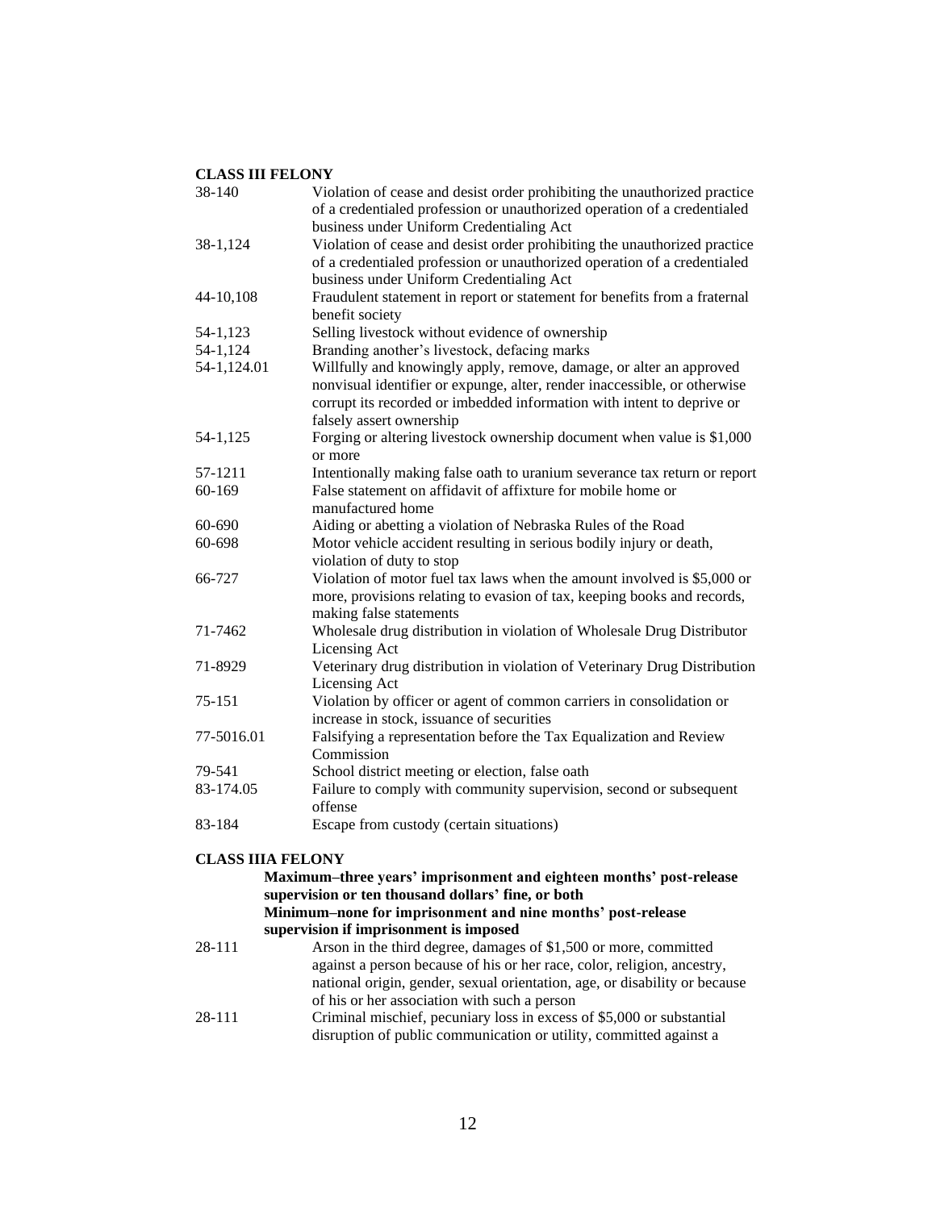**CLASS III FELONY**

| | |
|---|---|
| 38-140 | Violation of cease and desist order prohibiting the unauthorized practice of a credentialed profession or unauthorized operation of a credentialed business under Uniform Credentialing Act |
| 38-1,124 | Violation of cease and desist order prohibiting the unauthorized practice of a credentialed profession or unauthorized operation of a credentialed business under Uniform Credentialing Act |
| 44-10,108 | Fraudulent statement in report or statement for benefits from a fraternal benefit society |
| 54-1,123 | Selling livestock without evidence of ownership |
| 54-1,124 | Branding another's livestock, defacing marks |
| 54-1,124.01 | Willfully and knowingly apply, remove, damage, or alter an approved nonvisual identifier or expunge, alter, render inaccessible, or otherwise corrupt its recorded or imbedded information with intent to deprive or falsely assert ownership |
| 54-1,125 | Forging or altering livestock ownership document when value is $1,000 or more |
| 57-1211 | Intentionally making false oath to uranium severance tax return or report |
| 60-169 | False statement on affidavit of affixture for mobile home or manufactured home |
| 60-690 | Aiding or abetting a violation of Nebraska Rules of the Road |
| 60-698 | Motor vehicle accident resulting in serious bodily injury or death, violation of duty to stop |
| 66-727 | Violation of motor fuel tax laws when the amount involved is $5,000 or more, provisions relating to evasion of tax, keeping books and records, making false statements |
| 71-7462 | Wholesale drug distribution in violation of Wholesale Drug Distributor Licensing Act |
| 71-8929 | Veterinary drug distribution in violation of Veterinary Drug Distribution Licensing Act |
| 75-151 | Violation by officer or agent of common carriers in consolidation or increase in stock, issuance of securities |
| 77-5016.01 | Falsifying a representation before the Tax Equalization and Review Commission |
| 79-541 | School district meeting or election, false oath |
| 83-174.05 | Failure to comply with community supervision, second or subsequent offense |
| 83-184 | Escape from custody (certain situations) |

**CLASS IIIA FELONY**

**Maximum–three years' imprisonment and eighteen months' post-release supervision or ten thousand dollars' fine, or both**
**Minimum–none for imprisonment and nine months' post-release supervision if imprisonment is imposed**

| | |
|---|---|
| 28-111 | Arson in the third degree, damages of $1,500 or more, committed against a person because of his or her race, color, religion, ancestry, national origin, gender, sexual orientation, age, or disability or because of his or her association with such a person |
| 28-111 | Criminal mischief, pecuniary loss in excess of $5,000 or substantial disruption of public communication or utility, committed against a |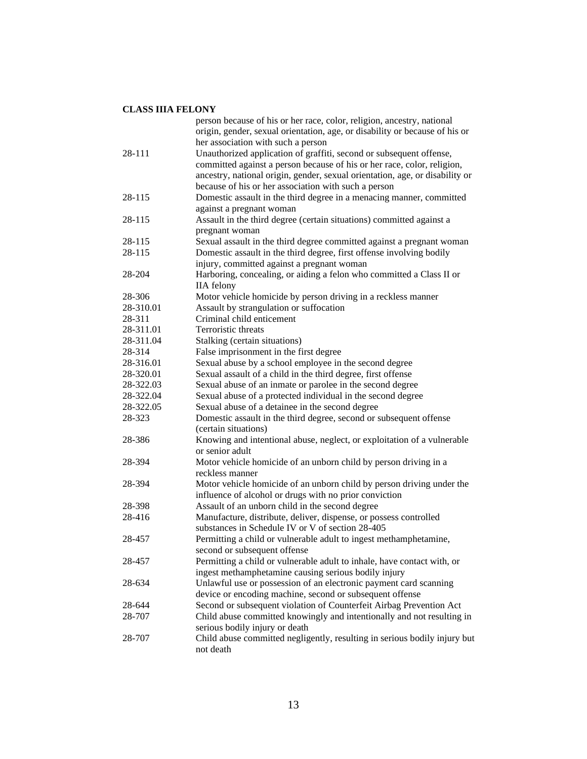**CLASS IIIA FELONY**

| | |
|---|---|
| | person because of his or her race, color, religion, ancestry, national origin, gender, sexual orientation, age, or disability or because of his or her association with such a person |
| 28-111 | Unauthorized application of graffiti, second or subsequent offense, committed against a person because of his or her race, color, religion, ancestry, national origin, gender, sexual orientation, age, or disability or because of his or her association with such a person |
| 28-115 | Domestic assault in the third degree in a menacing manner, committed against a pregnant woman |
| 28-115 | Assault in the third degree (certain situations) committed against a pregnant woman |
| 28-115 | Sexual assault in the third degree committed against a pregnant woman |
| 28-115 | Domestic assault in the third degree, first offense involving bodily injury, committed against a pregnant woman |
| 28-204 | Harboring, concealing, or aiding a felon who committed a Class II or IIA felony |
| 28-306 | Motor vehicle homicide by person driving in a reckless manner |
| 28-310.01 | Assault by strangulation or suffocation |
| 28-311 | Criminal child enticement |
| 28-311.01 | Terroristic threats |
| 28-311.04 | Stalking (certain situations) |
| 28-314 | False imprisonment in the first degree |
| 28-316.01 | Sexual abuse by a school employee in the second degree |
| 28-320.01 | Sexual assault of a child in the third degree, first offense |
| 28-322.03 | Sexual abuse of an inmate or parolee in the second degree |
| 28-322.04 | Sexual abuse of a protected individual in the second degree |
| 28-322.05 | Sexual abuse of a detainee in the second degree |
| 28-323 | Domestic assault in the third degree, second or subsequent offense (certain situations) |
| 28-386 | Knowing and intentional abuse, neglect, or exploitation of a vulnerable or senior adult |
| 28-394 | Motor vehicle homicide of an unborn child by person driving in a reckless manner |
| 28-394 | Motor vehicle homicide of an unborn child by person driving under the influence of alcohol or drugs with no prior conviction |
| 28-398 | Assault of an unborn child in the second degree |
| 28-416 | Manufacture, distribute, deliver, dispense, or possess controlled substances in Schedule IV or V of section 28-405 |
| 28-457 | Permitting a child or vulnerable adult to ingest methamphetamine, second or subsequent offense |
| 28-457 | Permitting a child or vulnerable adult to inhale, have contact with, or ingest methamphetamine causing serious bodily injury |
| 28-634 | Unlawful use or possession of an electronic payment card scanning device or encoding machine, second or subsequent offense |
| 28-644 | Second or subsequent violation of Counterfeit Airbag Prevention Act |
| 28-707 | Child abuse committed knowingly and intentionally and not resulting in serious bodily injury or death |
| 28-707 | Child abuse committed negligently, resulting in serious bodily injury but not death |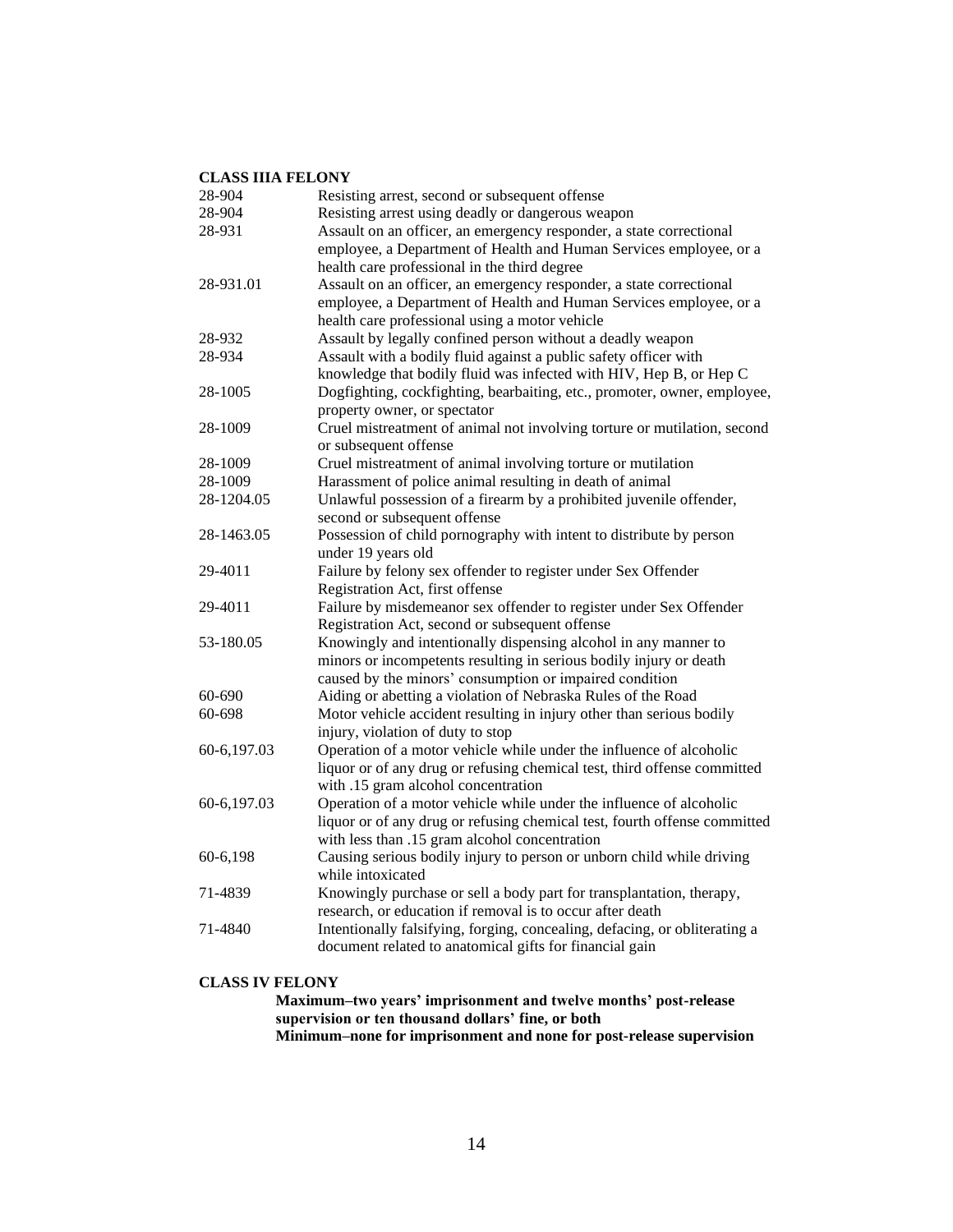**CLASS IIIA FELONY**

| | |
|---|---|
| 28-904 | Resisting arrest, second or subsequent offense |
| 28-904 | Resisting arrest using deadly or dangerous weapon |
| 28-931 | Assault on an officer, an emergency responder, a state correctional employee, a Department of Health and Human Services employee, or a health care professional in the third degree |
| 28-931.01 | Assault on an officer, an emergency responder, a state correctional employee, a Department of Health and Human Services employee, or a health care professional using a motor vehicle |
| 28-932 | Assault by legally confined person without a deadly weapon |
| 28-934 | Assault with a bodily fluid against a public safety officer with knowledge that bodily fluid was infected with HIV, Hep B, or Hep C |
| 28-1005 | Dogfighting, cockfighting, bearbaiting, etc., promoter, owner, employee, property owner, or spectator |
| 28-1009 | Cruel mistreatment of animal not involving torture or mutilation, second or subsequent offense |
| 28-1009 | Cruel mistreatment of animal involving torture or mutilation |
| 28-1009 | Harassment of police animal resulting in death of animal |
| 28-1204.05 | Unlawful possession of a firearm by a prohibited juvenile offender, second or subsequent offense |
| 28-1463.05 | Possession of child pornography with intent to distribute by person under 19 years old |
| 29-4011 | Failure by felony sex offender to register under Sex Offender Registration Act, first offense |
| 29-4011 | Failure by misdemeanor sex offender to register under Sex Offender Registration Act, second or subsequent offense |
| 53-180.05 | Knowingly and intentionally dispensing alcohol in any manner to minors or incompetents resulting in serious bodily injury or death caused by the minors' consumption or impaired condition |
| 60-690 | Aiding or abetting a violation of Nebraska Rules of the Road |
| 60-698 | Motor vehicle accident resulting in injury other than serious bodily injury, violation of duty to stop |
| 60-6,197.03 | Operation of a motor vehicle while under the influence of alcoholic liquor or of any drug or refusing chemical test, third offense committed with .15 gram alcohol concentration |
| 60-6,197.03 | Operation of a motor vehicle while under the influence of alcoholic liquor or of any drug or refusing chemical test, fourth offense committed with less than .15 gram alcohol concentration |
| 60-6,198 | Causing serious bodily injury to person or unborn child while driving while intoxicated |
| 71-4839 | Knowingly purchase or sell a body part for transplantation, therapy, research, or education if removal is to occur after death |
| 71-4840 | Intentionally falsifying, forging, concealing, defacing, or obliterating a document related to anatomical gifts for financial gain |

**CLASS IV FELONY**

**Maximum–two years' imprisonment and twelve months' post-release supervision or ten thousand dollars' fine, or both**
**Minimum–none for imprisonment and none for post-release supervision**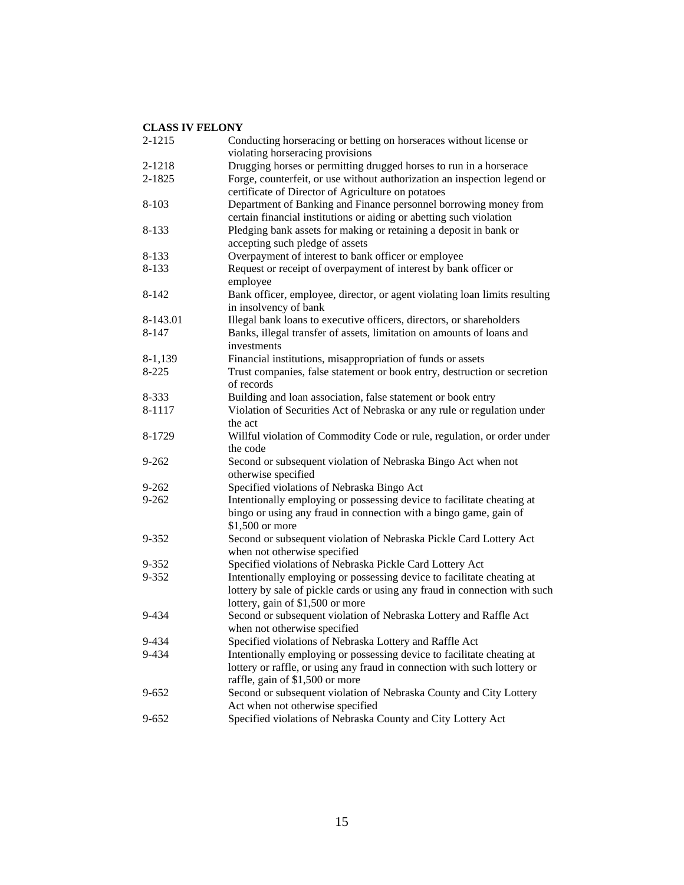**CLASS IV FELONY**

| | |
|---|---|
| 2-1215 | Conducting horseracing or betting on horseraces without license or violating horseracing provisions |
| 2-1218 | Drugging horses or permitting drugged horses to run in a horserace |
| 2-1825 | Forge, counterfeit, or use without authorization an inspection legend or certificate of Director of Agriculture on potatoes |
| 8-103 | Department of Banking and Finance personnel borrowing money from certain financial institutions or aiding or abetting such violation |
| 8-133 | Pledging bank assets for making or retaining a deposit in bank or accepting such pledge of assets |
| 8-133 | Overpayment of interest to bank officer or employee |
| 8-133 | Request or receipt of overpayment of interest by bank officer or employee |
| 8-142 | Bank officer, employee, director, or agent violating loan limits resulting in insolvency of bank |
| 8-143.01 | Illegal bank loans to executive officers, directors, or shareholders |
| 8-147 | Banks, illegal transfer of assets, limitation on amounts of loans and investments |
| 8-1,139 | Financial institutions, misappropriation of funds or assets |
| 8-225 | Trust companies, false statement or book entry, destruction or secretion of records |
| 8-333 | Building and loan association, false statement or book entry |
| 8-1117 | Violation of Securities Act of Nebraska or any rule or regulation under the act |
| 8-1729 | Willful violation of Commodity Code or rule, regulation, or order under the code |
| 9-262 | Second or subsequent violation of Nebraska Bingo Act when not otherwise specified |
| 9-262 | Specified violations of Nebraska Bingo Act |
| 9-262 | Intentionally employing or possessing device to facilitate cheating at bingo or using any fraud in connection with a bingo game, gain of $1,500 or more |
| 9-352 | Second or subsequent violation of Nebraska Pickle Card Lottery Act when not otherwise specified |
| 9-352 | Specified violations of Nebraska Pickle Card Lottery Act |
| 9-352 | Intentionally employing or possessing device to facilitate cheating at lottery by sale of pickle cards or using any fraud in connection with such lottery, gain of $1,500 or more |
| 9-434 | Second or subsequent violation of Nebraska Lottery and Raffle Act when not otherwise specified |
| 9-434 | Specified violations of Nebraska Lottery and Raffle Act |
| 9-434 | Intentionally employing or possessing device to facilitate cheating at lottery or raffle, or using any fraud in connection with such lottery or raffle, gain of $1,500 or more |
| 9-652 | Second or subsequent violation of Nebraska County and City Lottery Act when not otherwise specified |
| 9-652 | Specified violations of Nebraska County and City Lottery Act |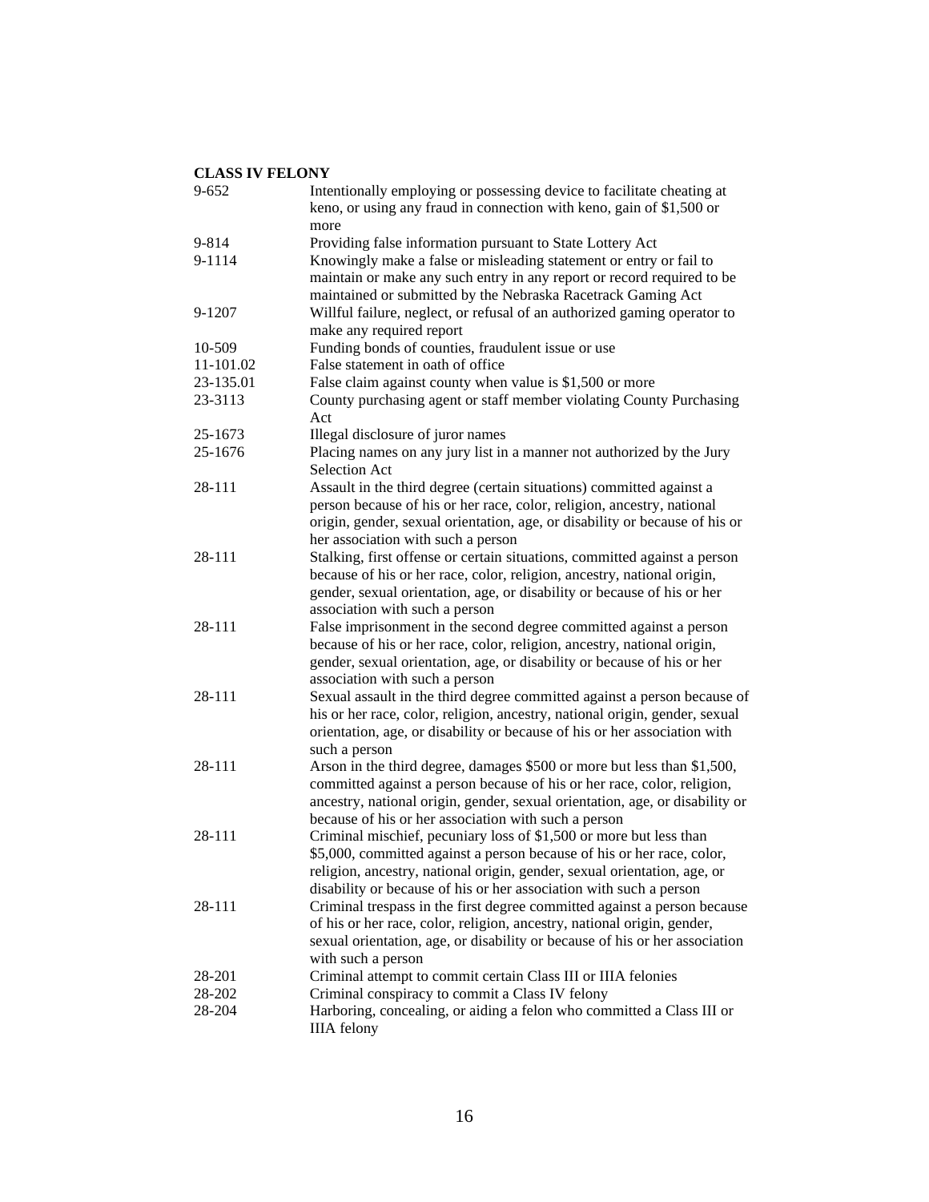**CLASS IV FELONY**

| | |
|---|---|
| 9-652 | Intentionally employing or possessing device to facilitate cheating at keno, or using any fraud in connection with keno, gain of $1,500 or more |
| 9-814 | Providing false information pursuant to State Lottery Act |
| 9-1114 | Knowingly make a false or misleading statement or entry or fail to maintain or make any such entry in any report or record required to be maintained or submitted by the Nebraska Racetrack Gaming Act |
| 9-1207 | Willful failure, neglect, or refusal of an authorized gaming operator to make any required report |
| 10-509 | Funding bonds of counties, fraudulent issue or use |
| 11-101.02 | False statement in oath of office |
| 23-135.01 | False claim against county when value is $1,500 or more |
| 23-3113 | County purchasing agent or staff member violating County Purchasing Act |
| 25-1673 | Illegal disclosure of juror names |
| 25-1676 | Placing names on any jury list in a manner not authorized by the Jury Selection Act |
| 28-111 | Assault in the third degree (certain situations) committed against a person because of his or her race, color, religion, ancestry, national origin, gender, sexual orientation, age, or disability or because of his or her association with such a person |
| 28-111 | Stalking, first offense or certain situations, committed against a person because of his or her race, color, religion, ancestry, national origin, gender, sexual orientation, age, or disability or because of his or her association with such a person |
| 28-111 | False imprisonment in the second degree committed against a person because of his or her race, color, religion, ancestry, national origin, gender, sexual orientation, age, or disability or because of his or her association with such a person |
| 28-111 | Sexual assault in the third degree committed against a person because of his or her race, color, religion, ancestry, national origin, gender, sexual orientation, age, or disability or because of his or her association with such a person |
| 28-111 | Arson in the third degree, damages $500 or more but less than $1,500, committed against a person because of his or her race, color, religion, ancestry, national origin, gender, sexual orientation, age, or disability or because of his or her association with such a person |
| 28-111 | Criminal mischief, pecuniary loss of $1,500 or more but less than $5,000, committed against a person because of his or her race, color, religion, ancestry, national origin, gender, sexual orientation, age, or disability or because of his or her association with such a person |
| 28-111 | Criminal trespass in the first degree committed against a person because of his or her race, color, religion, ancestry, national origin, gender, sexual orientation, age, or disability or because of his or her association with such a person |
| 28-201 | Criminal attempt to commit certain Class III or IIIA felonies |
| 28-202 | Criminal conspiracy to commit a Class IV felony |
| 28-204 | Harboring, concealing, or aiding a felon who committed a Class III or IIIA felony |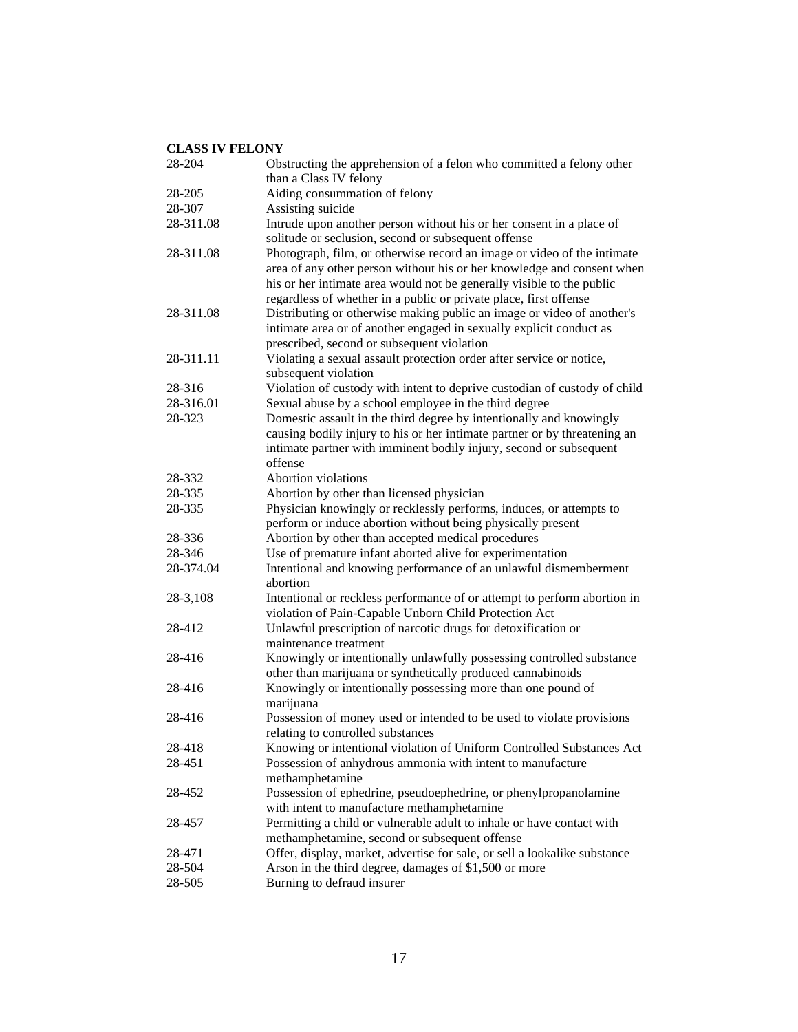**CLASS IV FELONY**

| | |
|---|---|
| 28-204 | Obstructing the apprehension of a felon who committed a felony other than a Class IV felony |
| 28-205 | Aiding consummation of felony |
| 28-307 | Assisting suicide |
| 28-311.08 | Intrude upon another person without his or her consent in a place of solitude or seclusion, second or subsequent offense |
| 28-311.08 | Photograph, film, or otherwise record an image or video of the intimate area of any other person without his or her knowledge and consent when his or her intimate area would not be generally visible to the public regardless of whether in a public or private place, first offense |
| 28-311.08 | Distributing or otherwise making public an image or video of another's intimate area or of another engaged in sexually explicit conduct as prescribed, second or subsequent violation |
| 28-311.11 | Violating a sexual assault protection order after service or notice, subsequent violation |
| 28-316 | Violation of custody with intent to deprive custodian of custody of child |
| 28-316.01 | Sexual abuse by a school employee in the third degree |
| 28-323 | Domestic assault in the third degree by intentionally and knowingly causing bodily injury to his or her intimate partner or by threatening an intimate partner with imminent bodily injury, second or subsequent offense |
| 28-332 | Abortion violations |
| 28-335 | Abortion by other than licensed physician |
| 28-335 | Physician knowingly or recklessly performs, induces, or attempts to perform or induce abortion without being physically present |
| 28-336 | Abortion by other than accepted medical procedures |
| 28-346 | Use of premature infant aborted alive for experimentation |
| 28-374.04 | Intentional and knowing performance of an unlawful dismemberment abortion |
| 28-3,108 | Intentional or reckless performance of or attempt to perform abortion in violation of Pain-Capable Unborn Child Protection Act |
| 28-412 | Unlawful prescription of narcotic drugs for detoxification or maintenance treatment |
| 28-416 | Knowingly or intentionally unlawfully possessing controlled substance other than marijuana or synthetically produced cannabinoids |
| 28-416 | Knowingly or intentionally possessing more than one pound of marijuana |
| 28-416 | Possession of money used or intended to be used to violate provisions relating to controlled substances |
| 28-418 | Knowing or intentional violation of Uniform Controlled Substances Act |
| 28-451 | Possession of anhydrous ammonia with intent to manufacture methamphetamine |
| 28-452 | Possession of ephedrine, pseudoephedrine, or phenylpropanolamine with intent to manufacture methamphetamine |
| 28-457 | Permitting a child or vulnerable adult to inhale or have contact with methamphetamine, second or subsequent offense |
| 28-471 | Offer, display, market, advertise for sale, or sell a lookalike substance |
| 28-504 | Arson in the third degree, damages of $1,500 or more |
| 28-505 | Burning to defraud insurer |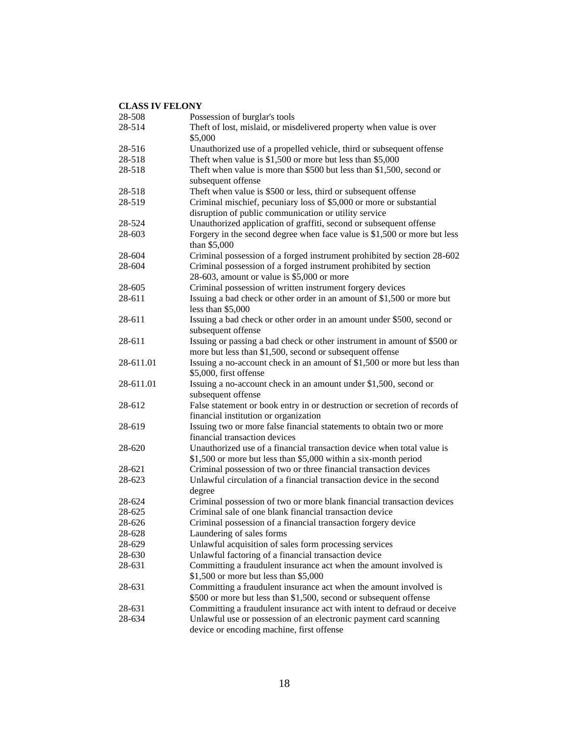**CLASS IV FELONY**

| | |
|---|---|
| 28-508 | Possession of burglar's tools |
| 28-514 | Theft of lost, mislaid, or misdelivered property when value is over $5,000 |
| 28-516 | Unauthorized use of a propelled vehicle, third or subsequent offense |
| 28-518 | Theft when value is $1,500 or more but less than $5,000 |
| 28-518 | Theft when value is more than $500 but less than $1,500, second or subsequent offense |
| 28-518 | Theft when value is $500 or less, third or subsequent offense |
| 28-519 | Criminal mischief, pecuniary loss of $5,000 or more or substantial disruption of public communication or utility service |
| 28-524 | Unauthorized application of graffiti, second or subsequent offense |
| 28-603 | Forgery in the second degree when face value is $1,500 or more but less than $5,000 |
| 28-604 | Criminal possession of a forged instrument prohibited by section 28-602 |
| 28-604 | Criminal possession of a forged instrument prohibited by section 28-603, amount or value is $5,000 or more |
| 28-605 | Criminal possession of written instrument forgery devices |
| 28-611 | Issuing a bad check or other order in an amount of $1,500 or more but less than $5,000 |
| 28-611 | Issuing a bad check or other order in an amount under $500, second or subsequent offense |
| 28-611 | Issuing or passing a bad check or other instrument in amount of $500 or more but less than $1,500, second or subsequent offense |
| 28-611.01 | Issuing a no-account check in an amount of $1,500 or more but less than $5,000, first offense |
| 28-611.01 | Issuing a no-account check in an amount under $1,500, second or subsequent offense |
| 28-612 | False statement or book entry in or destruction or secretion of records of financial institution or organization |
| 28-619 | Issuing two or more false financial statements to obtain two or more financial transaction devices |
| 28-620 | Unauthorized use of a financial transaction device when total value is $1,500 or more but less than $5,000 within a six-month period |
| 28-621 | Criminal possession of two or three financial transaction devices |
| 28-623 | Unlawful circulation of a financial transaction device in the second degree |
| 28-624 | Criminal possession of two or more blank financial transaction devices |
| 28-625 | Criminal sale of one blank financial transaction device |
| 28-626 | Criminal possession of a financial transaction forgery device |
| 28-628 | Laundering of sales forms |
| 28-629 | Unlawful acquisition of sales form processing services |
| 28-630 | Unlawful factoring of a financial transaction device |
| 28-631 | Committing a fraudulent insurance act when the amount involved is $1,500 or more but less than $5,000 |
| 28-631 | Committing a fraudulent insurance act when the amount involved is $500 or more but less than $1,500, second or subsequent offense |
| 28-631 | Committing a fraudulent insurance act with intent to defraud or deceive |
| 28-634 | Unlawful use or possession of an electronic payment card scanning device or encoding machine, first offense |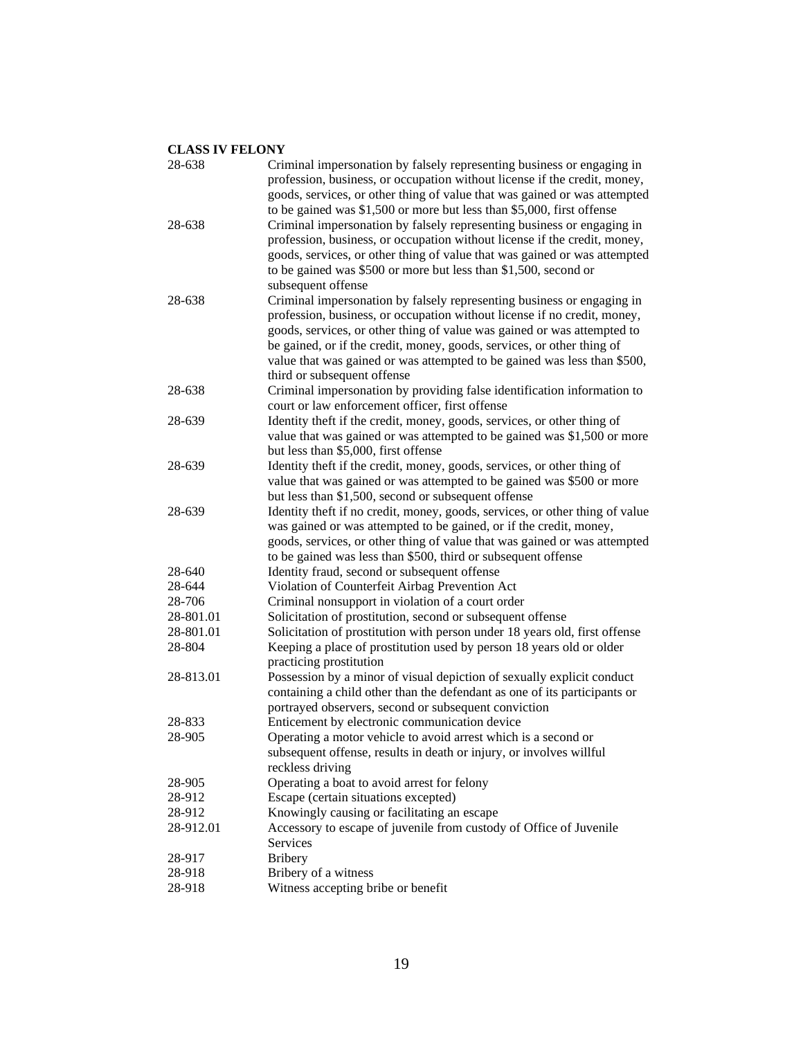**CLASS IV FELONY**

| | |
|---|---|
| 28-638 | Criminal impersonation by falsely representing business or engaging in profession, business, or occupation without license if the credit, money, goods, services, or other thing of value that was gained or was attempted to be gained was $1,500 or more but less than $5,000, first offense |
| 28-638 | Criminal impersonation by falsely representing business or engaging in profession, business, or occupation without license if the credit, money, goods, services, or other thing of value that was gained or was attempted to be gained was $500 or more but less than $1,500, second or subsequent offense |
| 28-638 | Criminal impersonation by falsely representing business or engaging in profession, business, or occupation without license if no credit, money, goods, services, or other thing of value was gained or was attempted to be gained, or if the credit, money, goods, services, or other thing of value that was gained or was attempted to be gained was less than $500, third or subsequent offense |
| 28-638 | Criminal impersonation by providing false identification information to court or law enforcement officer, first offense |
| 28-639 | Identity theft if the credit, money, goods, services, or other thing of value that was gained or was attempted to be gained was $1,500 or more but less than $5,000, first offense |
| 28-639 | Identity theft if the credit, money, goods, services, or other thing of value that was gained or was attempted to be gained was $500 or more but less than $1,500, second or subsequent offense |
| 28-639 | Identity theft if no credit, money, goods, services, or other thing of value was gained or was attempted to be gained, or if the credit, money, goods, services, or other thing of value that was gained or was attempted to be gained was less than $500, third or subsequent offense |
| 28-640 | Identity fraud, second or subsequent offense |
| 28-644 | Violation of Counterfeit Airbag Prevention Act |
| 28-706 | Criminal nonsupport in violation of a court order |
| 28-801.01 | Solicitation of prostitution, second or subsequent offense |
| 28-801.01 | Solicitation of prostitution with person under 18 years old, first offense |
| 28-804 | Keeping a place of prostitution used by person 18 years old or older practicing prostitution |
| 28-813.01 | Possession by a minor of visual depiction of sexually explicit conduct containing a child other than the defendant as one of its participants or portrayed observers, second or subsequent conviction |
| 28-833 | Enticement by electronic communication device |
| 28-905 | Operating a motor vehicle to avoid arrest which is a second or subsequent offense, results in death or injury, or involves willful reckless driving |
| 28-905 | Operating a boat to avoid arrest for felony |
| 28-912 | Escape (certain situations excepted) |
| 28-912 | Knowingly causing or facilitating an escape |
| 28-912.01 | Accessory to escape of juvenile from custody of Office of Juvenile Services |
| 28-917 | Bribery |
| 28-918 | Bribery of a witness |
| 28-918 | Witness accepting bribe or benefit |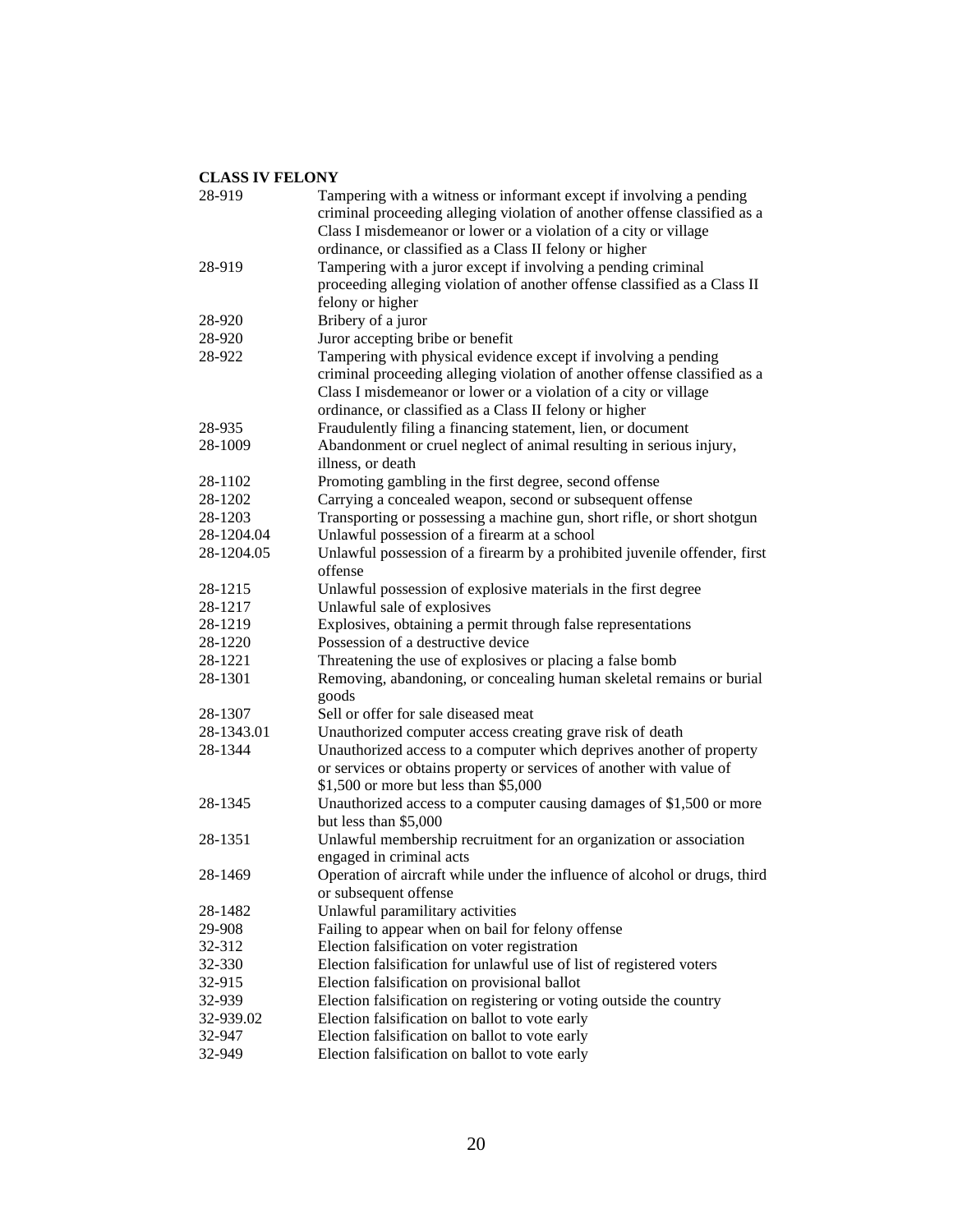**CLASS IV FELONY**

| | |
|---|---|
| 28-919 | Tampering with a witness or informant except if involving a pending criminal proceeding alleging violation of another offense classified as a Class I misdemeanor or lower or a violation of a city or village ordinance, or classified as a Class II felony or higher |
| 28-919 | Tampering with a juror except if involving a pending criminal proceeding alleging violation of another offense classified as a Class II felony or higher |
| 28-920 | Bribery of a juror |
| 28-920 | Juror accepting bribe or benefit |
| 28-922 | Tampering with physical evidence except if involving a pending criminal proceeding alleging violation of another offense classified as a Class I misdemeanor or lower or a violation of a city or village ordinance, or classified as a Class II felony or higher |
| 28-935 | Fraudulently filing a financing statement, lien, or document |
| 28-1009 | Abandonment or cruel neglect of animal resulting in serious injury, illness, or death |
| 28-1102 | Promoting gambling in the first degree, second offense |
| 28-1202 | Carrying a concealed weapon, second or subsequent offense |
| 28-1203 | Transporting or possessing a machine gun, short rifle, or short shotgun |
| 28-1204.04 | Unlawful possession of a firearm at a school |
| 28-1204.05 | Unlawful possession of a firearm by a prohibited juvenile offender, first offense |
| 28-1215 | Unlawful possession of explosive materials in the first degree |
| 28-1217 | Unlawful sale of explosives |
| 28-1219 | Explosives, obtaining a permit through false representations |
| 28-1220 | Possession of a destructive device |
| 28-1221 | Threatening the use of explosives or placing a false bomb |
| 28-1301 | Removing, abandoning, or concealing human skeletal remains or burial goods |
| 28-1307 | Sell or offer for sale diseased meat |
| 28-1343.01 | Unauthorized computer access creating grave risk of death |
| 28-1344 | Unauthorized access to a computer which deprives another of property or services or obtains property or services of another with value of $1,500 or more but less than $5,000 |
| 28-1345 | Unauthorized access to a computer causing damages of $1,500 or more but less than $5,000 |
| 28-1351 | Unlawful membership recruitment for an organization or association engaged in criminal acts |
| 28-1469 | Operation of aircraft while under the influence of alcohol or drugs, third or subsequent offense |
| 28-1482 | Unlawful paramilitary activities |
| 29-908 | Failing to appear when on bail for felony offense |
| 32-312 | Election falsification on voter registration |
| 32-330 | Election falsification for unlawful use of list of registered voters |
| 32-915 | Election falsification on provisional ballot |
| 32-939 | Election falsification on registering or voting outside the country |
| 32-939.02 | Election falsification on ballot to vote early |
| 32-947 | Election falsification on ballot to vote early |
| 32-949 | Election falsification on ballot to vote early |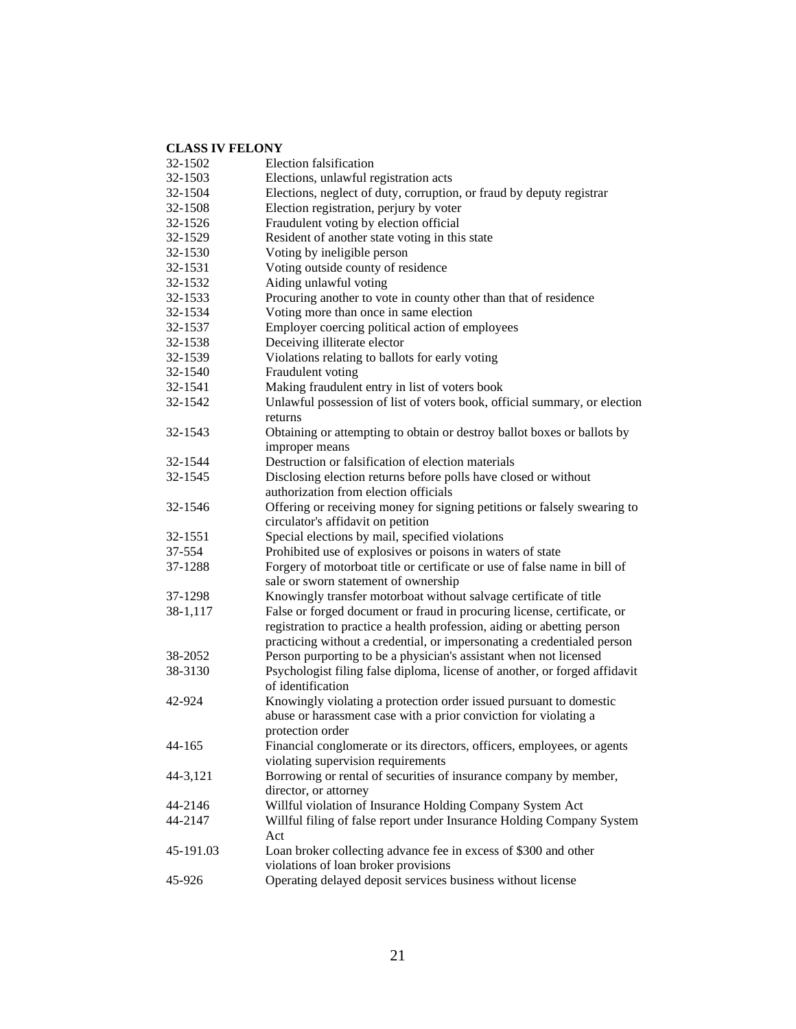**CLASS IV FELONY**

| | |
|---|---|
| 32-1502 | Election falsification |
| 32-1503 | Elections, unlawful registration acts |
| 32-1504 | Elections, neglect of duty, corruption, or fraud by deputy registrar |
| 32-1508 | Election registration, perjury by voter |
| 32-1526 | Fraudulent voting by election official |
| 32-1529 | Resident of another state voting in this state |
| 32-1530 | Voting by ineligible person |
| 32-1531 | Voting outside county of residence |
| 32-1532 | Aiding unlawful voting |
| 32-1533 | Procuring another to vote in county other than that of residence |
| 32-1534 | Voting more than once in same election |
| 32-1537 | Employer coercing political action of employees |
| 32-1538 | Deceiving illiterate elector |
| 32-1539 | Violations relating to ballots for early voting |
| 32-1540 | Fraudulent voting |
| 32-1541 | Making fraudulent entry in list of voters book |
| 32-1542 | Unlawful possession of list of voters book, official summary, or election returns |
| 32-1543 | Obtaining or attempting to obtain or destroy ballot boxes or ballots by improper means |
| 32-1544 | Destruction or falsification of election materials |
| 32-1545 | Disclosing election returns before polls have closed or without authorization from election officials |
| 32-1546 | Offering or receiving money for signing petitions or falsely swearing to circulator's affidavit on petition |
| 32-1551 | Special elections by mail, specified violations |
| 37-554 | Prohibited use of explosives or poisons in waters of state |
| 37-1288 | Forgery of motorboat title or certificate or use of false name in bill of sale or sworn statement of ownership |
| 37-1298 | Knowingly transfer motorboat without salvage certificate of title |
| 38-1,117 | False or forged document or fraud in procuring license, certificate, or registration to practice a health profession, aiding or abetting person practicing without a credential, or impersonating a credentialed person |
| 38-2052 | Person purporting to be a physician's assistant when not licensed |
| 38-3130 | Psychologist filing false diploma, license of another, or forged affidavit of identification |
| 42-924 | Knowingly violating a protection order issued pursuant to domestic abuse or harassment case with a prior conviction for violating a protection order |
| 44-165 | Financial conglomerate or its directors, officers, employees, or agents violating supervision requirements |
| 44-3,121 | Borrowing or rental of securities of insurance company by member, director, or attorney |
| 44-2146 | Willful violation of Insurance Holding Company System Act |
| 44-2147 | Willful filing of false report under Insurance Holding Company System Act |
| 45-191.03 | Loan broker collecting advance fee in excess of $300 and other violations of loan broker provisions |
| 45-926 | Operating delayed deposit services business without license |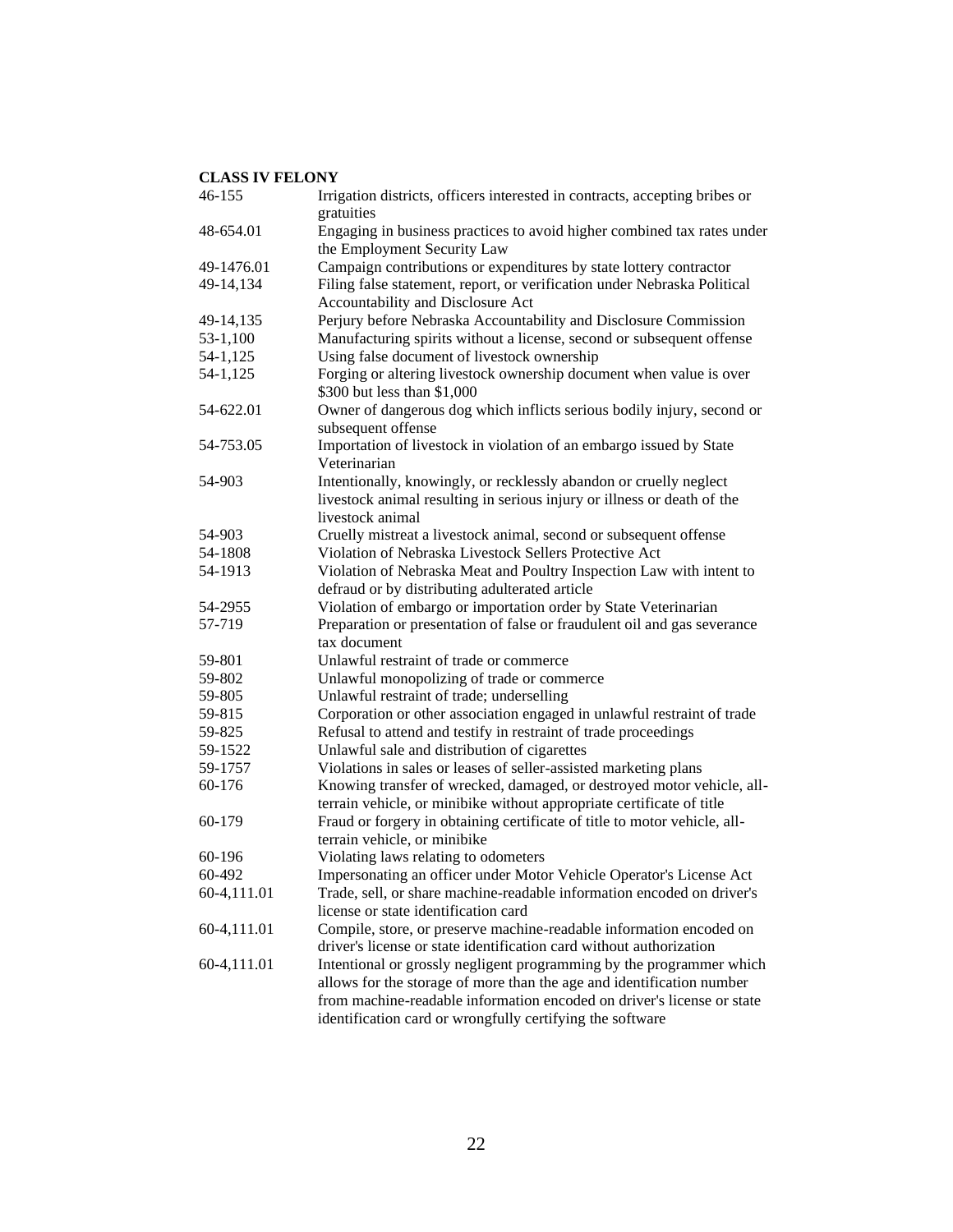**CLASS IV FELONY**

| | |
|---|---|
| 46-155 | Irrigation districts, officers interested in contracts, accepting bribes or gratuities |
| 48-654.01 | Engaging in business practices to avoid higher combined tax rates under the Employment Security Law |
| 49-1476.01 | Campaign contributions or expenditures by state lottery contractor |
| 49-14,134 | Filing false statement, report, or verification under Nebraska Political Accountability and Disclosure Act |
| 49-14,135 | Perjury before Nebraska Accountability and Disclosure Commission |
| 53-1,100 | Manufacturing spirits without a license, second or subsequent offense |
| 54-1,125 | Using false document of livestock ownership |
| 54-1,125 | Forging or altering livestock ownership document when value is over $300 but less than $1,000 |
| 54-622.01 | Owner of dangerous dog which inflicts serious bodily injury, second or subsequent offense |
| 54-753.05 | Importation of livestock in violation of an embargo issued by State Veterinarian |
| 54-903 | Intentionally, knowingly, or recklessly abandon or cruelly neglect livestock animal resulting in serious injury or illness or death of the livestock animal |
| 54-903 | Cruelly mistreat a livestock animal, second or subsequent offense |
| 54-1808 | Violation of Nebraska Livestock Sellers Protective Act |
| 54-1913 | Violation of Nebraska Meat and Poultry Inspection Law with intent to defraud or by distributing adulterated article |
| 54-2955 | Violation of embargo or importation order by State Veterinarian |
| 57-719 | Preparation or presentation of false or fraudulent oil and gas severance tax document |
| 59-801 | Unlawful restraint of trade or commerce |
| 59-802 | Unlawful monopolizing of trade or commerce |
| 59-805 | Unlawful restraint of trade; underselling |
| 59-815 | Corporation or other association engaged in unlawful restraint of trade |
| 59-825 | Refusal to attend and testify in restraint of trade proceedings |
| 59-1522 | Unlawful sale and distribution of cigarettes |
| 59-1757 | Violations in sales or leases of seller-assisted marketing plans |
| 60-176 | Knowing transfer of wrecked, damaged, or destroyed motor vehicle, all-terrain vehicle, or minibike without appropriate certificate of title |
| 60-179 | Fraud or forgery in obtaining certificate of title to motor vehicle, all-terrain vehicle, or minibike |
| 60-196 | Violating laws relating to odometers |
| 60-492 | Impersonating an officer under Motor Vehicle Operator's License Act |
| 60-4,111.01 | Trade, sell, or share machine-readable information encoded on driver's license or state identification card |
| 60-4,111.01 | Compile, store, or preserve machine-readable information encoded on driver's license or state identification card without authorization |
| 60-4,111.01 | Intentional or grossly negligent programming by the programmer which allows for the storage of more than the age and identification number from machine-readable information encoded on driver's license or state identification card or wrongfully certifying the software |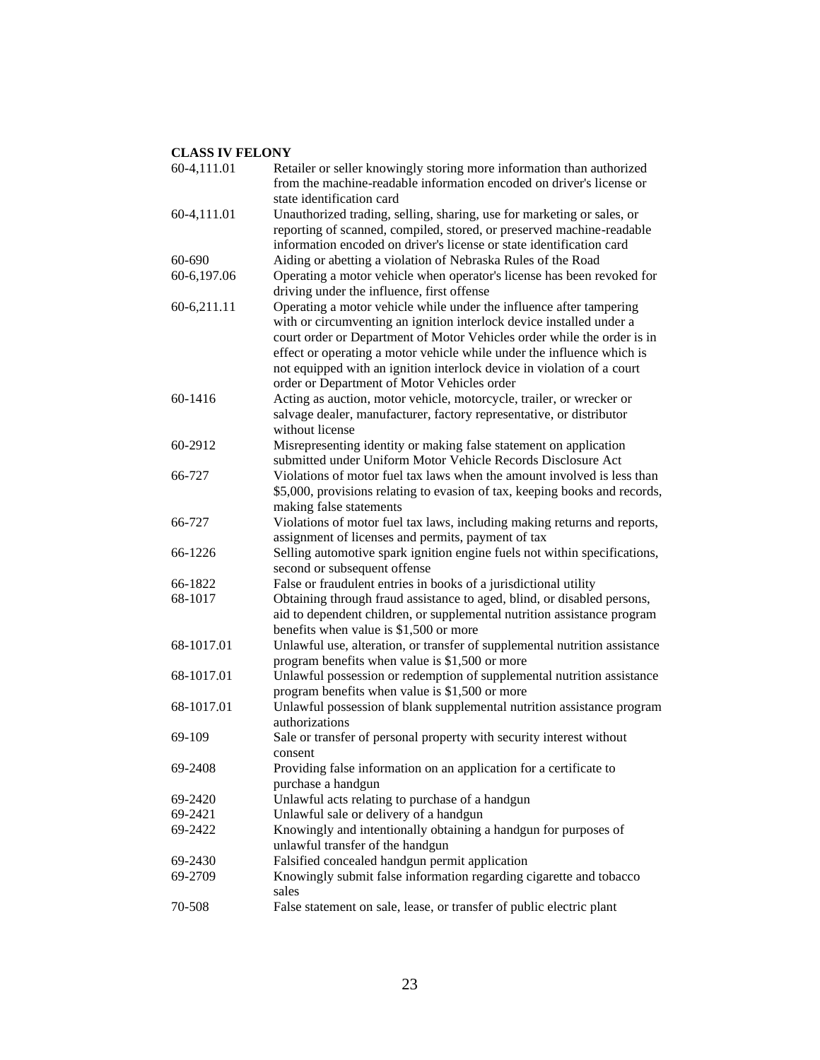**CLASS IV FELONY**

| | |
|---|---|
| 60-4,111.01 | Retailer or seller knowingly storing more information than authorized from the machine-readable information encoded on driver's license or state identification card |
| 60-4,111.01 | Unauthorized trading, selling, sharing, use for marketing or sales, or reporting of scanned, compiled, stored, or preserved machine-readable information encoded on driver's license or state identification card |
| 60-690 | Aiding or abetting a violation of Nebraska Rules of the Road |
| 60-6,197.06 | Operating a motor vehicle when operator's license has been revoked for driving under the influence, first offense |
| 60-6,211.11 | Operating a motor vehicle while under the influence after tampering with or circumventing an ignition interlock device installed under a court order or Department of Motor Vehicles order while the order is in effect or operating a motor vehicle while under the influence which is not equipped with an ignition interlock device in violation of a court order or Department of Motor Vehicles order |
| 60-1416 | Acting as auction, motor vehicle, motorcycle, trailer, or wrecker or salvage dealer, manufacturer, factory representative, or distributor without license |
| 60-2912 | Misrepresenting identity or making false statement on application submitted under Uniform Motor Vehicle Records Disclosure Act |
| 66-727 | Violations of motor fuel tax laws when the amount involved is less than $5,000, provisions relating to evasion of tax, keeping books and records, making false statements |
| 66-727 | Violations of motor fuel tax laws, including making returns and reports, assignment of licenses and permits, payment of tax |
| 66-1226 | Selling automotive spark ignition engine fuels not within specifications, second or subsequent offense |
| 66-1822 | False or fraudulent entries in books of a jurisdictional utility |
| 68-1017 | Obtaining through fraud assistance to aged, blind, or disabled persons, aid to dependent children, or supplemental nutrition assistance program benefits when value is $1,500 or more |
| 68-1017.01 | Unlawful use, alteration, or transfer of supplemental nutrition assistance program benefits when value is $1,500 or more |
| 68-1017.01 | Unlawful possession or redemption of supplemental nutrition assistance program benefits when value is $1,500 or more |
| 68-1017.01 | Unlawful possession of blank supplemental nutrition assistance program authorizations |
| 69-109 | Sale or transfer of personal property with security interest without consent |
| 69-2408 | Providing false information on an application for a certificate to purchase a handgun |
| 69-2420 | Unlawful acts relating to purchase of a handgun |
| 69-2421 | Unlawful sale or delivery of a handgun |
| 69-2422 | Knowingly and intentionally obtaining a handgun for purposes of unlawful transfer of the handgun |
| 69-2430 | Falsified concealed handgun permit application |
| 69-2709 | Knowingly submit false information regarding cigarette and tobacco sales |
| 70-508 | False statement on sale, lease, or transfer of public electric plant |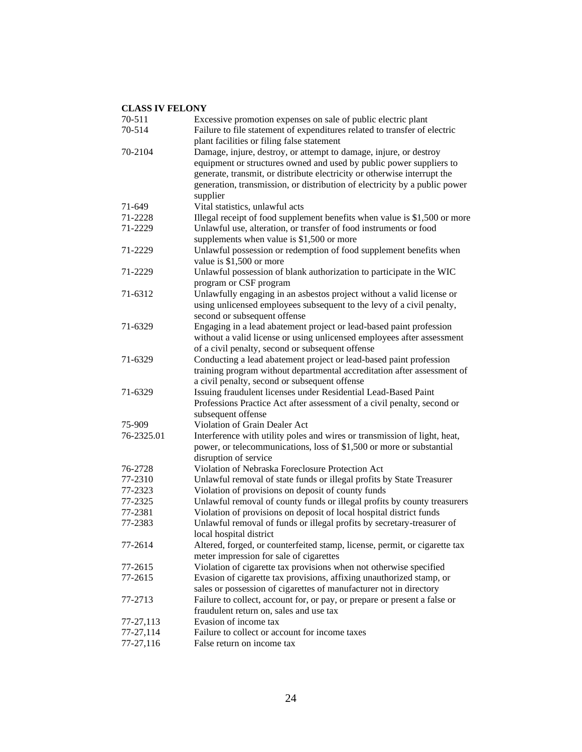**CLASS IV FELONY**

| | |
|---|---|
| 70-511 | Excessive promotion expenses on sale of public electric plant |
| 70-514 | Failure to file statement of expenditures related to transfer of electric plant facilities or filing false statement |
| 70-2104 | Damage, injure, destroy, or attempt to damage, injure, or destroy equipment or structures owned and used by public power suppliers to generate, transmit, or distribute electricity or otherwise interrupt the generation, transmission, or distribution of electricity by a public power supplier |
| 71-649 | Vital statistics, unlawful acts |
| 71-2228 | Illegal receipt of food supplement benefits when value is $1,500 or more |
| 71-2229 | Unlawful use, alteration, or transfer of food instruments or food supplements when value is $1,500 or more |
| 71-2229 | Unlawful possession or redemption of food supplement benefits when value is $1,500 or more |
| 71-2229 | Unlawful possession of blank authorization to participate in the WIC program or CSF program |
| 71-6312 | Unlawfully engaging in an asbestos project without a valid license or using unlicensed employees subsequent to the levy of a civil penalty, second or subsequent offense |
| 71-6329 | Engaging in a lead abatement project or lead-based paint profession without a valid license or using unlicensed employees after assessment of a civil penalty, second or subsequent offense |
| 71-6329 | Conducting a lead abatement project or lead-based paint profession training program without departmental accreditation after assessment of a civil penalty, second or subsequent offense |
| 71-6329 | Issuing fraudulent licenses under Residential Lead-Based Paint Professions Practice Act after assessment of a civil penalty, second or subsequent offense |
| 75-909 | Violation of Grain Dealer Act |
| 76-2325.01 | Interference with utility poles and wires or transmission of light, heat, power, or telecommunications, loss of $1,500 or more or substantial disruption of service |
| 76-2728 | Violation of Nebraska Foreclosure Protection Act |
| 77-2310 | Unlawful removal of state funds or illegal profits by State Treasurer |
| 77-2323 | Violation of provisions on deposit of county funds |
| 77-2325 | Unlawful removal of county funds or illegal profits by county treasurers |
| 77-2381 | Violation of provisions on deposit of local hospital district funds |
| 77-2383 | Unlawful removal of funds or illegal profits by secretary-treasurer of local hospital district |
| 77-2614 | Altered, forged, or counterfeited stamp, license, permit, or cigarette tax meter impression for sale of cigarettes |
| 77-2615 | Violation of cigarette tax provisions when not otherwise specified |
| 77-2615 | Evasion of cigarette tax provisions, affixing unauthorized stamp, or sales or possession of cigarettes of manufacturer not in directory |
| 77-2713 | Failure to collect, account for, or pay, or prepare or present a false or fraudulent return on, sales and use tax |
| 77-27,113 | Evasion of income tax |
| 77-27,114 | Failure to collect or account for income taxes |
| 77-27,116 | False return on income tax |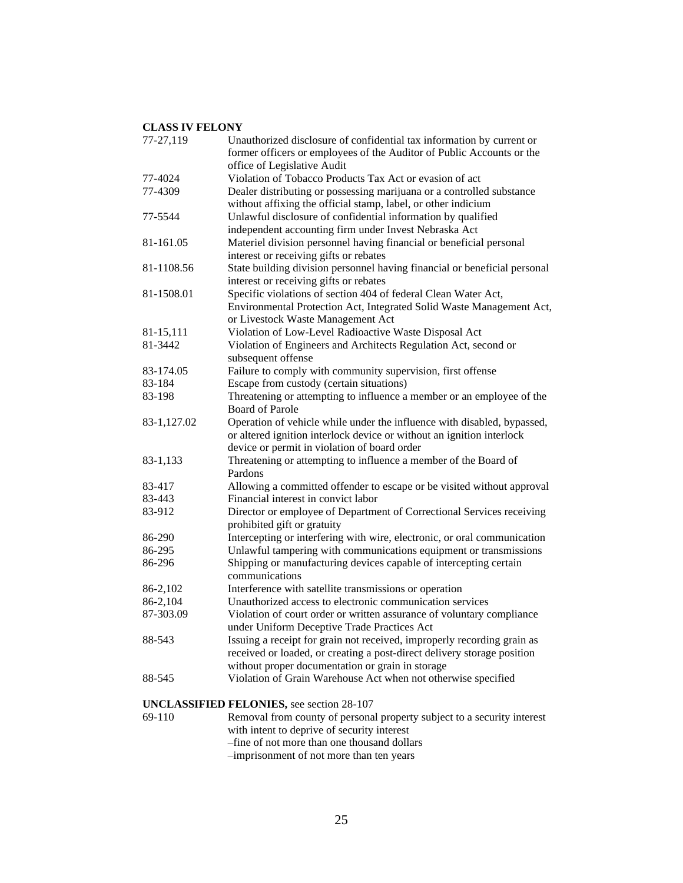**CLASS IV FELONY**

| | |
|---|---|
| 77-27,119 | Unauthorized disclosure of confidential tax information by current or former officers or employees of the Auditor of Public Accounts or the office of Legislative Audit |
| 77-4024 | Violation of Tobacco Products Tax Act or evasion of act |
| 77-4309 | Dealer distributing or possessing marijuana or a controlled substance without affixing the official stamp, label, or other indicium |
| 77-5544 | Unlawful disclosure of confidential information by qualified independent accounting firm under Invest Nebraska Act |
| 81-161.05 | Materiel division personnel having financial or beneficial personal interest or receiving gifts or rebates |
| 81-1108.56 | State building division personnel having financial or beneficial personal interest or receiving gifts or rebates |
| 81-1508.01 | Specific violations of section 404 of federal Clean Water Act, Environmental Protection Act, Integrated Solid Waste Management Act, or Livestock Waste Management Act |
| 81-15,111 | Violation of Low-Level Radioactive Waste Disposal Act |
| 81-3442 | Violation of Engineers and Architects Regulation Act, second or subsequent offense |
| 83-174.05 | Failure to comply with community supervision, first offense |
| 83-184 | Escape from custody (certain situations) |
| 83-198 | Threatening or attempting to influence a member or an employee of the Board of Parole |
| 83-1,127.02 | Operation of vehicle while under the influence with disabled, bypassed, or altered ignition interlock device or without an ignition interlock device or permit in violation of board order |
| 83-1,133 | Threatening or attempting to influence a member of the Board of Pardons |
| 83-417 | Allowing a committed offender to escape or be visited without approval |
| 83-443 | Financial interest in convict labor |
| 83-912 | Director or employee of Department of Correctional Services receiving prohibited gift or gratuity |
| 86-290 | Intercepting or interfering with wire, electronic, or oral communication |
| 86-295 | Unlawful tampering with communications equipment or transmissions |
| 86-296 | Shipping or manufacturing devices capable of intercepting certain communications |
| 86-2,102 | Interference with satellite transmissions or operation |
| 86-2,104 | Unauthorized access to electronic communication services |
| 87-303.09 | Violation of court order or written assurance of voluntary compliance under Uniform Deceptive Trade Practices Act |
| 88-543 | Issuing a receipt for grain not received, improperly recording grain as received or loaded, or creating a post-direct delivery storage position without proper documentation or grain in storage |
| 88-545 | Violation of Grain Warehouse Act when not otherwise specified |

**UNCLASSIFIED FELONIES,** see section 28-107

| | |
|---|---|
| 69-110 | Removal from county of personal property subject to a security interest with intent to deprive of security interest<br>–fine of not more than one thousand dollars<br>–imprisonment of not more than ten years |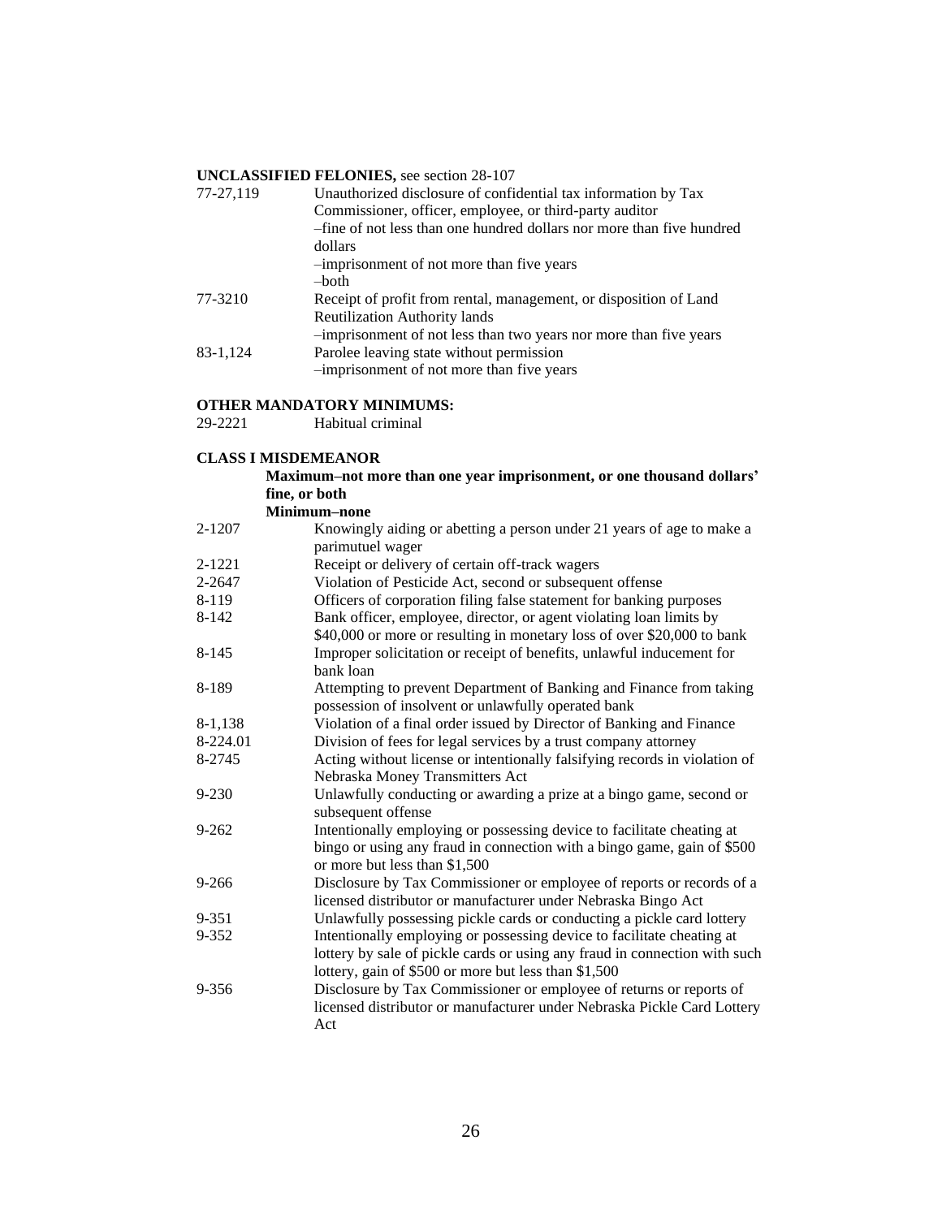**UNCLASSIFIED FELONIES,** see section 28-107

| | |
|---|---|
| 77-27,119 | Unauthorized disclosure of confidential tax information by Tax Commissioner, officer, employee, or third-party auditor<br>–fine of not less than one hundred dollars nor more than five hundred dollars<br>–imprisonment of not more than five years<br>–both |
| 77-3210 | Receipt of profit from rental, management, or disposition of Land Reutilization Authority lands<br>–imprisonment of not less than two years nor more than five years |
| 83-1,124 | Parolee leaving state without permission<br>–imprisonment of not more than five years |

**OTHER MANDATORY MINIMUMS:**

| | |
|---|---|
| 29-2221 | Habitual criminal |

**CLASS I MISDEMEANOR**

**Maximum–not more than one year imprisonment, or one thousand dollars' fine, or both**

**Minimum–none**

| | |
|---|---|
| 2-1207 | Knowingly aiding or abetting a person under 21 years of age to make a parimutuel wager |
| 2-1221 | Receipt or delivery of certain off-track wagers |
| 2-2647 | Violation of Pesticide Act, second or subsequent offense |
| 8-119 | Officers of corporation filing false statement for banking purposes |
| 8-142 | Bank officer, employee, director, or agent violating loan limits by $40,000 or more or resulting in monetary loss of over $20,000 to bank |
| 8-145 | Improper solicitation or receipt of benefits, unlawful inducement for bank loan |
| 8-189 | Attempting to prevent Department of Banking and Finance from taking possession of insolvent or unlawfully operated bank |
| 8-1,138 | Violation of a final order issued by Director of Banking and Finance |
| 8-224.01 | Division of fees for legal services by a trust company attorney |
| 8-2745 | Acting without license or intentionally falsifying records in violation of Nebraska Money Transmitters Act |
| 9-230 | Unlawfully conducting or awarding a prize at a bingo game, second or subsequent offense |
| 9-262 | Intentionally employing or possessing device to facilitate cheating at bingo or using any fraud in connection with a bingo game, gain of $500 or more but less than $1,500 |
| 9-266 | Disclosure by Tax Commissioner or employee of reports or records of a licensed distributor or manufacturer under Nebraska Bingo Act |
| 9-351 | Unlawfully possessing pickle cards or conducting a pickle card lottery |
| 9-352 | Intentionally employing or possessing device to facilitate cheating at lottery by sale of pickle cards or using any fraud in connection with such lottery, gain of $500 or more but less than $1,500 |
| 9-356 | Disclosure by Tax Commissioner or employee of returns or reports of licensed distributor or manufacturer under Nebraska Pickle Card Lottery Act |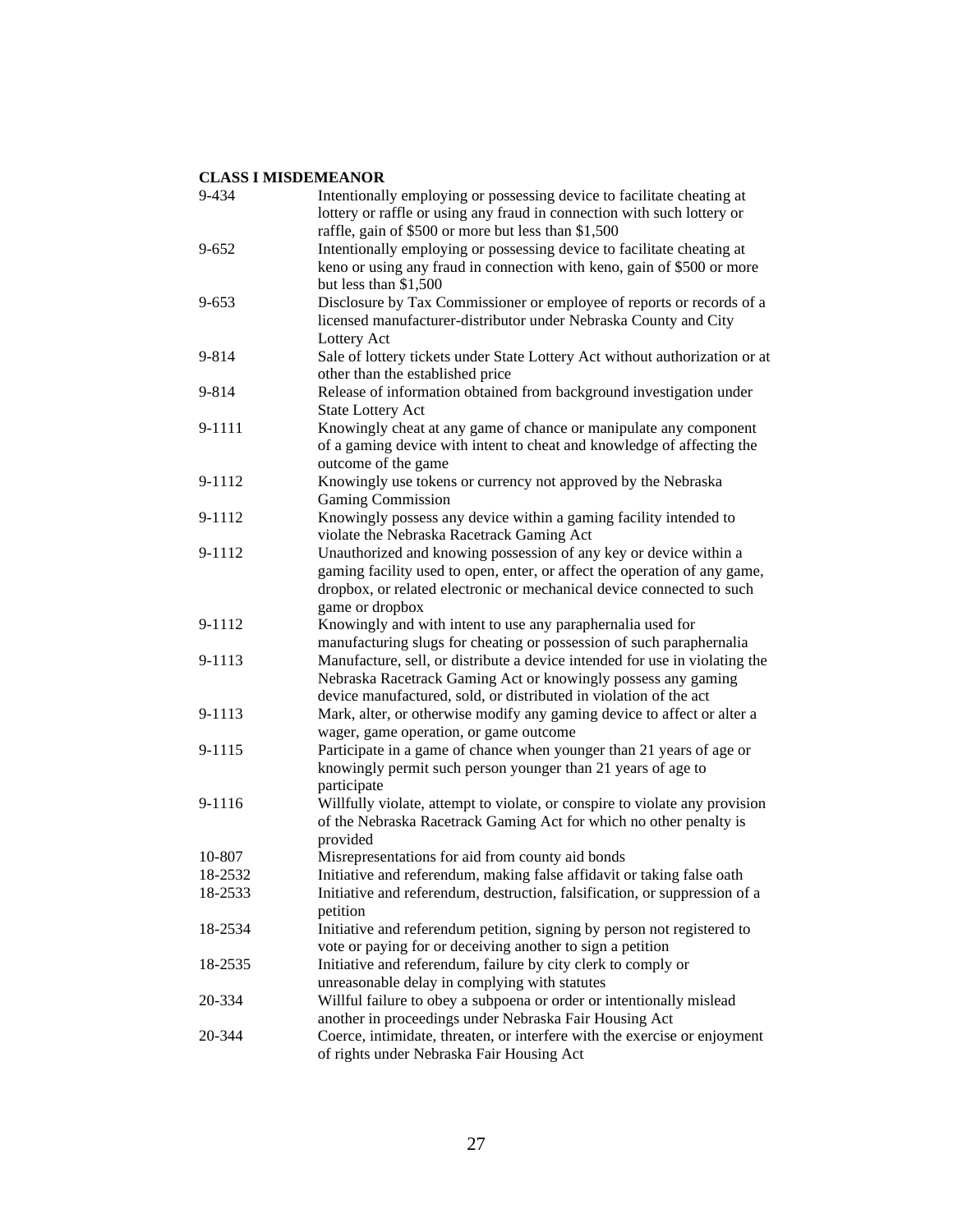**CLASS I MISDEMEANOR**

| | |
|---|---|
| 9-434 | Intentionally employing or possessing device to facilitate cheating at lottery or raffle or using any fraud in connection with such lottery or raffle, gain of $500 or more but less than $1,500 |
| 9-652 | Intentionally employing or possessing device to facilitate cheating at keno or using any fraud in connection with keno, gain of $500 or more but less than $1,500 |
| 9-653 | Disclosure by Tax Commissioner or employee of reports or records of a licensed manufacturer-distributor under Nebraska County and City Lottery Act |
| 9-814 | Sale of lottery tickets under State Lottery Act without authorization or at other than the established price |
| 9-814 | Release of information obtained from background investigation under State Lottery Act |
| 9-1111 | Knowingly cheat at any game of chance or manipulate any component of a gaming device with intent to cheat and knowledge of affecting the outcome of the game |
| 9-1112 | Knowingly use tokens or currency not approved by the Nebraska Gaming Commission |
| 9-1112 | Knowingly possess any device within a gaming facility intended to violate the Nebraska Racetrack Gaming Act |
| 9-1112 | Unauthorized and knowing possession of any key or device within a gaming facility used to open, enter, or affect the operation of any game, dropbox, or related electronic or mechanical device connected to such game or dropbox |
| 9-1112 | Knowingly and with intent to use any paraphernalia used for manufacturing slugs for cheating or possession of such paraphernalia |
| 9-1113 | Manufacture, sell, or distribute a device intended for use in violating the Nebraska Racetrack Gaming Act or knowingly possess any gaming device manufactured, sold, or distributed in violation of the act |
| 9-1113 | Mark, alter, or otherwise modify any gaming device to affect or alter a wager, game operation, or game outcome |
| 9-1115 | Participate in a game of chance when younger than 21 years of age or knowingly permit such person younger than 21 years of age to participate |
| 9-1116 | Willfully violate, attempt to violate, or conspire to violate any provision of the Nebraska Racetrack Gaming Act for which no other penalty is provided |
| 10-807 | Misrepresentations for aid from county aid bonds |
| 18-2532 | Initiative and referendum, making false affidavit or taking false oath |
| 18-2533 | Initiative and referendum, destruction, falsification, or suppression of a petition |
| 18-2534 | Initiative and referendum petition, signing by person not registered to vote or paying for or deceiving another to sign a petition |
| 18-2535 | Initiative and referendum, failure by city clerk to comply or unreasonable delay in complying with statutes |
| 20-334 | Willful failure to obey a subpoena or order or intentionally mislead another in proceedings under Nebraska Fair Housing Act |
| 20-344 | Coerce, intimidate, threaten, or interfere with the exercise or enjoyment of rights under Nebraska Fair Housing Act |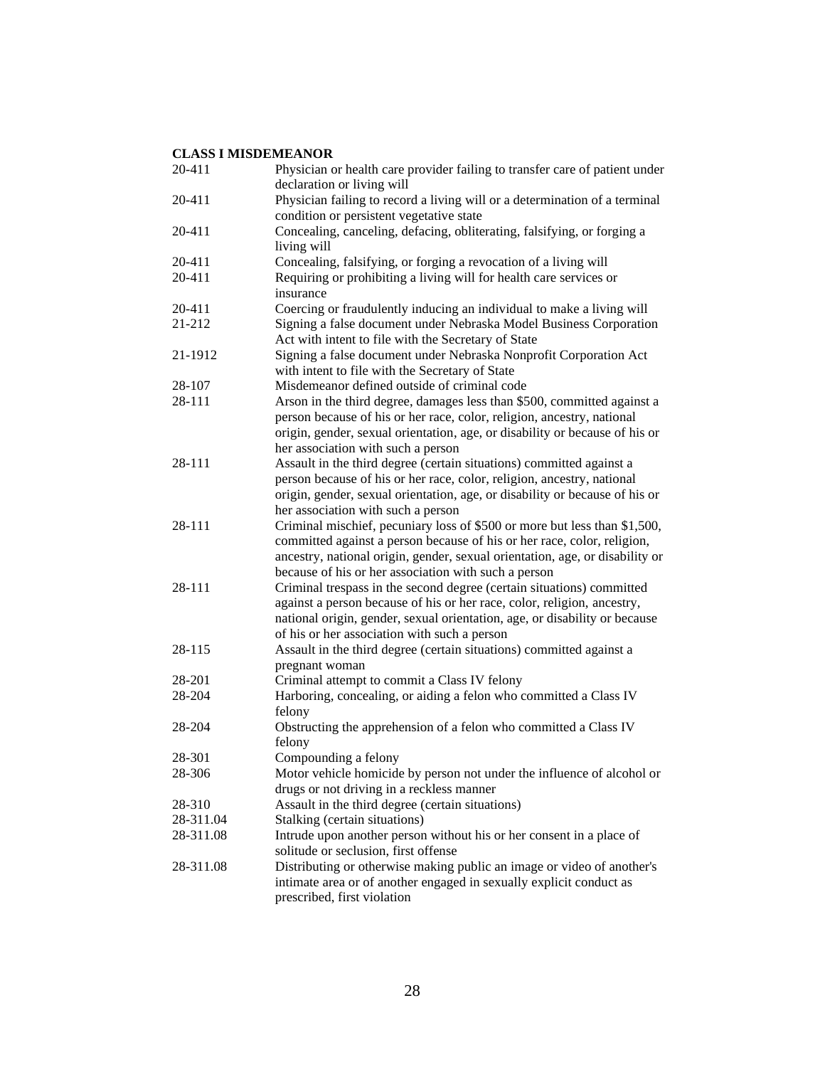**CLASS I MISDEMEANOR**

| | |
|---|---|
| 20-411 | Physician or health care provider failing to transfer care of patient under declaration or living will |
| 20-411 | Physician failing to record a living will or a determination of a terminal condition or persistent vegetative state |
| 20-411 | Concealing, canceling, defacing, obliterating, falsifying, or forging a living will |
| 20-411 | Concealing, falsifying, or forging a revocation of a living will |
| 20-411 | Requiring or prohibiting a living will for health care services or insurance |
| 20-411 | Coercing or fraudulently inducing an individual to make a living will |
| 21-212 | Signing a false document under Nebraska Model Business Corporation Act with intent to file with the Secretary of State |
| 21-1912 | Signing a false document under Nebraska Nonprofit Corporation Act with intent to file with the Secretary of State |
| 28-107 | Misdemeanor defined outside of criminal code |
| 28-111 | Arson in the third degree, damages less than $500, committed against a person because of his or her race, color, religion, ancestry, national origin, gender, sexual orientation, age, or disability or because of his or her association with such a person |
| 28-111 | Assault in the third degree (certain situations) committed against a person because of his or her race, color, religion, ancestry, national origin, gender, sexual orientation, age, or disability or because of his or her association with such a person |
| 28-111 | Criminal mischief, pecuniary loss of $500 or more but less than $1,500, committed against a person because of his or her race, color, religion, ancestry, national origin, gender, sexual orientation, age, or disability or because of his or her association with such a person |
| 28-111 | Criminal trespass in the second degree (certain situations) committed against a person because of his or her race, color, religion, ancestry, national origin, gender, sexual orientation, age, or disability or because of his or her association with such a person |
| 28-115 | Assault in the third degree (certain situations) committed against a pregnant woman |
| 28-201 | Criminal attempt to commit a Class IV felony |
| 28-204 | Harboring, concealing, or aiding a felon who committed a Class IV felony |
| 28-204 | Obstructing the apprehension of a felon who committed a Class IV felony |
| 28-301 | Compounding a felony |
| 28-306 | Motor vehicle homicide by person not under the influence of alcohol or drugs or not driving in a reckless manner |
| 28-310 | Assault in the third degree (certain situations) |
| 28-311.04 | Stalking (certain situations) |
| 28-311.08 | Intrude upon another person without his or her consent in a place of solitude or seclusion, first offense |
| 28-311.08 | Distributing or otherwise making public an image or video of another's intimate area or of another engaged in sexually explicit conduct as prescribed, first violation |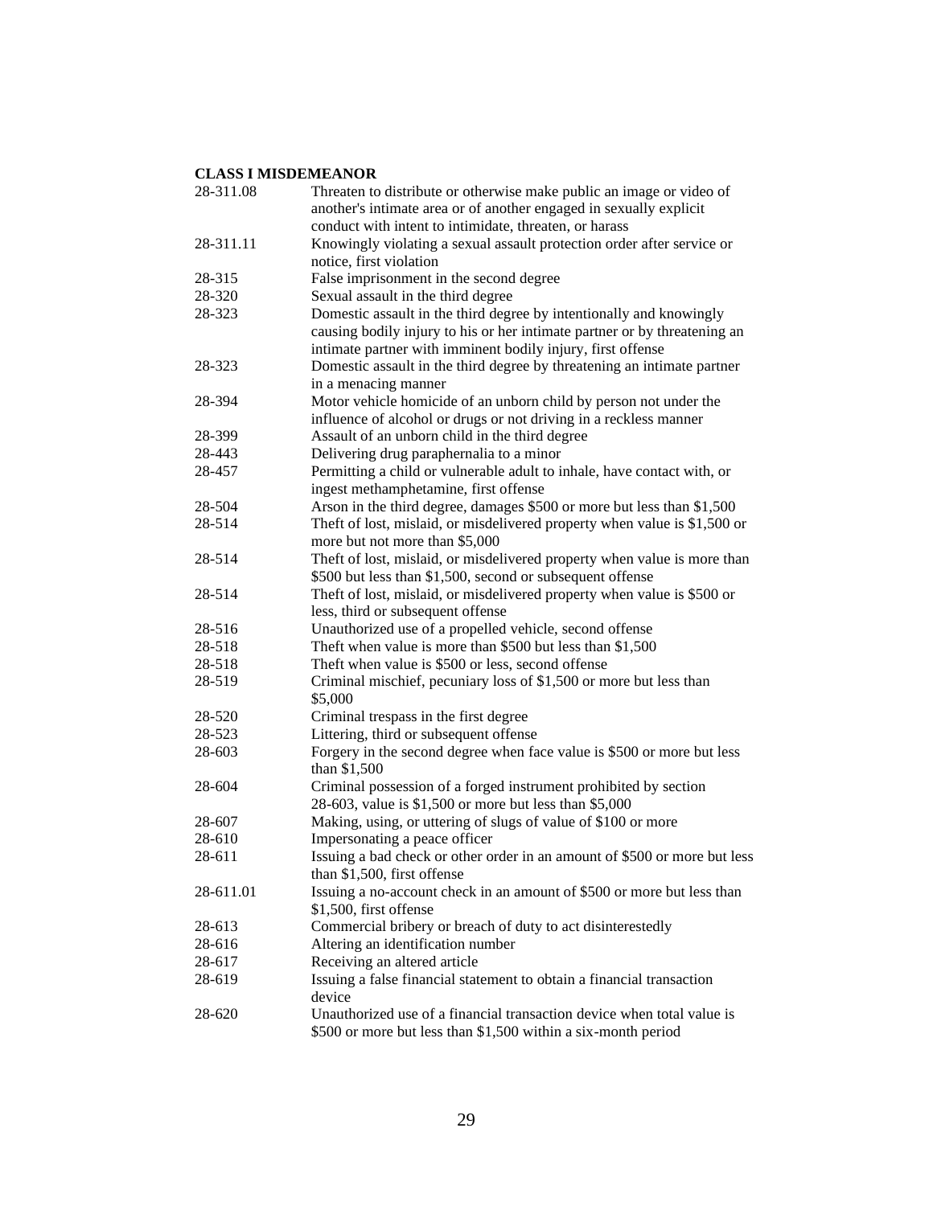**CLASS I MISDEMEANOR**

| | |
|---|---|
| 28-311.08 | Threaten to distribute or otherwise make public an image or video of another's intimate area or of another engaged in sexually explicit conduct with intent to intimidate, threaten, or harass |
| 28-311.11 | Knowingly violating a sexual assault protection order after service or notice, first violation |
| 28-315 | False imprisonment in the second degree |
| 28-320 | Sexual assault in the third degree |
| 28-323 | Domestic assault in the third degree by intentionally and knowingly causing bodily injury to his or her intimate partner or by threatening an intimate partner with imminent bodily injury, first offense |
| 28-323 | Domestic assault in the third degree by threatening an intimate partner in a menacing manner |
| 28-394 | Motor vehicle homicide of an unborn child by person not under the influence of alcohol or drugs or not driving in a reckless manner |
| 28-399 | Assault of an unborn child in the third degree |
| 28-443 | Delivering drug paraphernalia to a minor |
| 28-457 | Permitting a child or vulnerable adult to inhale, have contact with, or ingest methamphetamine, first offense |
| 28-504 | Arson in the third degree, damages $500 or more but less than $1,500 |
| 28-514 | Theft of lost, mislaid, or misdelivered property when value is $1,500 or more but not more than $5,000 |
| 28-514 | Theft of lost, mislaid, or misdelivered property when value is more than $500 but less than $1,500, second or subsequent offense |
| 28-514 | Theft of lost, mislaid, or misdelivered property when value is $500 or less, third or subsequent offense |
| 28-516 | Unauthorized use of a propelled vehicle, second offense |
| 28-518 | Theft when value is more than $500 but less than $1,500 |
| 28-518 | Theft when value is $500 or less, second offense |
| 28-519 | Criminal mischief, pecuniary loss of $1,500 or more but less than $5,000 |
| 28-520 | Criminal trespass in the first degree |
| 28-523 | Littering, third or subsequent offense |
| 28-603 | Forgery in the second degree when face value is $500 or more but less than $1,500 |
| 28-604 | Criminal possession of a forged instrument prohibited by section 28-603, value is $1,500 or more but less than $5,000 |
| 28-607 | Making, using, or uttering of slugs of value of $100 or more |
| 28-610 | Impersonating a peace officer |
| 28-611 | Issuing a bad check or other order in an amount of $500 or more but less than $1,500, first offense |
| 28-611.01 | Issuing a no-account check in an amount of $500 or more but less than $1,500, first offense |
| 28-613 | Commercial bribery or breach of duty to act disinterestedly |
| 28-616 | Altering an identification number |
| 28-617 | Receiving an altered article |
| 28-619 | Issuing a false financial statement to obtain a financial transaction device |
| 28-620 | Unauthorized use of a financial transaction device when total value is $500 or more but less than $1,500 within a six-month period |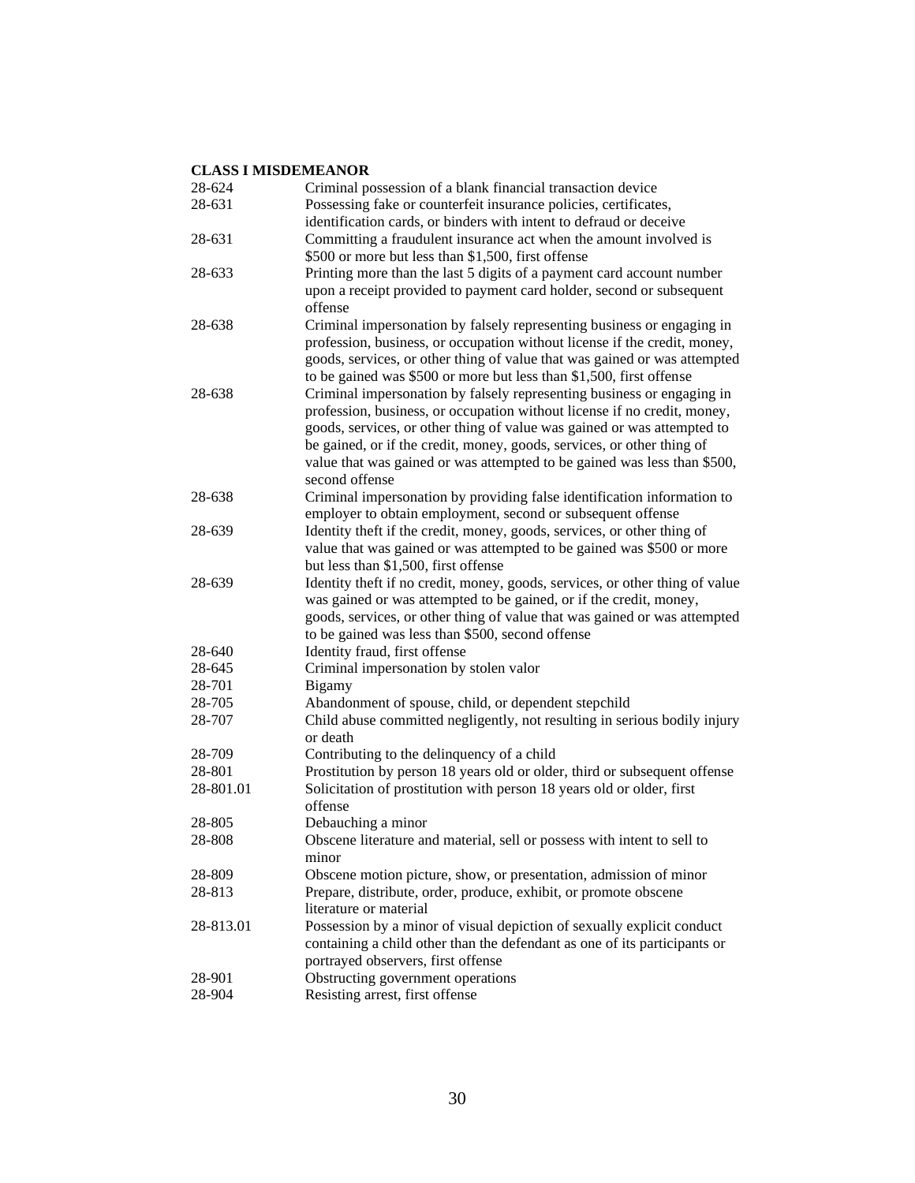**CLASS I MISDEMEANOR**

| | |
|---|---|
| 28-624 | Criminal possession of a blank financial transaction device |
| 28-631 | Possessing fake or counterfeit insurance policies, certificates, identification cards, or binders with intent to defraud or deceive |
| 28-631 | Committing a fraudulent insurance act when the amount involved is $500 or more but less than $1,500, first offense |
| 28-633 | Printing more than the last 5 digits of a payment card account number upon a receipt provided to payment card holder, second or subsequent offense |
| 28-638 | Criminal impersonation by falsely representing business or engaging in profession, business, or occupation without license if the credit, money, goods, services, or other thing of value that was gained or was attempted to be gained was $500 or more but less than $1,500, first offense |
| 28-638 | Criminal impersonation by falsely representing business or engaging in profession, business, or occupation without license if no credit, money, goods, services, or other thing of value was gained or was attempted to be gained, or if the credit, money, goods, services, or other thing of value that was gained or was attempted to be gained was less than $500, second offense |
| 28-638 | Criminal impersonation by providing false identification information to employer to obtain employment, second or subsequent offense |
| 28-639 | Identity theft if the credit, money, goods, services, or other thing of value that was gained or was attempted to be gained was $500 or more but less than $1,500, first offense |
| 28-639 | Identity theft if no credit, money, goods, services, or other thing of value was gained or was attempted to be gained, or if the credit, money, goods, services, or other thing of value that was gained or was attempted to be gained was less than $500, second offense |
| 28-640 | Identity fraud, first offense |
| 28-645 | Criminal impersonation by stolen valor |
| 28-701 | Bigamy |
| 28-705 | Abandonment of spouse, child, or dependent stepchild |
| 28-707 | Child abuse committed negligently, not resulting in serious bodily injury or death |
| 28-709 | Contributing to the delinquency of a child |
| 28-801 | Prostitution by person 18 years old or older, third or subsequent offense |
| 28-801.01 | Solicitation of prostitution with person 18 years old or older, first offense |
| 28-805 | Debauching a minor |
| 28-808 | Obscene literature and material, sell or possess with intent to sell to minor |
| 28-809 | Obscene motion picture, show, or presentation, admission of minor |
| 28-813 | Prepare, distribute, order, produce, exhibit, or promote obscene literature or material |
| 28-813.01 | Possession by a minor of visual depiction of sexually explicit conduct containing a child other than the defendant as one of its participants or portrayed observers, first offense |
| 28-901 | Obstructing government operations |
| 28-904 | Resisting arrest, first offense |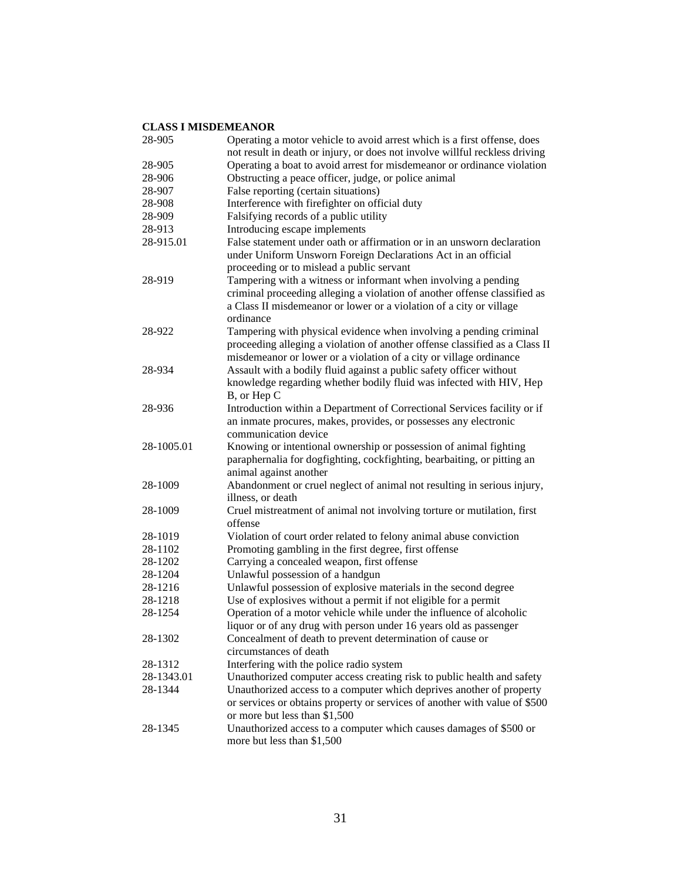**CLASS I MISDEMEANOR**

| | |
|---|---|
| 28-905 | Operating a motor vehicle to avoid arrest which is a first offense, does not result in death or injury, or does not involve willful reckless driving |
| 28-905 | Operating a boat to avoid arrest for misdemeanor or ordinance violation |
| 28-906 | Obstructing a peace officer, judge, or police animal |
| 28-907 | False reporting (certain situations) |
| 28-908 | Interference with firefighter on official duty |
| 28-909 | Falsifying records of a public utility |
| 28-913 | Introducing escape implements |
| 28-915.01 | False statement under oath or affirmation or in an unsworn declaration under Uniform Unsworn Foreign Declarations Act in an official proceeding or to mislead a public servant |
| 28-919 | Tampering with a witness or informant when involving a pending criminal proceeding alleging a violation of another offense classified as a Class II misdemeanor or lower or a violation of a city or village ordinance |
| 28-922 | Tampering with physical evidence when involving a pending criminal proceeding alleging a violation of another offense classified as a Class II misdemeanor or lower or a violation of a city or village ordinance |
| 28-934 | Assault with a bodily fluid against a public safety officer without knowledge regarding whether bodily fluid was infected with HIV, Hep B, or Hep C |
| 28-936 | Introduction within a Department of Correctional Services facility or if an inmate procures, makes, provides, or possesses any electronic communication device |
| 28-1005.01 | Knowing or intentional ownership or possession of animal fighting paraphernalia for dogfighting, cockfighting, bearbaiting, or pitting an animal against another |
| 28-1009 | Abandonment or cruel neglect of animal not resulting in serious injury, illness, or death |
| 28-1009 | Cruel mistreatment of animal not involving torture or mutilation, first offense |
| 28-1019 | Violation of court order related to felony animal abuse conviction |
| 28-1102 | Promoting gambling in the first degree, first offense |
| 28-1202 | Carrying a concealed weapon, first offense |
| 28-1204 | Unlawful possession of a handgun |
| 28-1216 | Unlawful possession of explosive materials in the second degree |
| 28-1218 | Use of explosives without a permit if not eligible for a permit |
| 28-1254 | Operation of a motor vehicle while under the influence of alcoholic liquor or of any drug with person under 16 years old as passenger |
| 28-1302 | Concealment of death to prevent determination of cause or circumstances of death |
| 28-1312 | Interfering with the police radio system |
| 28-1343.01 | Unauthorized computer access creating risk to public health and safety |
| 28-1344 | Unauthorized access to a computer which deprives another of property or services or obtains property or services of another with value of $500 or more but less than $1,500 |
| 28-1345 | Unauthorized access to a computer which causes damages of $500 or more but less than $1,500 |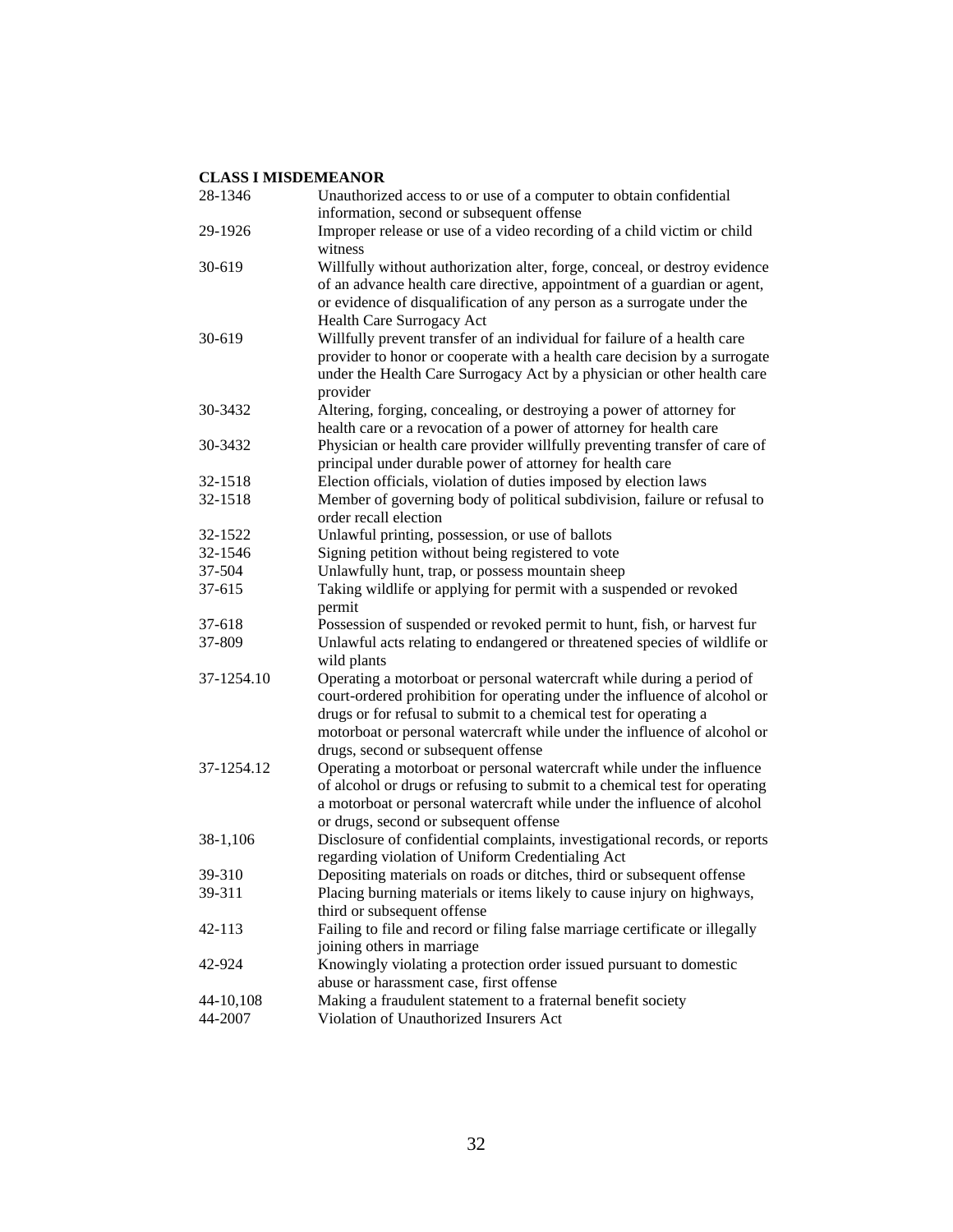**CLASS I MISDEMEANOR**

| | |
|---|---|
| 28-1346 | Unauthorized access to or use of a computer to obtain confidential information, second or subsequent offense |
| 29-1926 | Improper release or use of a video recording of a child victim or child witness |
| 30-619 | Willfully without authorization alter, forge, conceal, or destroy evidence of an advance health care directive, appointment of a guardian or agent, or evidence of disqualification of any person as a surrogate under the Health Care Surrogacy Act |
| 30-619 | Willfully prevent transfer of an individual for failure of a health care provider to honor or cooperate with a health care decision by a surrogate under the Health Care Surrogacy Act by a physician or other health care provider |
| 30-3432 | Altering, forging, concealing, or destroying a power of attorney for health care or a revocation of a power of attorney for health care |
| 30-3432 | Physician or health care provider willfully preventing transfer of care of principal under durable power of attorney for health care |
| 32-1518 | Election officials, violation of duties imposed by election laws |
| 32-1518 | Member of governing body of political subdivision, failure or refusal to order recall election |
| 32-1522 | Unlawful printing, possession, or use of ballots |
| 32-1546 | Signing petition without being registered to vote |
| 37-504 | Unlawfully hunt, trap, or possess mountain sheep |
| 37-615 | Taking wildlife or applying for permit with a suspended or revoked permit |
| 37-618 | Possession of suspended or revoked permit to hunt, fish, or harvest fur |
| 37-809 | Unlawful acts relating to endangered or threatened species of wildlife or wild plants |
| 37-1254.10 | Operating a motorboat or personal watercraft while during a period of court-ordered prohibition for operating under the influence of alcohol or drugs or for refusal to submit to a chemical test for operating a motorboat or personal watercraft while under the influence of alcohol or drugs, second or subsequent offense |
| 37-1254.12 | Operating a motorboat or personal watercraft while under the influence of alcohol or drugs or refusing to submit to a chemical test for operating a motorboat or personal watercraft while under the influence of alcohol or drugs, second or subsequent offense |
| 38-1,106 | Disclosure of confidential complaints, investigational records, or reports regarding violation of Uniform Credentialing Act |
| 39-310 | Depositing materials on roads or ditches, third or subsequent offense |
| 39-311 | Placing burning materials or items likely to cause injury on highways, third or subsequent offense |
| 42-113 | Failing to file and record or filing false marriage certificate or illegally joining others in marriage |
| 42-924 | Knowingly violating a protection order issued pursuant to domestic abuse or harassment case, first offense |
| 44-10,108 | Making a fraudulent statement to a fraternal benefit society |
| 44-2007 | Violation of Unauthorized Insurers Act |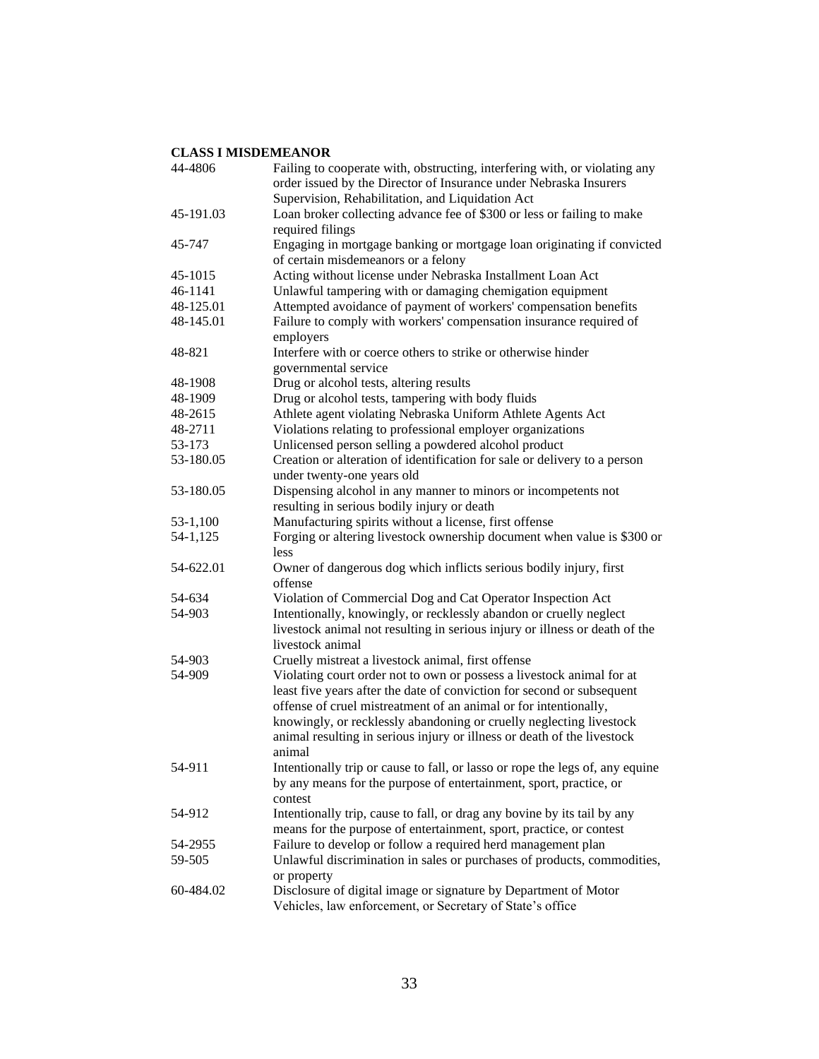**CLASS I MISDEMEANOR**

| | |
|---|---|
| 44-4806 | Failing to cooperate with, obstructing, interfering with, or violating any order issued by the Director of Insurance under Nebraska Insurers Supervision, Rehabilitation, and Liquidation Act |
| 45-191.03 | Loan broker collecting advance fee of $300 or less or failing to make required filings |
| 45-747 | Engaging in mortgage banking or mortgage loan originating if convicted of certain misdemeanors or a felony |
| 45-1015 | Acting without license under Nebraska Installment Loan Act |
| 46-1141 | Unlawful tampering with or damaging chemigation equipment |
| 48-125.01 | Attempted avoidance of payment of workers' compensation benefits |
| 48-145.01 | Failure to comply with workers' compensation insurance required of employers |
| 48-821 | Interfere with or coerce others to strike or otherwise hinder governmental service |
| 48-1908 | Drug or alcohol tests, altering results |
| 48-1909 | Drug or alcohol tests, tampering with body fluids |
| 48-2615 | Athlete agent violating Nebraska Uniform Athlete Agents Act |
| 48-2711 | Violations relating to professional employer organizations |
| 53-173 | Unlicensed person selling a powdered alcohol product |
| 53-180.05 | Creation or alteration of identification for sale or delivery to a person under twenty-one years old |
| 53-180.05 | Dispensing alcohol in any manner to minors or incompetents not resulting in serious bodily injury or death |
| 53-1,100 | Manufacturing spirits without a license, first offense |
| 54-1,125 | Forging or altering livestock ownership document when value is $300 or less |
| 54-622.01 | Owner of dangerous dog which inflicts serious bodily injury, first offense |
| 54-634 | Violation of Commercial Dog and Cat Operator Inspection Act |
| 54-903 | Intentionally, knowingly, or recklessly abandon or cruelly neglect livestock animal not resulting in serious injury or illness or death of the livestock animal |
| 54-903 | Cruelly mistreat a livestock animal, first offense |
| 54-909 | Violating court order not to own or possess a livestock animal for at least five years after the date of conviction for second or subsequent offense of cruel mistreatment of an animal or for intentionally, knowingly, or recklessly abandoning or cruelly neglecting livestock animal resulting in serious injury or illness or death of the livestock animal |
| 54-911 | Intentionally trip or cause to fall, or lasso or rope the legs of, any equine by any means for the purpose of entertainment, sport, practice, or contest |
| 54-912 | Intentionally trip, cause to fall, or drag any bovine by its tail by any means for the purpose of entertainment, sport, practice, or contest |
| 54-2955 | Failure to develop or follow a required herd management plan |
| 59-505 | Unlawful discrimination in sales or purchases of products, commodities, or property |
| 60-484.02 | Disclosure of digital image or signature by Department of Motor Vehicles, law enforcement, or Secretary of State's office |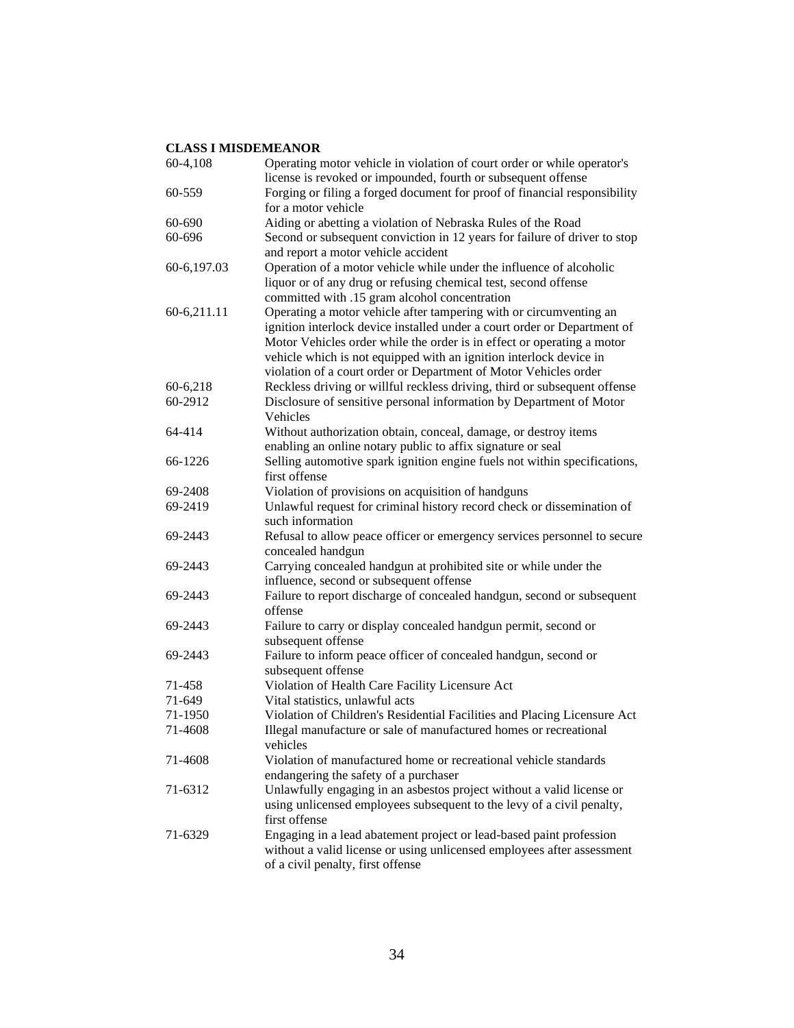**CLASS I MISDEMEANOR**

| | |
|---|---|
| 60-4,108 | Operating motor vehicle in violation of court order or while operator's license is revoked or impounded, fourth or subsequent offense |
| 60-559 | Forging or filing a forged document for proof of financial responsibility for a motor vehicle |
| 60-690 | Aiding or abetting a violation of Nebraska Rules of the Road |
| 60-696 | Second or subsequent conviction in 12 years for failure of driver to stop and report a motor vehicle accident |
| 60-6,197.03 | Operation of a motor vehicle while under the influence of alcoholic liquor or of any drug or refusing chemical test, second offense committed with .15 gram alcohol concentration |
| 60-6,211.11 | Operating a motor vehicle after tampering with or circumventing an ignition interlock device installed under a court order or Department of Motor Vehicles order while the order is in effect or operating a motor vehicle which is not equipped with an ignition interlock device in violation of a court order or Department of Motor Vehicles order |
| 60-6,218 | Reckless driving or willful reckless driving, third or subsequent offense |
| 60-2912 | Disclosure of sensitive personal information by Department of Motor Vehicles |
| 64-414 | Without authorization obtain, conceal, damage, or destroy items enabling an online notary public to affix signature or seal |
| 66-1226 | Selling automotive spark ignition engine fuels not within specifications, first offense |
| 69-2408 | Violation of provisions on acquisition of handguns |
| 69-2419 | Unlawful request for criminal history record check or dissemination of such information |
| 69-2443 | Refusal to allow peace officer or emergency services personnel to secure concealed handgun |
| 69-2443 | Carrying concealed handgun at prohibited site or while under the influence, second or subsequent offense |
| 69-2443 | Failure to report discharge of concealed handgun, second or subsequent offense |
| 69-2443 | Failure to carry or display concealed handgun permit, second or subsequent offense |
| 69-2443 | Failure to inform peace officer of concealed handgun, second or subsequent offense |
| 71-458 | Violation of Health Care Facility Licensure Act |
| 71-649 | Vital statistics, unlawful acts |
| 71-1950 | Violation of Children's Residential Facilities and Placing Licensure Act |
| 71-4608 | Illegal manufacture or sale of manufactured homes or recreational vehicles |
| 71-4608 | Violation of manufactured home or recreational vehicle standards endangering the safety of a purchaser |
| 71-6312 | Unlawfully engaging in an asbestos project without a valid license or using unlicensed employees subsequent to the levy of a civil penalty, first offense |
| 71-6329 | Engaging in a lead abatement project or lead-based paint profession without a valid license or using unlicensed employees after assessment of a civil penalty, first offense |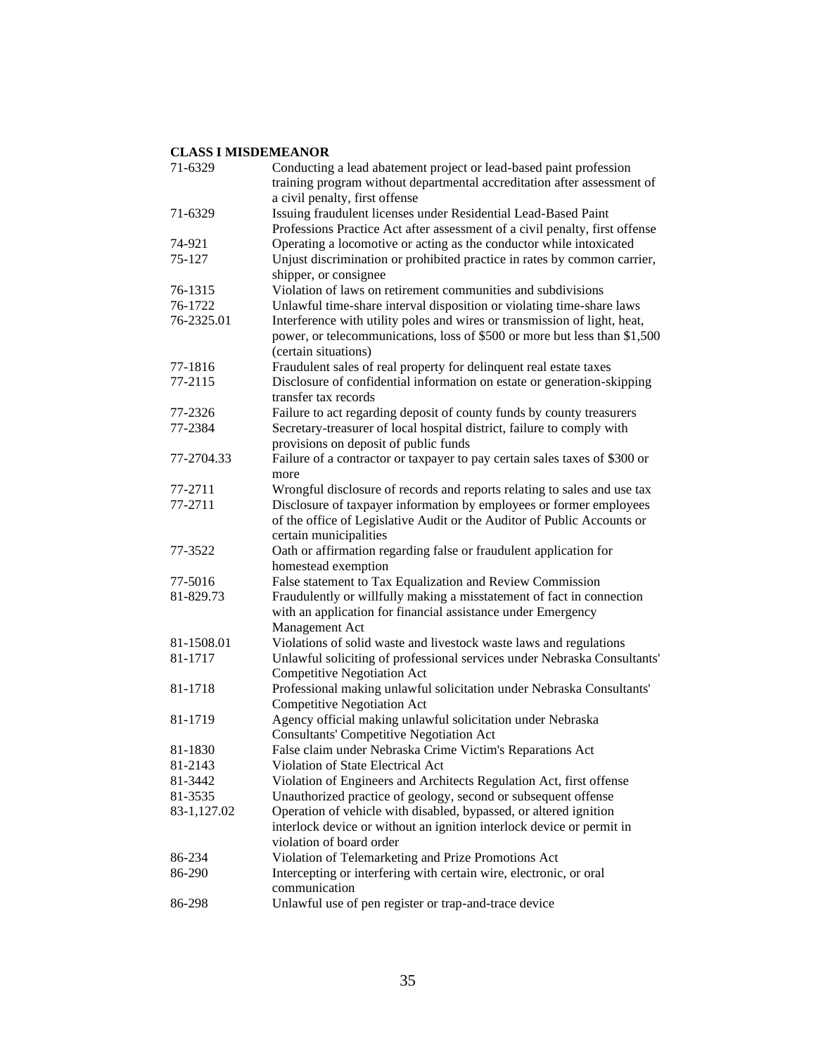**CLASS I MISDEMEANOR**

| | |
|---|---|
| 71-6329 | Conducting a lead abatement project or lead-based paint profession training program without departmental accreditation after assessment of a civil penalty, first offense |
| 71-6329 | Issuing fraudulent licenses under Residential Lead-Based Paint Professions Practice Act after assessment of a civil penalty, first offense |
| 74-921 | Operating a locomotive or acting as the conductor while intoxicated |
| 75-127 | Unjust discrimination or prohibited practice in rates by common carrier, shipper, or consignee |
| 76-1315 | Violation of laws on retirement communities and subdivisions |
| 76-1722 | Unlawful time-share interval disposition or violating time-share laws |
| 76-2325.01 | Interference with utility poles and wires or transmission of light, heat, power, or telecommunications, loss of $500 or more but less than $1,500 (certain situations) |
| 77-1816 | Fraudulent sales of real property for delinquent real estate taxes |
| 77-2115 | Disclosure of confidential information on estate or generation-skipping transfer tax records |
| 77-2326 | Failure to act regarding deposit of county funds by county treasurers |
| 77-2384 | Secretary-treasurer of local hospital district, failure to comply with provisions on deposit of public funds |
| 77-2704.33 | Failure of a contractor or taxpayer to pay certain sales taxes of $300 or more |
| 77-2711 | Wrongful disclosure of records and reports relating to sales and use tax |
| 77-2711 | Disclosure of taxpayer information by employees or former employees of the office of Legislative Audit or the Auditor of Public Accounts or certain municipalities |
| 77-3522 | Oath or affirmation regarding false or fraudulent application for homestead exemption |
| 77-5016 | False statement to Tax Equalization and Review Commission |
| 81-829.73 | Fraudulently or willfully making a misstatement of fact in connection with an application for financial assistance under Emergency Management Act |
| 81-1508.01 | Violations of solid waste and livestock waste laws and regulations |
| 81-1717 | Unlawful soliciting of professional services under Nebraska Consultants' Competitive Negotiation Act |
| 81-1718 | Professional making unlawful solicitation under Nebraska Consultants' Competitive Negotiation Act |
| 81-1719 | Agency official making unlawful solicitation under Nebraska Consultants' Competitive Negotiation Act |
| 81-1830 | False claim under Nebraska Crime Victim's Reparations Act |
| 81-2143 | Violation of State Electrical Act |
| 81-3442 | Violation of Engineers and Architects Regulation Act, first offense |
| 81-3535 | Unauthorized practice of geology, second or subsequent offense |
| 83-1,127.02 | Operation of vehicle with disabled, bypassed, or altered ignition interlock device or without an ignition interlock device or permit in violation of board order |
| 86-234 | Violation of Telemarketing and Prize Promotions Act |
| 86-290 | Intercepting or interfering with certain wire, electronic, or oral communication |
| 86-298 | Unlawful use of pen register or trap-and-trace device |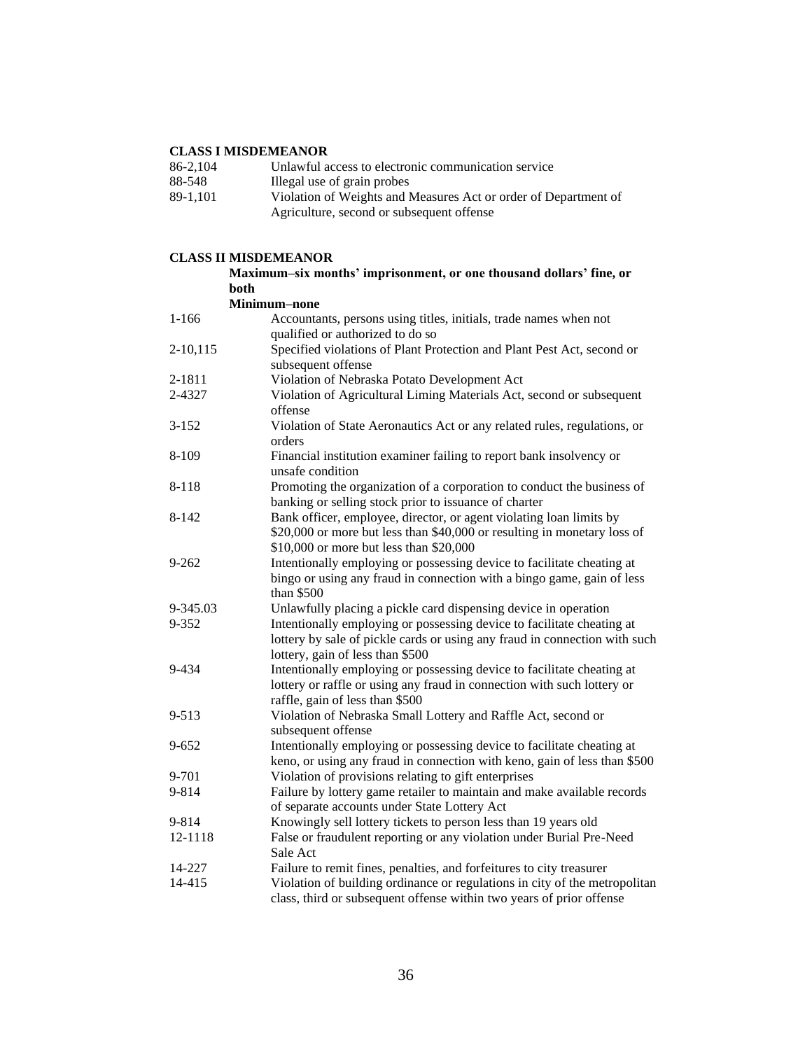**CLASS I MISDEMEANOR**

| | |
|---|---|
| 86-2,104 | Unlawful access to electronic communication service |
| 88-548 | Illegal use of grain probes |
| 89-1,101 | Violation of Weights and Measures Act or order of Department of Agriculture, second or subsequent offense |

**CLASS II MISDEMEANOR**

**Maximum–six months' imprisonment, or one thousand dollars' fine, or both**

**Minimum–none**

| | |
|---|---|
| 1-166 | Accountants, persons using titles, initials, trade names when not qualified or authorized to do so |
| 2-10,115 | Specified violations of Plant Protection and Plant Pest Act, second or subsequent offense |
| 2-1811 | Violation of Nebraska Potato Development Act |
| 2-4327 | Violation of Agricultural Liming Materials Act, second or subsequent offense |
| 3-152 | Violation of State Aeronautics Act or any related rules, regulations, or orders |
| 8-109 | Financial institution examiner failing to report bank insolvency or unsafe condition |
| 8-118 | Promoting the organization of a corporation to conduct the business of banking or selling stock prior to issuance of charter |
| 8-142 | Bank officer, employee, director, or agent violating loan limits by $20,000 or more but less than $40,000 or resulting in monetary loss of $10,000 or more but less than $20,000 |
| 9-262 | Intentionally employing or possessing device to facilitate cheating at bingo or using any fraud in connection with a bingo game, gain of less than $500 |
| 9-345.03 | Unlawfully placing a pickle card dispensing device in operation |
| 9-352 | Intentionally employing or possessing device to facilitate cheating at lottery by sale of pickle cards or using any fraud in connection with such lottery, gain of less than $500 |
| 9-434 | Intentionally employing or possessing device to facilitate cheating at lottery or raffle or using any fraud in connection with such lottery or raffle, gain of less than $500 |
| 9-513 | Violation of Nebraska Small Lottery and Raffle Act, second or subsequent offense |
| 9-652 | Intentionally employing or possessing device to facilitate cheating at keno, or using any fraud in connection with keno, gain of less than $500 |
| 9-701 | Violation of provisions relating to gift enterprises |
| 9-814 | Failure by lottery game retailer to maintain and make available records of separate accounts under State Lottery Act |
| 9-814 | Knowingly sell lottery tickets to person less than 19 years old |
| 12-1118 | False or fraudulent reporting or any violation under Burial Pre-Need Sale Act |
| 14-227 | Failure to remit fines, penalties, and forfeitures to city treasurer |
| 14-415 | Violation of building ordinance or regulations in city of the metropolitan class, third or subsequent offense within two years of prior offense |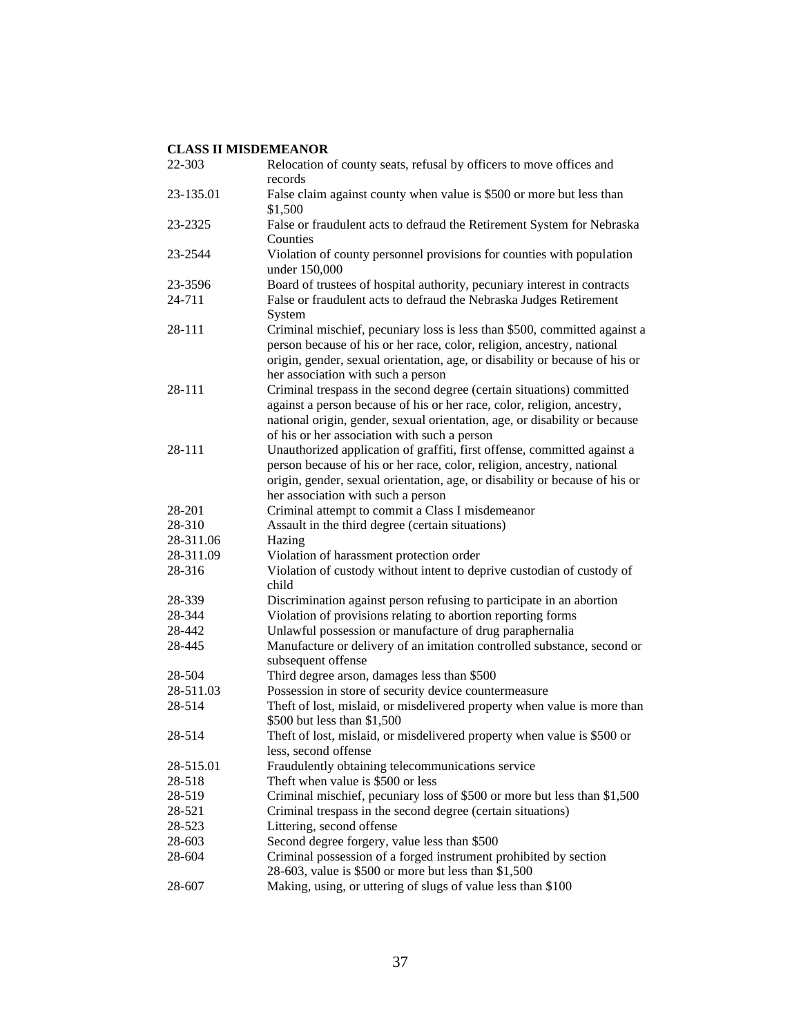**CLASS II MISDEMEANOR**

| | |
|---|---|
| 22-303 | Relocation of county seats, refusal by officers to move offices and records |
| 23-135.01 | False claim against county when value is $500 or more but less than $1,500 |
| 23-2325 | False or fraudulent acts to defraud the Retirement System for Nebraska Counties |
| 23-2544 | Violation of county personnel provisions for counties with population under 150,000 |
| 23-3596 | Board of trustees of hospital authority, pecuniary interest in contracts |
| 24-711 | False or fraudulent acts to defraud the Nebraska Judges Retirement System |
| 28-111 | Criminal mischief, pecuniary loss is less than $500, committed against a person because of his or her race, color, religion, ancestry, national origin, gender, sexual orientation, age, or disability or because of his or her association with such a person |
| 28-111 | Criminal trespass in the second degree (certain situations) committed against a person because of his or her race, color, religion, ancestry, national origin, gender, sexual orientation, age, or disability or because of his or her association with such a person |
| 28-111 | Unauthorized application of graffiti, first offense, committed against a person because of his or her race, color, religion, ancestry, national origin, gender, sexual orientation, age, or disability or because of his or her association with such a person |
| 28-201 | Criminal attempt to commit a Class I misdemeanor |
| 28-310 | Assault in the third degree (certain situations) |
| 28-311.06 | Hazing |
| 28-311.09 | Violation of harassment protection order |
| 28-316 | Violation of custody without intent to deprive custodian of custody of child |
| 28-339 | Discrimination against person refusing to participate in an abortion |
| 28-344 | Violation of provisions relating to abortion reporting forms |
| 28-442 | Unlawful possession or manufacture of drug paraphernalia |
| 28-445 | Manufacture or delivery of an imitation controlled substance, second or subsequent offense |
| 28-504 | Third degree arson, damages less than $500 |
| 28-511.03 | Possession in store of security device countermeasure |
| 28-514 | Theft of lost, mislaid, or misdelivered property when value is more than $500 but less than $1,500 |
| 28-514 | Theft of lost, mislaid, or misdelivered property when value is $500 or less, second offense |
| 28-515.01 | Fraudulently obtaining telecommunications service |
| 28-518 | Theft when value is $500 or less |
| 28-519 | Criminal mischief, pecuniary loss of $500 or more but less than $1,500 |
| 28-521 | Criminal trespass in the second degree (certain situations) |
| 28-523 | Littering, second offense |
| 28-603 | Second degree forgery, value less than $500 |
| 28-604 | Criminal possession of a forged instrument prohibited by section 28-603, value is $500 or more but less than $1,500 |
| 28-607 | Making, using, or uttering of slugs of value less than $100 |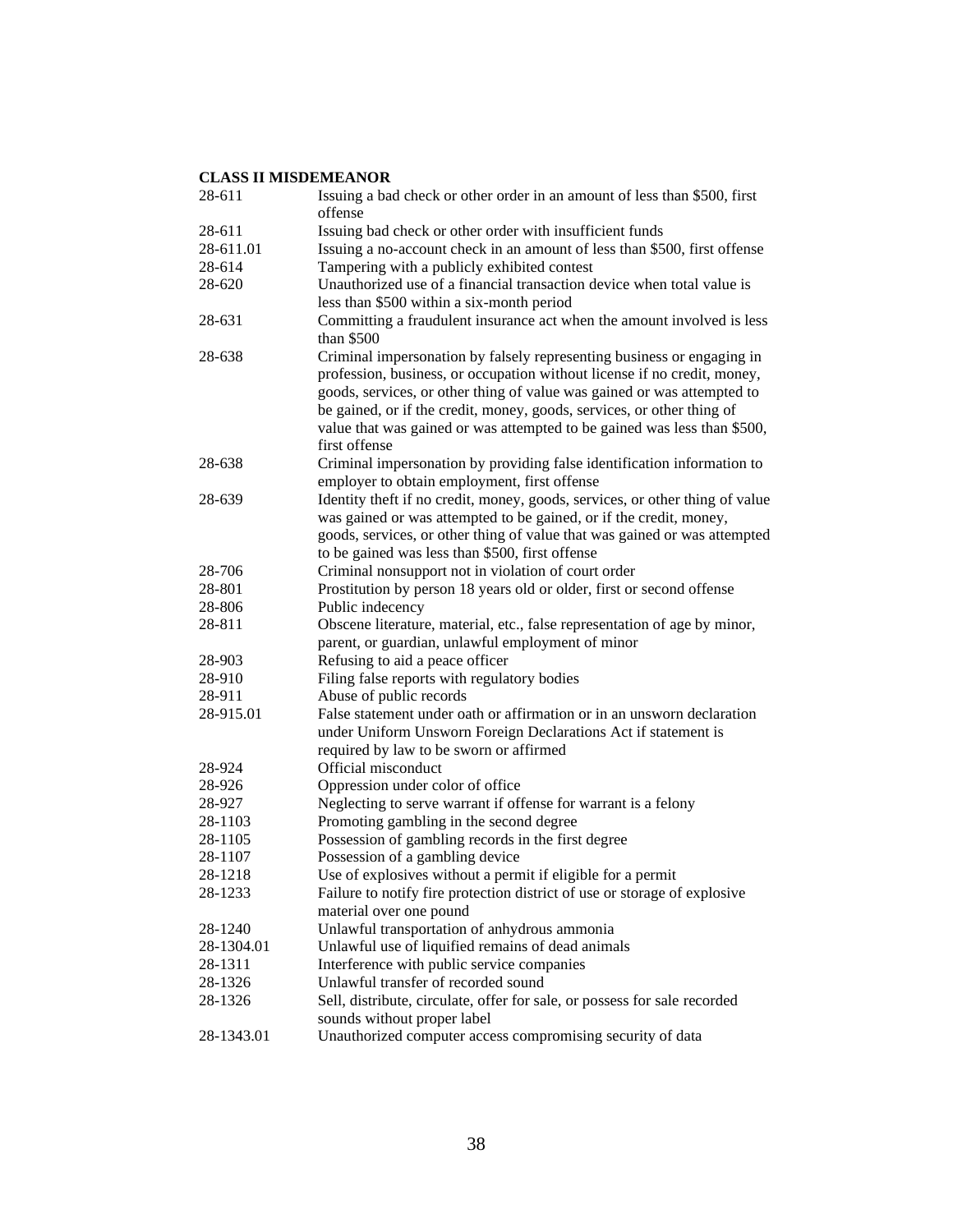**CLASS II MISDEMEANOR**

| | |
|---|---|
| 28-611 | Issuing a bad check or other order in an amount of less than $500, first offense |
| 28-611 | Issuing bad check or other order with insufficient funds |
| 28-611.01 | Issuing a no-account check in an amount of less than $500, first offense |
| 28-614 | Tampering with a publicly exhibited contest |
| 28-620 | Unauthorized use of a financial transaction device when total value is less than $500 within a six-month period |
| 28-631 | Committing a fraudulent insurance act when the amount involved is less than $500 |
| 28-638 | Criminal impersonation by falsely representing business or engaging in profession, business, or occupation without license if no credit, money, goods, services, or other thing of value was gained or was attempted to be gained, or if the credit, money, goods, services, or other thing of value that was gained or was attempted to be gained was less than $500, first offense |
| 28-638 | Criminal impersonation by providing false identification information to employer to obtain employment, first offense |
| 28-639 | Identity theft if no credit, money, goods, services, or other thing of value was gained or was attempted to be gained, or if the credit, money, goods, services, or other thing of value that was gained or was attempted to be gained was less than $500, first offense |
| 28-706 | Criminal nonsupport not in violation of court order |
| 28-801 | Prostitution by person 18 years old or older, first or second offense |
| 28-806 | Public indecency |
| 28-811 | Obscene literature, material, etc., false representation of age by minor, parent, or guardian, unlawful employment of minor |
| 28-903 | Refusing to aid a peace officer |
| 28-910 | Filing false reports with regulatory bodies |
| 28-911 | Abuse of public records |
| 28-915.01 | False statement under oath or affirmation or in an unsworn declaration under Uniform Unsworn Foreign Declarations Act if statement is required by law to be sworn or affirmed |
| 28-924 | Official misconduct |
| 28-926 | Oppression under color of office |
| 28-927 | Neglecting to serve warrant if offense for warrant is a felony |
| 28-1103 | Promoting gambling in the second degree |
| 28-1105 | Possession of gambling records in the first degree |
| 28-1107 | Possession of a gambling device |
| 28-1218 | Use of explosives without a permit if eligible for a permit |
| 28-1233 | Failure to notify fire protection district of use or storage of explosive material over one pound |
| 28-1240 | Unlawful transportation of anhydrous ammonia |
| 28-1304.01 | Unlawful use of liquified remains of dead animals |
| 28-1311 | Interference with public service companies |
| 28-1326 | Unlawful transfer of recorded sound |
| 28-1326 | Sell, distribute, circulate, offer for sale, or possess for sale recorded sounds without proper label |
| 28-1343.01 | Unauthorized computer access compromising security of data |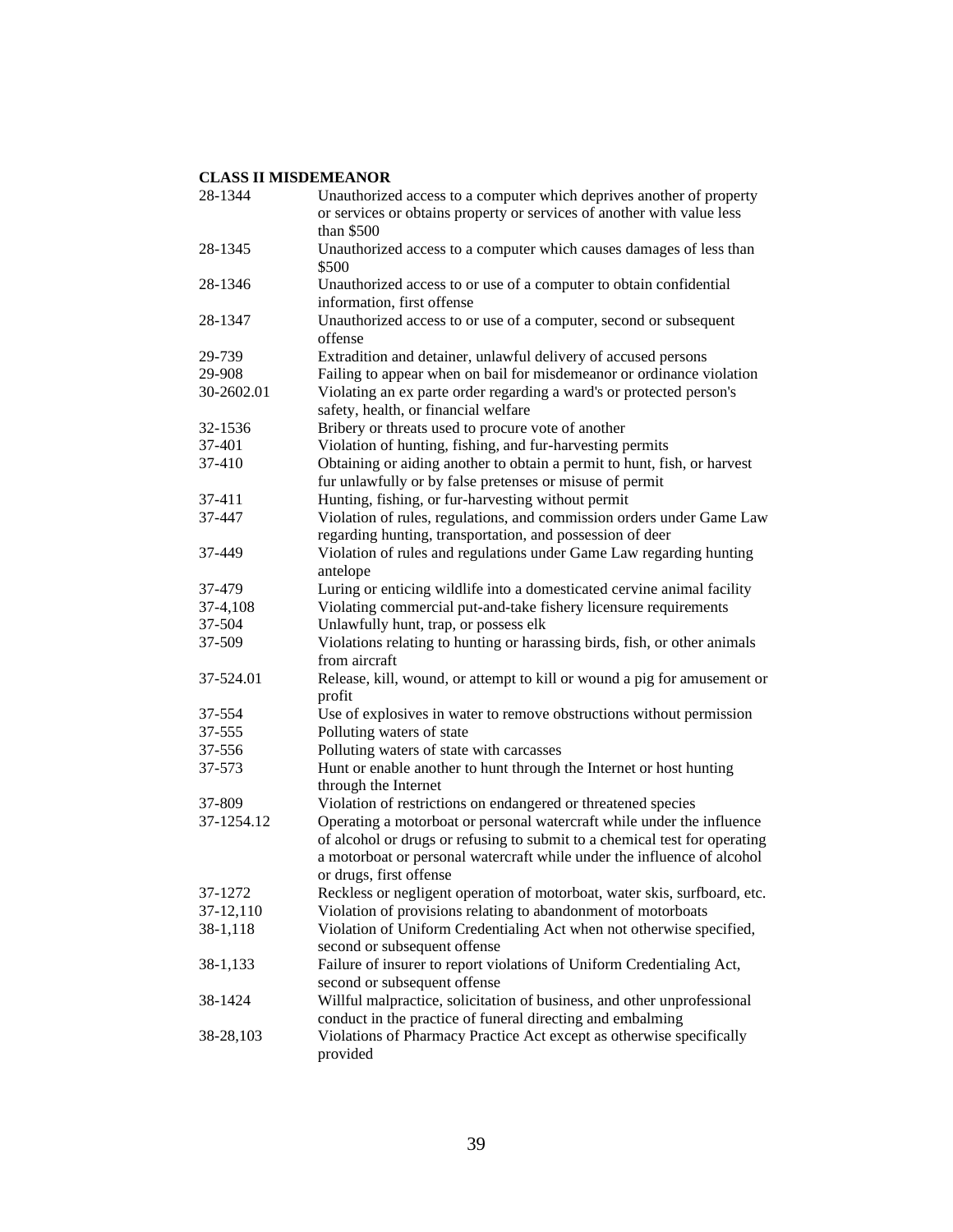**CLASS II MISDEMEANOR**

| | |
|---|---|
| 28-1344 | Unauthorized access to a computer which deprives another of property or services or obtains property or services of another with value less than $500 |
| 28-1345 | Unauthorized access to a computer which causes damages of less than $500 |
| 28-1346 | Unauthorized access to or use of a computer to obtain confidential information, first offense |
| 28-1347 | Unauthorized access to or use of a computer, second or subsequent offense |
| 29-739 | Extradition and detainer, unlawful delivery of accused persons |
| 29-908 | Failing to appear when on bail for misdemeanor or ordinance violation |
| 30-2602.01 | Violating an ex parte order regarding a ward's or protected person's safety, health, or financial welfare |
| 32-1536 | Bribery or threats used to procure vote of another |
| 37-401 | Violation of hunting, fishing, and fur-harvesting permits |
| 37-410 | Obtaining or aiding another to obtain a permit to hunt, fish, or harvest fur unlawfully or by false pretenses or misuse of permit |
| 37-411 | Hunting, fishing, or fur-harvesting without permit |
| 37-447 | Violation of rules, regulations, and commission orders under Game Law regarding hunting, transportation, and possession of deer |
| 37-449 | Violation of rules and regulations under Game Law regarding hunting antelope |
| 37-479 | Luring or enticing wildlife into a domesticated cervine animal facility |
| 37-4,108 | Violating commercial put-and-take fishery licensure requirements |
| 37-504 | Unlawfully hunt, trap, or possess elk |
| 37-509 | Violations relating to hunting or harassing birds, fish, or other animals from aircraft |
| 37-524.01 | Release, kill, wound, or attempt to kill or wound a pig for amusement or profit |
| 37-554 | Use of explosives in water to remove obstructions without permission |
| 37-555 | Polluting waters of state |
| 37-556 | Polluting waters of state with carcasses |
| 37-573 | Hunt or enable another to hunt through the Internet or host hunting through the Internet |
| 37-809 | Violation of restrictions on endangered or threatened species |
| 37-1254.12 | Operating a motorboat or personal watercraft while under the influence of alcohol or drugs or refusing to submit to a chemical test for operating a motorboat or personal watercraft while under the influence of alcohol or drugs, first offense |
| 37-1272 | Reckless or negligent operation of motorboat, water skis, surfboard, etc. |
| 37-12,110 | Violation of provisions relating to abandonment of motorboats |
| 38-1,118 | Violation of Uniform Credentialing Act when not otherwise specified, second or subsequent offense |
| 38-1,133 | Failure of insurer to report violations of Uniform Credentialing Act, second or subsequent offense |
| 38-1424 | Willful malpractice, solicitation of business, and other unprofessional conduct in the practice of funeral directing and embalming |
| 38-28,103 | Violations of Pharmacy Practice Act except as otherwise specifically provided |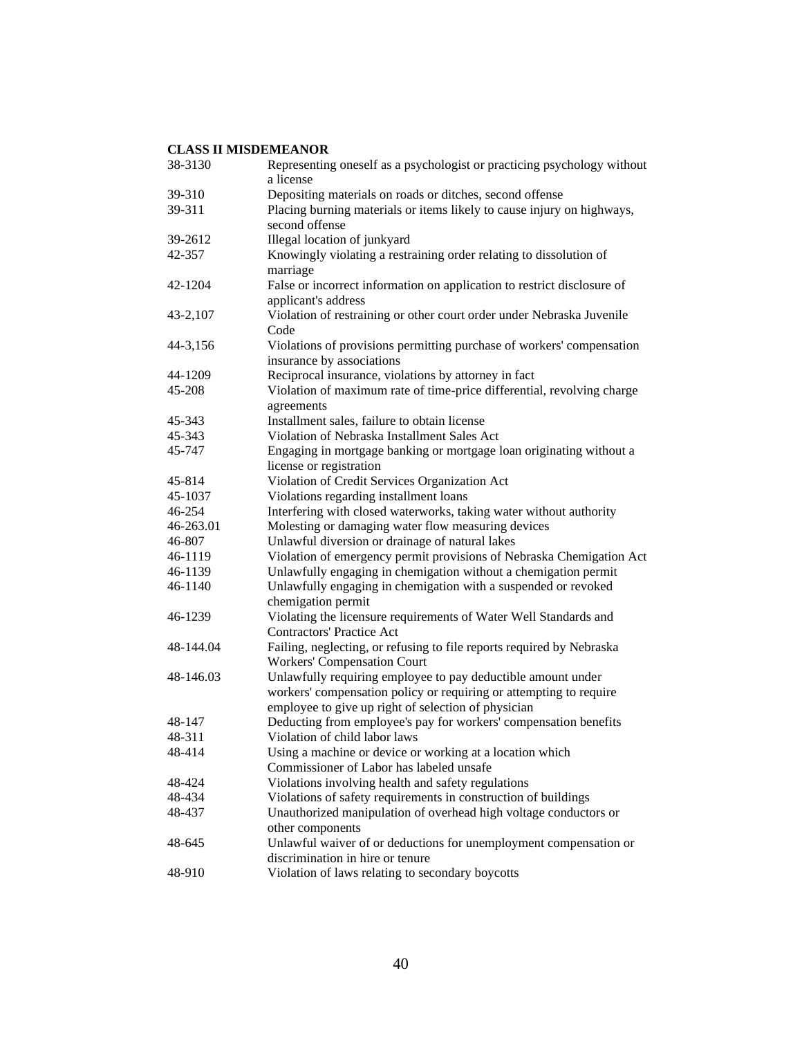**CLASS II MISDEMEANOR**

| | |
|---|---|
| 38-3130 | Representing oneself as a psychologist or practicing psychology without a license |
| 39-310 | Depositing materials on roads or ditches, second offense |
| 39-311 | Placing burning materials or items likely to cause injury on highways, second offense |
| 39-2612 | Illegal location of junkyard |
| 42-357 | Knowingly violating a restraining order relating to dissolution of marriage |
| 42-1204 | False or incorrect information on application to restrict disclosure of applicant's address |
| 43-2,107 | Violation of restraining or other court order under Nebraska Juvenile Code |
| 44-3,156 | Violations of provisions permitting purchase of workers' compensation insurance by associations |
| 44-1209 | Reciprocal insurance, violations by attorney in fact |
| 45-208 | Violation of maximum rate of time-price differential, revolving charge agreements |
| 45-343 | Installment sales, failure to obtain license |
| 45-343 | Violation of Nebraska Installment Sales Act |
| 45-747 | Engaging in mortgage banking or mortgage loan originating without a license or registration |
| 45-814 | Violation of Credit Services Organization Act |
| 45-1037 | Violations regarding installment loans |
| 46-254 | Interfering with closed waterworks, taking water without authority |
| 46-263.01 | Molesting or damaging water flow measuring devices |
| 46-807 | Unlawful diversion or drainage of natural lakes |
| 46-1119 | Violation of emergency permit provisions of Nebraska Chemigation Act |
| 46-1139 | Unlawfully engaging in chemigation without a chemigation permit |
| 46-1140 | Unlawfully engaging in chemigation with a suspended or revoked chemigation permit |
| 46-1239 | Violating the licensure requirements of Water Well Standards and Contractors' Practice Act |
| 48-144.04 | Failing, neglecting, or refusing to file reports required by Nebraska Workers' Compensation Court |
| 48-146.03 | Unlawfully requiring employee to pay deductible amount under workers' compensation policy or requiring or attempting to require employee to give up right of selection of physician |
| 48-147 | Deducting from employee's pay for workers' compensation benefits |
| 48-311 | Violation of child labor laws |
| 48-414 | Using a machine or device or working at a location which Commissioner of Labor has labeled unsafe |
| 48-424 | Violations involving health and safety regulations |
| 48-434 | Violations of safety requirements in construction of buildings |
| 48-437 | Unauthorized manipulation of overhead high voltage conductors or other components |
| 48-645 | Unlawful waiver of or deductions for unemployment compensation or discrimination in hire or tenure |
| 48-910 | Violation of laws relating to secondary boycotts |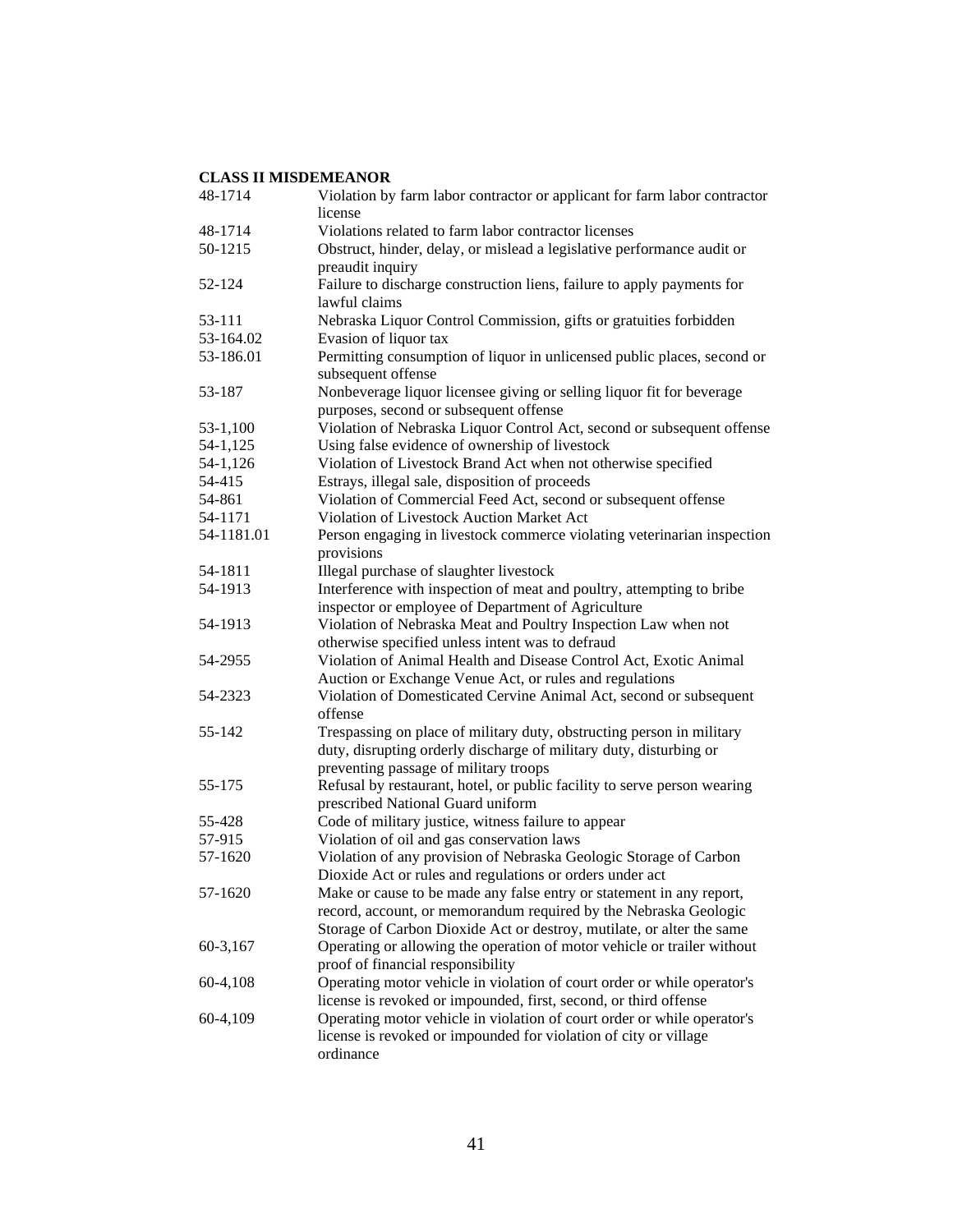**CLASS II MISDEMEANOR**

| | |
|---|---|
| 48-1714 | Violation by farm labor contractor or applicant for farm labor contractor license |
| 48-1714 | Violations related to farm labor contractor licenses |
| 50-1215 | Obstruct, hinder, delay, or mislead a legislative performance audit or preaudit inquiry |
| 52-124 | Failure to discharge construction liens, failure to apply payments for lawful claims |
| 53-111 | Nebraska Liquor Control Commission, gifts or gratuities forbidden |
| 53-164.02 | Evasion of liquor tax |
| 53-186.01 | Permitting consumption of liquor in unlicensed public places, second or subsequent offense |
| 53-187 | Nonbeverage liquor licensee giving or selling liquor fit for beverage purposes, second or subsequent offense |
| 53-1,100 | Violation of Nebraska Liquor Control Act, second or subsequent offense |
| 54-1,125 | Using false evidence of ownership of livestock |
| 54-1,126 | Violation of Livestock Brand Act when not otherwise specified |
| 54-415 | Estrays, illegal sale, disposition of proceeds |
| 54-861 | Violation of Commercial Feed Act, second or subsequent offense |
| 54-1171 | Violation of Livestock Auction Market Act |
| 54-1181.01 | Person engaging in livestock commerce violating veterinarian inspection provisions |
| 54-1811 | Illegal purchase of slaughter livestock |
| 54-1913 | Interference with inspection of meat and poultry, attempting to bribe inspector or employee of Department of Agriculture |
| 54-1913 | Violation of Nebraska Meat and Poultry Inspection Law when not otherwise specified unless intent was to defraud |
| 54-2955 | Violation of Animal Health and Disease Control Act, Exotic Animal Auction or Exchange Venue Act, or rules and regulations |
| 54-2323 | Violation of Domesticated Cervine Animal Act, second or subsequent offense |
| 55-142 | Trespassing on place of military duty, obstructing person in military duty, disrupting orderly discharge of military duty, disturbing or preventing passage of military troops |
| 55-175 | Refusal by restaurant, hotel, or public facility to serve person wearing prescribed National Guard uniform |
| 55-428 | Code of military justice, witness failure to appear |
| 57-915 | Violation of oil and gas conservation laws |
| 57-1620 | Violation of any provision of Nebraska Geologic Storage of Carbon Dioxide Act or rules and regulations or orders under act |
| 57-1620 | Make or cause to be made any false entry or statement in any report, record, account, or memorandum required by the Nebraska Geologic Storage of Carbon Dioxide Act or destroy, mutilate, or alter the same |
| 60-3,167 | Operating or allowing the operation of motor vehicle or trailer without proof of financial responsibility |
| 60-4,108 | Operating motor vehicle in violation of court order or while operator's license is revoked or impounded, first, second, or third offense |
| 60-4,109 | Operating motor vehicle in violation of court order or while operator's license is revoked or impounded for violation of city or village ordinance |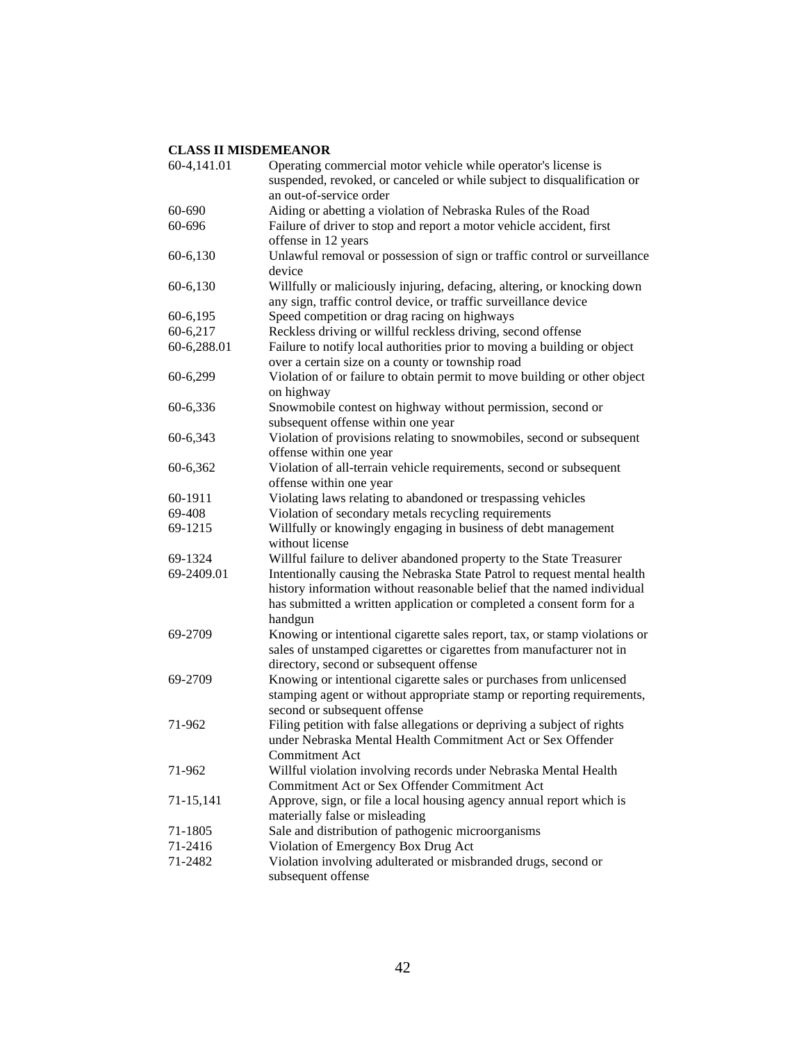**CLASS II MISDEMEANOR**

| | |
|---|---|
| 60-4,141.01 | Operating commercial motor vehicle while operator's license is suspended, revoked, or canceled or while subject to disqualification or an out-of-service order |
| 60-690 | Aiding or abetting a violation of Nebraska Rules of the Road |
| 60-696 | Failure of driver to stop and report a motor vehicle accident, first offense in 12 years |
| 60-6,130 | Unlawful removal or possession of sign or traffic control or surveillance device |
| 60-6,130 | Willfully or maliciously injuring, defacing, altering, or knocking down any sign, traffic control device, or traffic surveillance device |
| 60-6,195 | Speed competition or drag racing on highways |
| 60-6,217 | Reckless driving or willful reckless driving, second offense |
| 60-6,288.01 | Failure to notify local authorities prior to moving a building or object over a certain size on a county or township road |
| 60-6,299 | Violation of or failure to obtain permit to move building or other object on highway |
| 60-6,336 | Snowmobile contest on highway without permission, second or subsequent offense within one year |
| 60-6,343 | Violation of provisions relating to snowmobiles, second or subsequent offense within one year |
| 60-6,362 | Violation of all-terrain vehicle requirements, second or subsequent offense within one year |
| 60-1911 | Violating laws relating to abandoned or trespassing vehicles |
| 69-408 | Violation of secondary metals recycling requirements |
| 69-1215 | Willfully or knowingly engaging in business of debt management without license |
| 69-1324 | Willful failure to deliver abandoned property to the State Treasurer |
| 69-2409.01 | Intentionally causing the Nebraska State Patrol to request mental health history information without reasonable belief that the named individual has submitted a written application or completed a consent form for a handgun |
| 69-2709 | Knowing or intentional cigarette sales report, tax, or stamp violations or sales of unstamped cigarettes or cigarettes from manufacturer not in directory, second or subsequent offense |
| 69-2709 | Knowing or intentional cigarette sales or purchases from unlicensed stamping agent or without appropriate stamp or reporting requirements, second or subsequent offense |
| 71-962 | Filing petition with false allegations or depriving a subject of rights under Nebraska Mental Health Commitment Act or Sex Offender Commitment Act |
| 71-962 | Willful violation involving records under Nebraska Mental Health Commitment Act or Sex Offender Commitment Act |
| 71-15,141 | Approve, sign, or file a local housing agency annual report which is materially false or misleading |
| 71-1805 | Sale and distribution of pathogenic microorganisms |
| 71-2416 | Violation of Emergency Box Drug Act |
| 71-2482 | Violation involving adulterated or misbranded drugs, second or subsequent offense |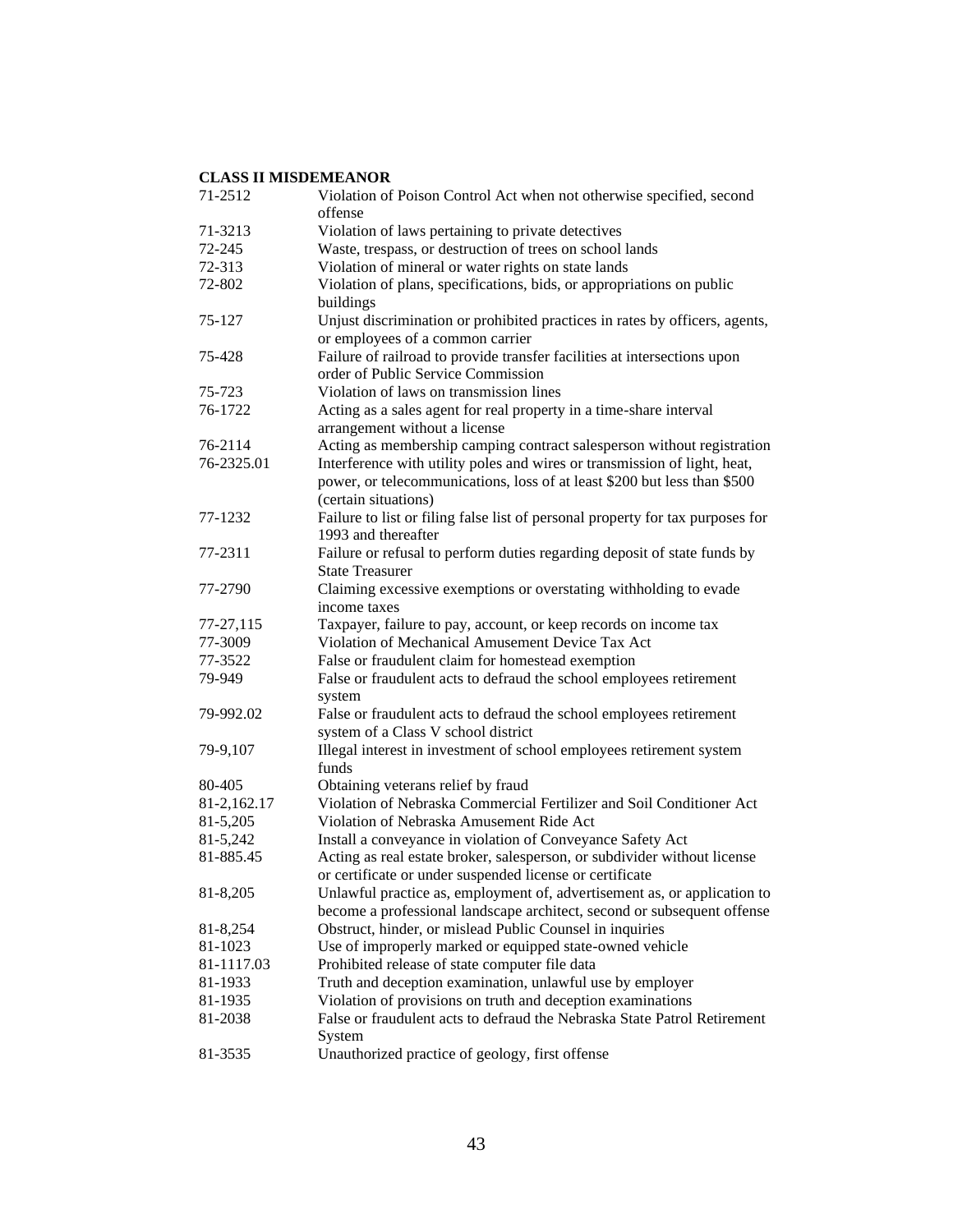**CLASS II MISDEMEANOR**

| | |
|---|---|
| 71-2512 | Violation of Poison Control Act when not otherwise specified, second offense |
| 71-3213 | Violation of laws pertaining to private detectives |
| 72-245 | Waste, trespass, or destruction of trees on school lands |
| 72-313 | Violation of mineral or water rights on state lands |
| 72-802 | Violation of plans, specifications, bids, or appropriations on public buildings |
| 75-127 | Unjust discrimination or prohibited practices in rates by officers, agents, or employees of a common carrier |
| 75-428 | Failure of railroad to provide transfer facilities at intersections upon order of Public Service Commission |
| 75-723 | Violation of laws on transmission lines |
| 76-1722 | Acting as a sales agent for real property in a time-share interval arrangement without a license |
| 76-2114 | Acting as membership camping contract salesperson without registration |
| 76-2325.01 | Interference with utility poles and wires or transmission of light, heat, power, or telecommunications, loss of at least $200 but less than $500 (certain situations) |
| 77-1232 | Failure to list or filing false list of personal property for tax purposes for 1993 and thereafter |
| 77-2311 | Failure or refusal to perform duties regarding deposit of state funds by State Treasurer |
| 77-2790 | Claiming excessive exemptions or overstating withholding to evade income taxes |
| 77-27,115 | Taxpayer, failure to pay, account, or keep records on income tax |
| 77-3009 | Violation of Mechanical Amusement Device Tax Act |
| 77-3522 | False or fraudulent claim for homestead exemption |
| 79-949 | False or fraudulent acts to defraud the school employees retirement system |
| 79-992.02 | False or fraudulent acts to defraud the school employees retirement system of a Class V school district |
| 79-9,107 | Illegal interest in investment of school employees retirement system funds |
| 80-405 | Obtaining veterans relief by fraud |
| 81-2,162.17 | Violation of Nebraska Commercial Fertilizer and Soil Conditioner Act |
| 81-5,205 | Violation of Nebraska Amusement Ride Act |
| 81-5,242 | Install a conveyance in violation of Conveyance Safety Act |
| 81-885.45 | Acting as real estate broker, salesperson, or subdivider without license or certificate or under suspended license or certificate |
| 81-8,205 | Unlawful practice as, employment of, advertisement as, or application to become a professional landscape architect, second or subsequent offense |
| 81-8,254 | Obstruct, hinder, or mislead Public Counsel in inquiries |
| 81-1023 | Use of improperly marked or equipped state-owned vehicle |
| 81-1117.03 | Prohibited release of state computer file data |
| 81-1933 | Truth and deception examination, unlawful use by employer |
| 81-1935 | Violation of provisions on truth and deception examinations |
| 81-2038 | False or fraudulent acts to defraud the Nebraska State Patrol Retirement System |
| 81-3535 | Unauthorized practice of geology, first offense |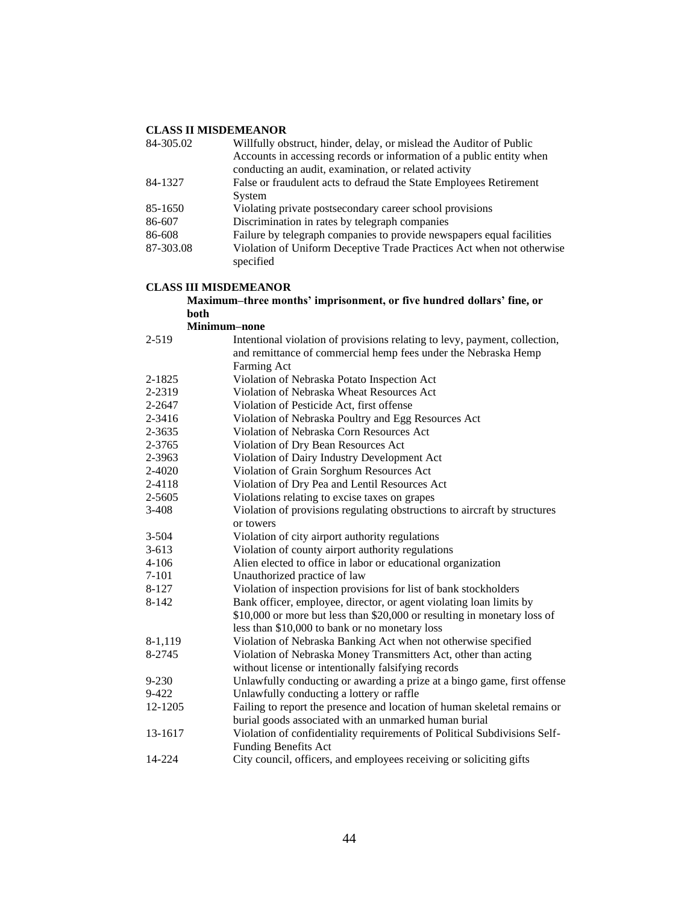**CLASS II MISDEMEANOR**

| | |
|---|---|
| 84-305.02 | Willfully obstruct, hinder, delay, or mislead the Auditor of Public Accounts in accessing records or information of a public entity when conducting an audit, examination, or related activity |
| 84-1327 | False or fraudulent acts to defraud the State Employees Retirement System |
| 85-1650 | Violating private postsecondary career school provisions |
| 86-607 | Discrimination in rates by telegraph companies |
| 86-608 | Failure by telegraph companies to provide newspapers equal facilities |
| 87-303.08 | Violation of Uniform Deceptive Trade Practices Act when not otherwise specified |

**CLASS III MISDEMEANOR**

**Maximum–three months' imprisonment, or five hundred dollars' fine, or both**

**Minimum–none**

| | |
|---|---|
| 2-519 | Intentional violation of provisions relating to levy, payment, collection, and remittance of commercial hemp fees under the Nebraska Hemp Farming Act |
| 2-1825 | Violation of Nebraska Potato Inspection Act |
| 2-2319 | Violation of Nebraska Wheat Resources Act |
| 2-2647 | Violation of Pesticide Act, first offense |
| 2-3416 | Violation of Nebraska Poultry and Egg Resources Act |
| 2-3635 | Violation of Nebraska Corn Resources Act |
| 2-3765 | Violation of Dry Bean Resources Act |
| 2-3963 | Violation of Dairy Industry Development Act |
| 2-4020 | Violation of Grain Sorghum Resources Act |
| 2-4118 | Violation of Dry Pea and Lentil Resources Act |
| 2-5605 | Violations relating to excise taxes on grapes |
| 3-408 | Violation of provisions regulating obstructions to aircraft by structures or towers |
| 3-504 | Violation of city airport authority regulations |
| 3-613 | Violation of county airport authority regulations |
| 4-106 | Alien elected to office in labor or educational organization |
| 7-101 | Unauthorized practice of law |
| 8-127 | Violation of inspection provisions for list of bank stockholders |
| 8-142 | Bank officer, employee, director, or agent violating loan limits by $10,000 or more but less than $20,000 or resulting in monetary loss of less than $10,000 to bank or no monetary loss |
| 8-1,119 | Violation of Nebraska Banking Act when not otherwise specified |
| 8-2745 | Violation of Nebraska Money Transmitters Act, other than acting without license or intentionally falsifying records |
| 9-230 | Unlawfully conducting or awarding a prize at a bingo game, first offense |
| 9-422 | Unlawfully conducting a lottery or raffle |
| 12-1205 | Failing to report the presence and location of human skeletal remains or burial goods associated with an unmarked human burial |
| 13-1617 | Violation of confidentiality requirements of Political Subdivisions Self-Funding Benefits Act |
| 14-224 | City council, officers, and employees receiving or soliciting gifts |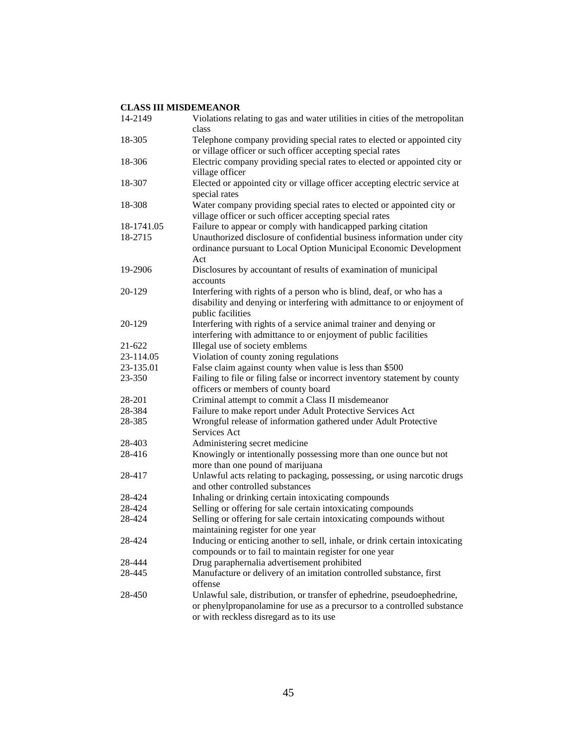**CLASS III MISDEMEANOR**

| | |
|---|---|
| 14-2149 | Violations relating to gas and water utilities in cities of the metropolitan class |
| 18-305 | Telephone company providing special rates to elected or appointed city or village officer or such officer accepting special rates |
| 18-306 | Electric company providing special rates to elected or appointed city or village officer |
| 18-307 | Elected or appointed city or village officer accepting electric service at special rates |
| 18-308 | Water company providing special rates to elected or appointed city or village officer or such officer accepting special rates |
| 18-1741.05 | Failure to appear or comply with handicapped parking citation |
| 18-2715 | Unauthorized disclosure of confidential business information under city ordinance pursuant to Local Option Municipal Economic Development Act |
| 19-2906 | Disclosures by accountant of results of examination of municipal accounts |
| 20-129 | Interfering with rights of a person who is blind, deaf, or who has a disability and denying or interfering with admittance to or enjoyment of public facilities |
| 20-129 | Interfering with rights of a service animal trainer and denying or interfering with admittance to or enjoyment of public facilities |
| 21-622 | Illegal use of society emblems |
| 23-114.05 | Violation of county zoning regulations |
| 23-135.01 | False claim against county when value is less than $500 |
| 23-350 | Failing to file or filing false or incorrect inventory statement by county officers or members of county board |
| 28-201 | Criminal attempt to commit a Class II misdemeanor |
| 28-384 | Failure to make report under Adult Protective Services Act |
| 28-385 | Wrongful release of information gathered under Adult Protective Services Act |
| 28-403 | Administering secret medicine |
| 28-416 | Knowingly or intentionally possessing more than one ounce but not more than one pound of marijuana |
| 28-417 | Unlawful acts relating to packaging, possessing, or using narcotic drugs and other controlled substances |
| 28-424 | Inhaling or drinking certain intoxicating compounds |
| 28-424 | Selling or offering for sale certain intoxicating compounds |
| 28-424 | Selling or offering for sale certain intoxicating compounds without maintaining register for one year |
| 28-424 | Inducing or enticing another to sell, inhale, or drink certain intoxicating compounds or to fail to maintain register for one year |
| 28-444 | Drug paraphernalia advertisement prohibited |
| 28-445 | Manufacture or delivery of an imitation controlled substance, first offense |
| 28-450 | Unlawful sale, distribution, or transfer of ephedrine, pseudoephedrine, or phenylpropanolamine for use as a precursor to a controlled substance or with reckless disregard as to its use |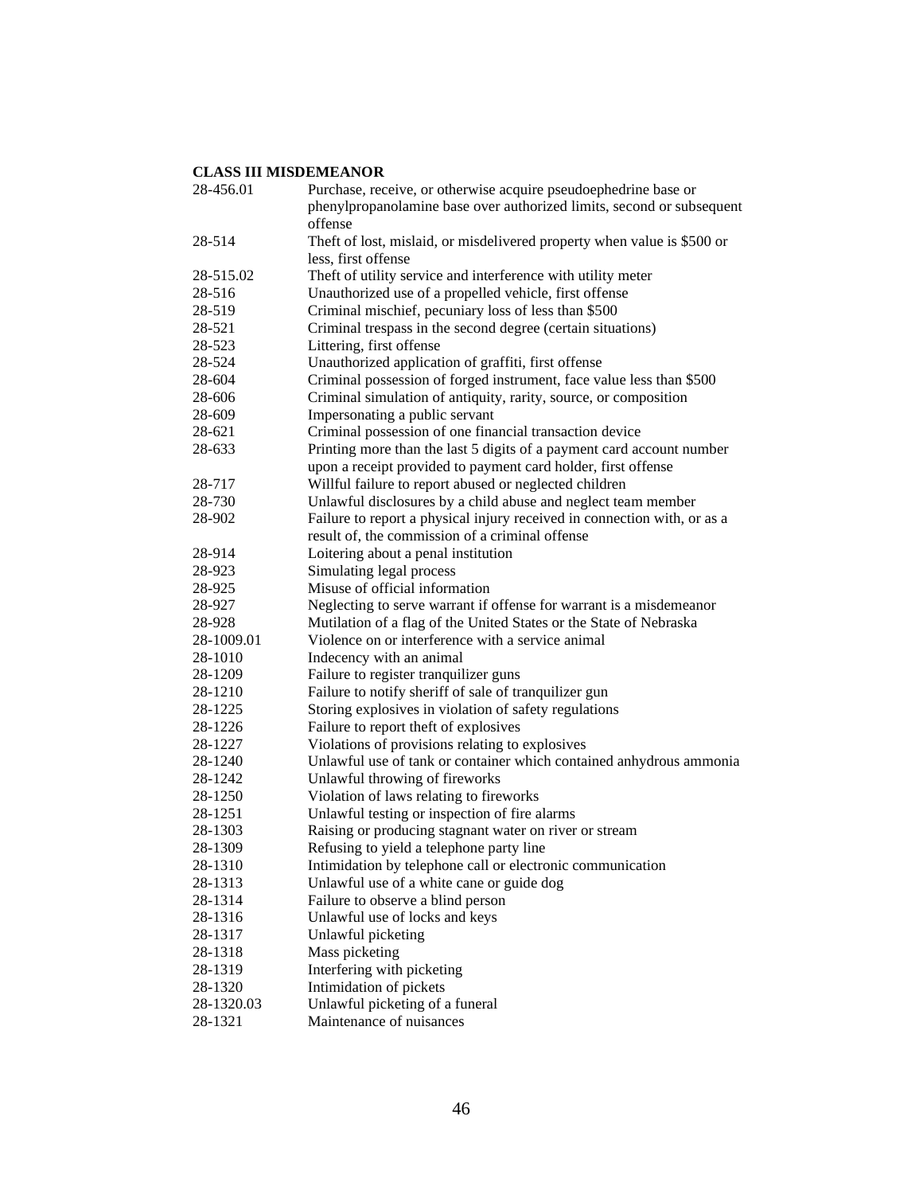**CLASS III MISDEMEANOR**

| | |
|---|---|
| 28-456.01 | Purchase, receive, or otherwise acquire pseudoephedrine base or phenylpropanolamine base over authorized limits, second or subsequent offense |
| 28-514 | Theft of lost, mislaid, or misdelivered property when value is $500 or less, first offense |
| 28-515.02 | Theft of utility service and interference with utility meter |
| 28-516 | Unauthorized use of a propelled vehicle, first offense |
| 28-519 | Criminal mischief, pecuniary loss of less than $500 |
| 28-521 | Criminal trespass in the second degree (certain situations) |
| 28-523 | Littering, first offense |
| 28-524 | Unauthorized application of graffiti, first offense |
| 28-604 | Criminal possession of forged instrument, face value less than $500 |
| 28-606 | Criminal simulation of antiquity, rarity, source, or composition |
| 28-609 | Impersonating a public servant |
| 28-621 | Criminal possession of one financial transaction device |
| 28-633 | Printing more than the last 5 digits of a payment card account number upon a receipt provided to payment card holder, first offense |
| 28-717 | Willful failure to report abused or neglected children |
| 28-730 | Unlawful disclosures by a child abuse and neglect team member |
| 28-902 | Failure to report a physical injury received in connection with, or as a result of, the commission of a criminal offense |
| 28-914 | Loitering about a penal institution |
| 28-923 | Simulating legal process |
| 28-925 | Misuse of official information |
| 28-927 | Neglecting to serve warrant if offense for warrant is a misdemeanor |
| 28-928 | Mutilation of a flag of the United States or the State of Nebraska |
| 28-1009.01 | Violence on or interference with a service animal |
| 28-1010 | Indecency with an animal |
| 28-1209 | Failure to register tranquilizer guns |
| 28-1210 | Failure to notify sheriff of sale of tranquilizer gun |
| 28-1225 | Storing explosives in violation of safety regulations |
| 28-1226 | Failure to report theft of explosives |
| 28-1227 | Violations of provisions relating to explosives |
| 28-1240 | Unlawful use of tank or container which contained anhydrous ammonia |
| 28-1242 | Unlawful throwing of fireworks |
| 28-1250 | Violation of laws relating to fireworks |
| 28-1251 | Unlawful testing or inspection of fire alarms |
| 28-1303 | Raising or producing stagnant water on river or stream |
| 28-1309 | Refusing to yield a telephone party line |
| 28-1310 | Intimidation by telephone call or electronic communication |
| 28-1313 | Unlawful use of a white cane or guide dog |
| 28-1314 | Failure to observe a blind person |
| 28-1316 | Unlawful use of locks and keys |
| 28-1317 | Unlawful picketing |
| 28-1318 | Mass picketing |
| 28-1319 | Interfering with picketing |
| 28-1320 | Intimidation of pickets |
| 28-1320.03 | Unlawful picketing of a funeral |
| 28-1321 | Maintenance of nuisances |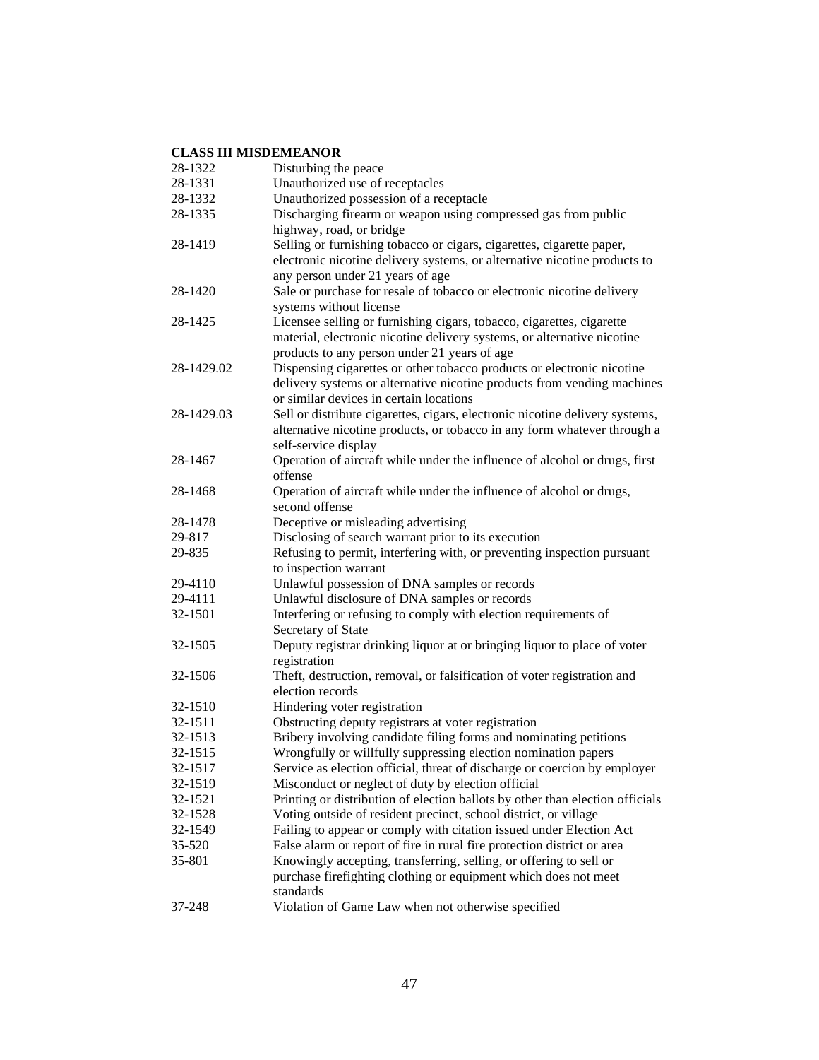**CLASS III MISDEMEANOR**

| | |
|---|---|
| 28-1322 | Disturbing the peace |
| 28-1331 | Unauthorized use of receptacles |
| 28-1332 | Unauthorized possession of a receptacle |
| 28-1335 | Discharging firearm or weapon using compressed gas from public highway, road, or bridge |
| 28-1419 | Selling or furnishing tobacco or cigars, cigarettes, cigarette paper, electronic nicotine delivery systems, or alternative nicotine products to any person under 21 years of age |
| 28-1420 | Sale or purchase for resale of tobacco or electronic nicotine delivery systems without license |
| 28-1425 | Licensee selling or furnishing cigars, tobacco, cigarettes, cigarette material, electronic nicotine delivery systems, or alternative nicotine products to any person under 21 years of age |
| 28-1429.02 | Dispensing cigarettes or other tobacco products or electronic nicotine delivery systems or alternative nicotine products from vending machines or similar devices in certain locations |
| 28-1429.03 | Sell or distribute cigarettes, cigars, electronic nicotine delivery systems, alternative nicotine products, or tobacco in any form whatever through a self-service display |
| 28-1467 | Operation of aircraft while under the influence of alcohol or drugs, first offense |
| 28-1468 | Operation of aircraft while under the influence of alcohol or drugs, second offense |
| 28-1478 | Deceptive or misleading advertising |
| 29-817 | Disclosing of search warrant prior to its execution |
| 29-835 | Refusing to permit, interfering with, or preventing inspection pursuant to inspection warrant |
| 29-4110 | Unlawful possession of DNA samples or records |
| 29-4111 | Unlawful disclosure of DNA samples or records |
| 32-1501 | Interfering or refusing to comply with election requirements of Secretary of State |
| 32-1505 | Deputy registrar drinking liquor at or bringing liquor to place of voter registration |
| 32-1506 | Theft, destruction, removal, or falsification of voter registration and election records |
| 32-1510 | Hindering voter registration |
| 32-1511 | Obstructing deputy registrars at voter registration |
| 32-1513 | Bribery involving candidate filing forms and nominating petitions |
| 32-1515 | Wrongfully or willfully suppressing election nomination papers |
| 32-1517 | Service as election official, threat of discharge or coercion by employer |
| 32-1519 | Misconduct or neglect of duty by election official |
| 32-1521 | Printing or distribution of election ballots by other than election officials |
| 32-1528 | Voting outside of resident precinct, school district, or village |
| 32-1549 | Failing to appear or comply with citation issued under Election Act |
| 35-520 | False alarm or report of fire in rural fire protection district or area |
| 35-801 | Knowingly accepting, transferring, selling, or offering to sell or purchase firefighting clothing or equipment which does not meet standards |
| 37-248 | Violation of Game Law when not otherwise specified |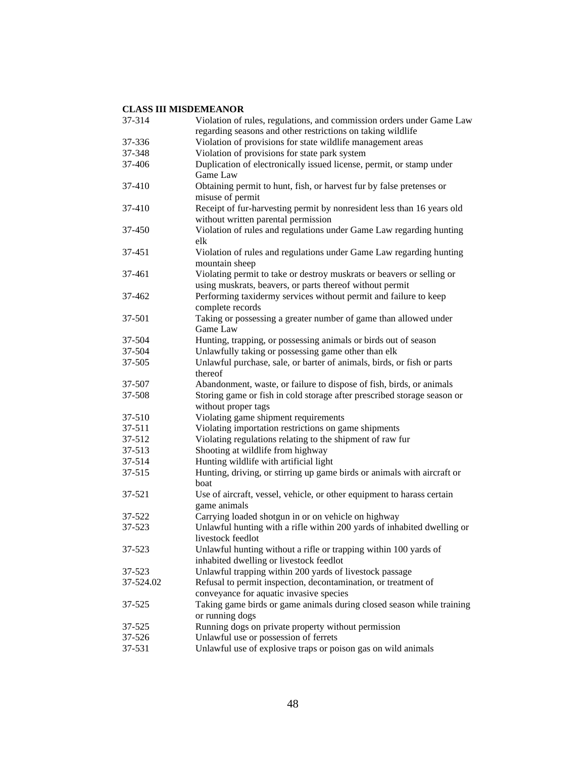**CLASS III MISDEMEANOR**

| | |
|---|---|
| 37-314 | Violation of rules, regulations, and commission orders under Game Law regarding seasons and other restrictions on taking wildlife |
| 37-336 | Violation of provisions for state wildlife management areas |
| 37-348 | Violation of provisions for state park system |
| 37-406 | Duplication of electronically issued license, permit, or stamp under Game Law |
| 37-410 | Obtaining permit to hunt, fish, or harvest fur by false pretenses or misuse of permit |
| 37-410 | Receipt of fur-harvesting permit by nonresident less than 16 years old without written parental permission |
| 37-450 | Violation of rules and regulations under Game Law regarding hunting elk |
| 37-451 | Violation of rules and regulations under Game Law regarding hunting mountain sheep |
| 37-461 | Violating permit to take or destroy muskrats or beavers or selling or using muskrats, beavers, or parts thereof without permit |
| 37-462 | Performing taxidermy services without permit and failure to keep complete records |
| 37-501 | Taking or possessing a greater number of game than allowed under Game Law |
| 37-504 | Hunting, trapping, or possessing animals or birds out of season |
| 37-504 | Unlawfully taking or possessing game other than elk |
| 37-505 | Unlawful purchase, sale, or barter of animals, birds, or fish or parts thereof |
| 37-507 | Abandonment, waste, or failure to dispose of fish, birds, or animals |
| 37-508 | Storing game or fish in cold storage after prescribed storage season or without proper tags |
| 37-510 | Violating game shipment requirements |
| 37-511 | Violating importation restrictions on game shipments |
| 37-512 | Violating regulations relating to the shipment of raw fur |
| 37-513 | Shooting at wildlife from highway |
| 37-514 | Hunting wildlife with artificial light |
| 37-515 | Hunting, driving, or stirring up game birds or animals with aircraft or boat |
| 37-521 | Use of aircraft, vessel, vehicle, or other equipment to harass certain game animals |
| 37-522 | Carrying loaded shotgun in or on vehicle on highway |
| 37-523 | Unlawful hunting with a rifle within 200 yards of inhabited dwelling or livestock feedlot |
| 37-523 | Unlawful hunting without a rifle or trapping within 100 yards of inhabited dwelling or livestock feedlot |
| 37-523 | Unlawful trapping within 200 yards of livestock passage |
| 37-524.02 | Refusal to permit inspection, decontamination, or treatment of conveyance for aquatic invasive species |
| 37-525 | Taking game birds or game animals during closed season while training or running dogs |
| 37-525 | Running dogs on private property without permission |
| 37-526 | Unlawful use or possession of ferrets |
| 37-531 | Unlawful use of explosive traps or poison gas on wild animals |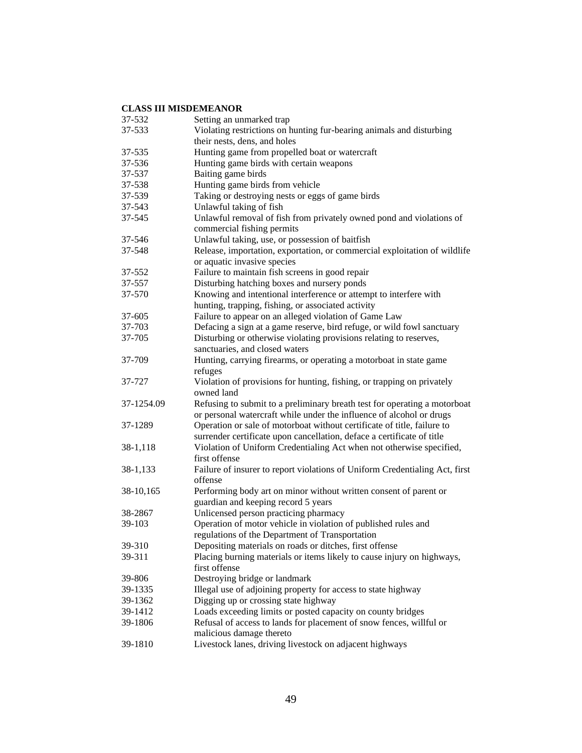**CLASS III MISDEMEANOR**

| | |
|---|---|
| 37-532 | Setting an unmarked trap |
| 37-533 | Violating restrictions on hunting fur-bearing animals and disturbing their nests, dens, and holes |
| 37-535 | Hunting game from propelled boat or watercraft |
| 37-536 | Hunting game birds with certain weapons |
| 37-537 | Baiting game birds |
| 37-538 | Hunting game birds from vehicle |
| 37-539 | Taking or destroying nests or eggs of game birds |
| 37-543 | Unlawful taking of fish |
| 37-545 | Unlawful removal of fish from privately owned pond and violations of commercial fishing permits |
| 37-546 | Unlawful taking, use, or possession of baitfish |
| 37-548 | Release, importation, exportation, or commercial exploitation of wildlife or aquatic invasive species |
| 37-552 | Failure to maintain fish screens in good repair |
| 37-557 | Disturbing hatching boxes and nursery ponds |
| 37-570 | Knowing and intentional interference or attempt to interfere with hunting, trapping, fishing, or associated activity |
| 37-605 | Failure to appear on an alleged violation of Game Law |
| 37-703 | Defacing a sign at a game reserve, bird refuge, or wild fowl sanctuary |
| 37-705 | Disturbing or otherwise violating provisions relating to reserves, sanctuaries, and closed waters |
| 37-709 | Hunting, carrying firearms, or operating a motorboat in state game refuges |
| 37-727 | Violation of provisions for hunting, fishing, or trapping on privately owned land |
| 37-1254.09 | Refusing to submit to a preliminary breath test for operating a motorboat or personal watercraft while under the influence of alcohol or drugs |
| 37-1289 | Operation or sale of motorboat without certificate of title, failure to surrender certificate upon cancellation, deface a certificate of title |
| 38-1,118 | Violation of Uniform Credentialing Act when not otherwise specified, first offense |
| 38-1,133 | Failure of insurer to report violations of Uniform Credentialing Act, first offense |
| 38-10,165 | Performing body art on minor without written consent of parent or guardian and keeping record 5 years |
| 38-2867 | Unlicensed person practicing pharmacy |
| 39-103 | Operation of motor vehicle in violation of published rules and regulations of the Department of Transportation |
| 39-310 | Depositing materials on roads or ditches, first offense |
| 39-311 | Placing burning materials or items likely to cause injury on highways, first offense |
| 39-806 | Destroying bridge or landmark |
| 39-1335 | Illegal use of adjoining property for access to state highway |
| 39-1362 | Digging up or crossing state highway |
| 39-1412 | Loads exceeding limits or posted capacity on county bridges |
| 39-1806 | Refusal of access to lands for placement of snow fences, willful or malicious damage thereto |
| 39-1810 | Livestock lanes, driving livestock on adjacent highways |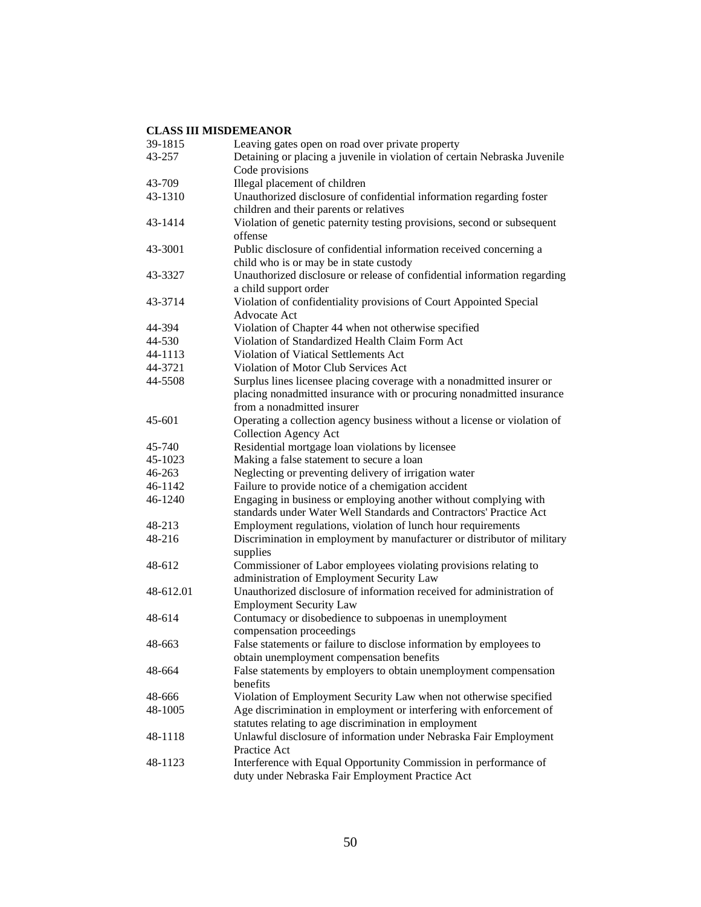**CLASS III MISDEMEANOR**

| | |
|---|---|
| 39-1815 | Leaving gates open on road over private property |
| 43-257 | Detaining or placing a juvenile in violation of certain Nebraska Juvenile Code provisions |
| 43-709 | Illegal placement of children |
| 43-1310 | Unauthorized disclosure of confidential information regarding foster children and their parents or relatives |
| 43-1414 | Violation of genetic paternity testing provisions, second or subsequent offense |
| 43-3001 | Public disclosure of confidential information received concerning a child who is or may be in state custody |
| 43-3327 | Unauthorized disclosure or release of confidential information regarding a child support order |
| 43-3714 | Violation of confidentiality provisions of Court Appointed Special Advocate Act |
| 44-394 | Violation of Chapter 44 when not otherwise specified |
| 44-530 | Violation of Standardized Health Claim Form Act |
| 44-1113 | Violation of Viatical Settlements Act |
| 44-3721 | Violation of Motor Club Services Act |
| 44-5508 | Surplus lines licensee placing coverage with a nonadmitted insurer or placing nonadmitted insurance with or procuring nonadmitted insurance from a nonadmitted insurer |
| 45-601 | Operating a collection agency business without a license or violation of Collection Agency Act |
| 45-740 | Residential mortgage loan violations by licensee |
| 45-1023 | Making a false statement to secure a loan |
| 46-263 | Neglecting or preventing delivery of irrigation water |
| 46-1142 | Failure to provide notice of a chemigation accident |
| 46-1240 | Engaging in business or employing another without complying with standards under Water Well Standards and Contractors' Practice Act |
| 48-213 | Employment regulations, violation of lunch hour requirements |
| 48-216 | Discrimination in employment by manufacturer or distributor of military supplies |
| 48-612 | Commissioner of Labor employees violating provisions relating to administration of Employment Security Law |
| 48-612.01 | Unauthorized disclosure of information received for administration of Employment Security Law |
| 48-614 | Contumacy or disobedience to subpoenas in unemployment compensation proceedings |
| 48-663 | False statements or failure to disclose information by employees to obtain unemployment compensation benefits |
| 48-664 | False statements by employers to obtain unemployment compensation benefits |
| 48-666 | Violation of Employment Security Law when not otherwise specified |
| 48-1005 | Age discrimination in employment or interfering with enforcement of statutes relating to age discrimination in employment |
| 48-1118 | Unlawful disclosure of information under Nebraska Fair Employment Practice Act |
| 48-1123 | Interference with Equal Opportunity Commission in performance of duty under Nebraska Fair Employment Practice Act |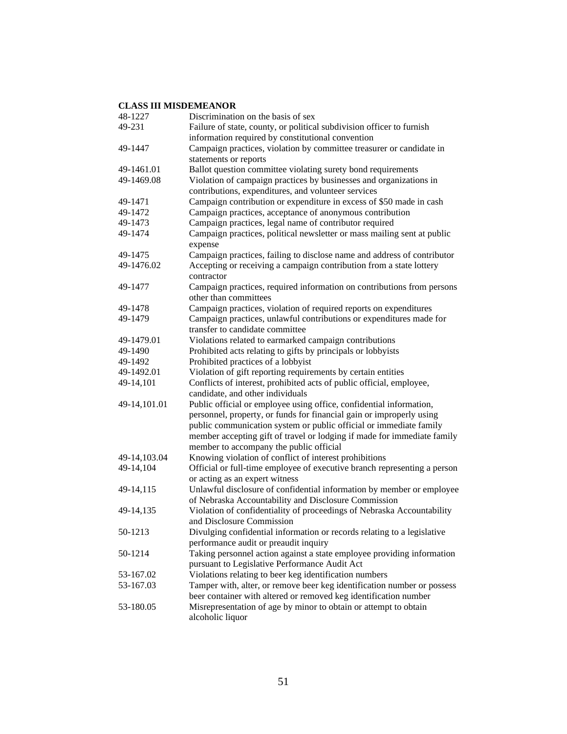**CLASS III MISDEMEANOR**

| | |
|---|---|
| 48-1227 | Discrimination on the basis of sex |
| 49-231 | Failure of state, county, or political subdivision officer to furnish information required by constitutional convention |
| 49-1447 | Campaign practices, violation by committee treasurer or candidate in statements or reports |
| 49-1461.01 | Ballot question committee violating surety bond requirements |
| 49-1469.08 | Violation of campaign practices by businesses and organizations in contributions, expenditures, and volunteer services |
| 49-1471 | Campaign contribution or expenditure in excess of $50 made in cash |
| 49-1472 | Campaign practices, acceptance of anonymous contribution |
| 49-1473 | Campaign practices, legal name of contributor required |
| 49-1474 | Campaign practices, political newsletter or mass mailing sent at public expense |
| 49-1475 | Campaign practices, failing to disclose name and address of contributor |
| 49-1476.02 | Accepting or receiving a campaign contribution from a state lottery contractor |
| 49-1477 | Campaign practices, required information on contributions from persons other than committees |
| 49-1478 | Campaign practices, violation of required reports on expenditures |
| 49-1479 | Campaign practices, unlawful contributions or expenditures made for transfer to candidate committee |
| 49-1479.01 | Violations related to earmarked campaign contributions |
| 49-1490 | Prohibited acts relating to gifts by principals or lobbyists |
| 49-1492 | Prohibited practices of a lobbyist |
| 49-1492.01 | Violation of gift reporting requirements by certain entities |
| 49-14,101 | Conflicts of interest, prohibited acts of public official, employee, candidate, and other individuals |
| 49-14,101.01 | Public official or employee using office, confidential information, personnel, property, or funds for financial gain or improperly using public communication system or public official or immediate family member accepting gift of travel or lodging if made for immediate family member to accompany the public official |
| 49-14,103.04 | Knowing violation of conflict of interest prohibitions |
| 49-14,104 | Official or full-time employee of executive branch representing a person or acting as an expert witness |
| 49-14,115 | Unlawful disclosure of confidential information by member or employee of Nebraska Accountability and Disclosure Commission |
| 49-14,135 | Violation of confidentiality of proceedings of Nebraska Accountability and Disclosure Commission |
| 50-1213 | Divulging confidential information or records relating to a legislative performance audit or preaudit inquiry |
| 50-1214 | Taking personnel action against a state employee providing information pursuant to Legislative Performance Audit Act |
| 53-167.02 | Violations relating to beer keg identification numbers |
| 53-167.03 | Tamper with, alter, or remove beer keg identification number or possess beer container with altered or removed keg identification number |
| 53-180.05 | Misrepresentation of age by minor to obtain or attempt to obtain alcoholic liquor |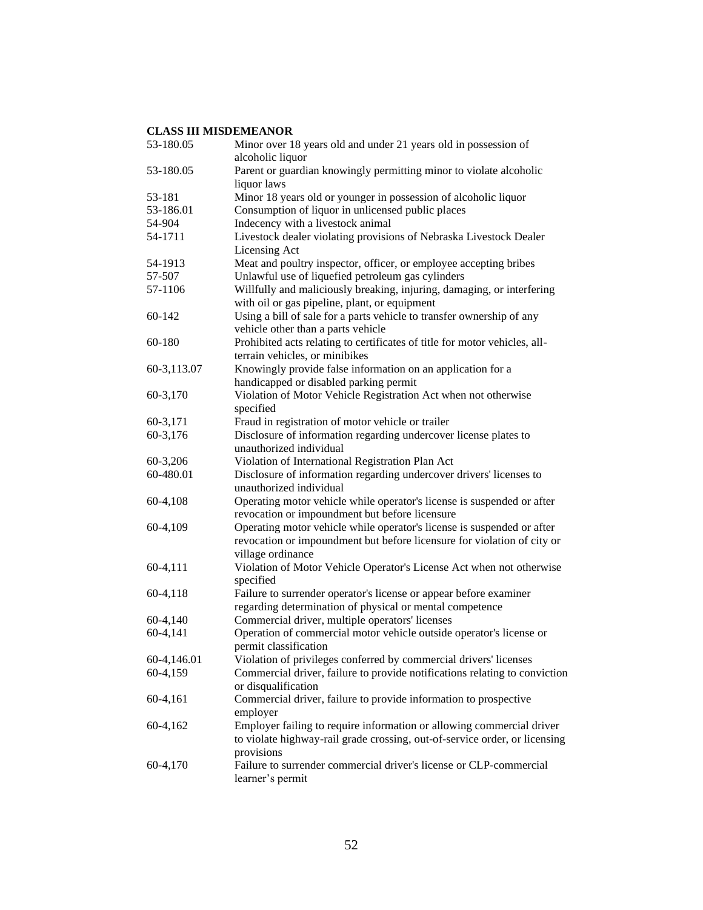**CLASS III MISDEMEANOR**

| | |
|---|---|
| 53-180.05 | Minor over 18 years old and under 21 years old in possession of alcoholic liquor |
| 53-180.05 | Parent or guardian knowingly permitting minor to violate alcoholic liquor laws |
| 53-181 | Minor 18 years old or younger in possession of alcoholic liquor |
| 53-186.01 | Consumption of liquor in unlicensed public places |
| 54-904 | Indecency with a livestock animal |
| 54-1711 | Livestock dealer violating provisions of Nebraska Livestock Dealer Licensing Act |
| 54-1913 | Meat and poultry inspector, officer, or employee accepting bribes |
| 57-507 | Unlawful use of liquefied petroleum gas cylinders |
| 57-1106 | Willfully and maliciously breaking, injuring, damaging, or interfering with oil or gas pipeline, plant, or equipment |
| 60-142 | Using a bill of sale for a parts vehicle to transfer ownership of any vehicle other than a parts vehicle |
| 60-180 | Prohibited acts relating to certificates of title for motor vehicles, all-terrain vehicles, or minibikes |
| 60-3,113.07 | Knowingly provide false information on an application for a handicapped or disabled parking permit |
| 60-3,170 | Violation of Motor Vehicle Registration Act when not otherwise specified |
| 60-3,171 | Fraud in registration of motor vehicle or trailer |
| 60-3,176 | Disclosure of information regarding undercover license plates to unauthorized individual |
| 60-3,206 | Violation of International Registration Plan Act |
| 60-480.01 | Disclosure of information regarding undercover drivers' licenses to unauthorized individual |
| 60-4,108 | Operating motor vehicle while operator's license is suspended or after revocation or impoundment but before licensure |
| 60-4,109 | Operating motor vehicle while operator's license is suspended or after revocation or impoundment but before licensure for violation of city or village ordinance |
| 60-4,111 | Violation of Motor Vehicle Operator's License Act when not otherwise specified |
| 60-4,118 | Failure to surrender operator's license or appear before examiner regarding determination of physical or mental competence |
| 60-4,140 | Commercial driver, multiple operators' licenses |
| 60-4,141 | Operation of commercial motor vehicle outside operator's license or permit classification |
| 60-4,146.01 | Violation of privileges conferred by commercial drivers' licenses |
| 60-4,159 | Commercial driver, failure to provide notifications relating to conviction or disqualification |
| 60-4,161 | Commercial driver, failure to provide information to prospective employer |
| 60-4,162 | Employer failing to require information or allowing commercial driver to violate highway-rail grade crossing, out-of-service order, or licensing provisions |
| 60-4,170 | Failure to surrender commercial driver's license or CLP-commercial learner's permit |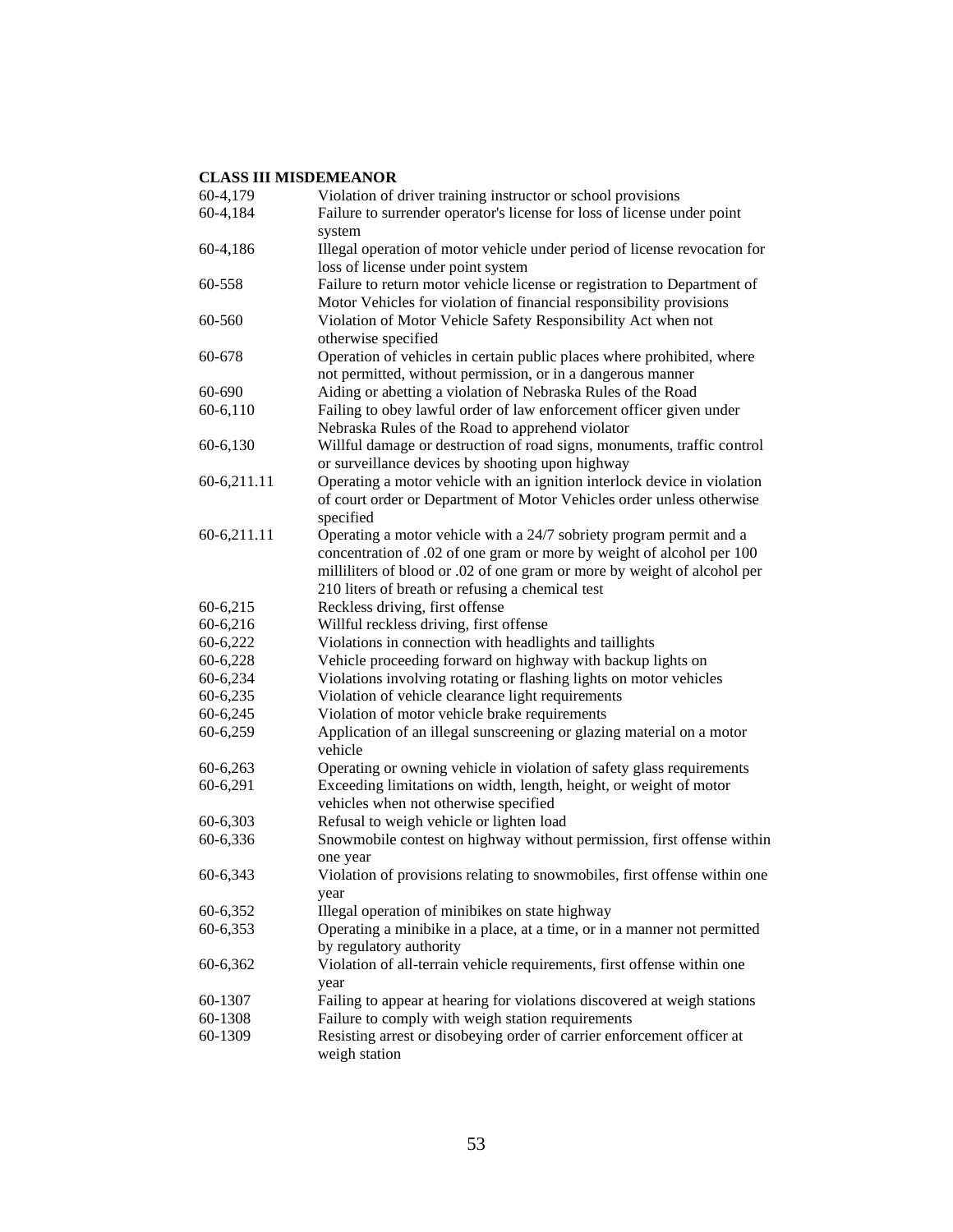**CLASS III MISDEMEANOR**

| | |
|---|---|
| 60-4,179 | Violation of driver training instructor or school provisions |
| 60-4,184 | Failure to surrender operator's license for loss of license under point system |
| 60-4,186 | Illegal operation of motor vehicle under period of license revocation for loss of license under point system |
| 60-558 | Failure to return motor vehicle license or registration to Department of Motor Vehicles for violation of financial responsibility provisions |
| 60-560 | Violation of Motor Vehicle Safety Responsibility Act when not otherwise specified |
| 60-678 | Operation of vehicles in certain public places where prohibited, where not permitted, without permission, or in a dangerous manner |
| 60-690 | Aiding or abetting a violation of Nebraska Rules of the Road |
| 60-6,110 | Failing to obey lawful order of law enforcement officer given under Nebraska Rules of the Road to apprehend violator |
| 60-6,130 | Willful damage or destruction of road signs, monuments, traffic control or surveillance devices by shooting upon highway |
| 60-6,211.11 | Operating a motor vehicle with an ignition interlock device in violation of court order or Department of Motor Vehicles order unless otherwise specified |
| 60-6,211.11 | Operating a motor vehicle with a 24/7 sobriety program permit and a concentration of .02 of one gram or more by weight of alcohol per 100 milliliters of blood or .02 of one gram or more by weight of alcohol per 210 liters of breath or refusing a chemical test |
| 60-6,215 | Reckless driving, first offense |
| 60-6,216 | Willful reckless driving, first offense |
| 60-6,222 | Violations in connection with headlights and taillights |
| 60-6,228 | Vehicle proceeding forward on highway with backup lights on |
| 60-6,234 | Violations involving rotating or flashing lights on motor vehicles |
| 60-6,235 | Violation of vehicle clearance light requirements |
| 60-6,245 | Violation of motor vehicle brake requirements |
| 60-6,259 | Application of an illegal sunscreening or glazing material on a motor vehicle |
| 60-6,263 | Operating or owning vehicle in violation of safety glass requirements |
| 60-6,291 | Exceeding limitations on width, length, height, or weight of motor vehicles when not otherwise specified |
| 60-6,303 | Refusal to weigh vehicle or lighten load |
| 60-6,336 | Snowmobile contest on highway without permission, first offense within one year |
| 60-6,343 | Violation of provisions relating to snowmobiles, first offense within one year |
| 60-6,352 | Illegal operation of minibikes on state highway |
| 60-6,353 | Operating a minibike in a place, at a time, or in a manner not permitted by regulatory authority |
| 60-6,362 | Violation of all-terrain vehicle requirements, first offense within one year |
| 60-1307 | Failing to appear at hearing for violations discovered at weigh stations |
| 60-1308 | Failure to comply with weigh station requirements |
| 60-1309 | Resisting arrest or disobeying order of carrier enforcement officer at weigh station |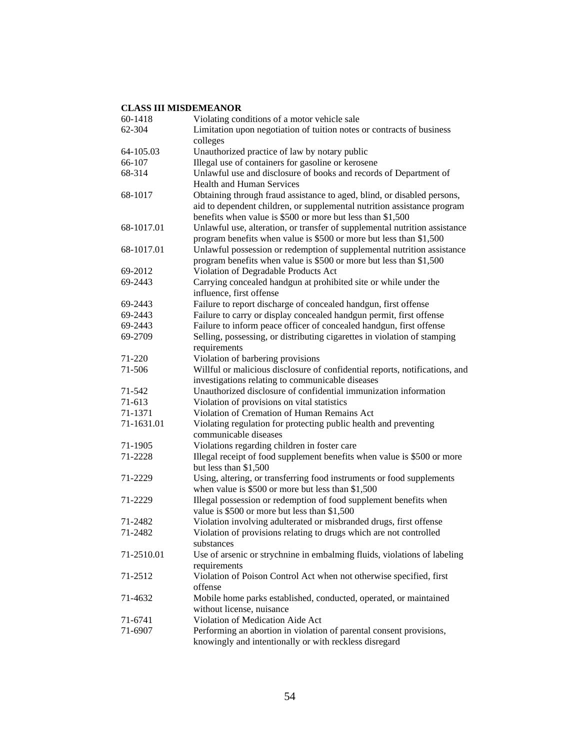**CLASS III MISDEMEANOR**

| | |
|---|---|
| 60-1418 | Violating conditions of a motor vehicle sale |
| 62-304 | Limitation upon negotiation of tuition notes or contracts of business colleges |
| 64-105.03 | Unauthorized practice of law by notary public |
| 66-107 | Illegal use of containers for gasoline or kerosene |
| 68-314 | Unlawful use and disclosure of books and records of Department of Health and Human Services |
| 68-1017 | Obtaining through fraud assistance to aged, blind, or disabled persons, aid to dependent children, or supplemental nutrition assistance program benefits when value is $500 or more but less than $1,500 |
| 68-1017.01 | Unlawful use, alteration, or transfer of supplemental nutrition assistance program benefits when value is $500 or more but less than $1,500 |
| 68-1017.01 | Unlawful possession or redemption of supplemental nutrition assistance program benefits when value is $500 or more but less than $1,500 |
| 69-2012 | Violation of Degradable Products Act |
| 69-2443 | Carrying concealed handgun at prohibited site or while under the influence, first offense |
| 69-2443 | Failure to report discharge of concealed handgun, first offense |
| 69-2443 | Failure to carry or display concealed handgun permit, first offense |
| 69-2443 | Failure to inform peace officer of concealed handgun, first offense |
| 69-2709 | Selling, possessing, or distributing cigarettes in violation of stamping requirements |
| 71-220 | Violation of barbering provisions |
| 71-506 | Willful or malicious disclosure of confidential reports, notifications, and investigations relating to communicable diseases |
| 71-542 | Unauthorized disclosure of confidential immunization information |
| 71-613 | Violation of provisions on vital statistics |
| 71-1371 | Violation of Cremation of Human Remains Act |
| 71-1631.01 | Violating regulation for protecting public health and preventing communicable diseases |
| 71-1905 | Violations regarding children in foster care |
| 71-2228 | Illegal receipt of food supplement benefits when value is $500 or more but less than $1,500 |
| 71-2229 | Using, altering, or transferring food instruments or food supplements when value is $500 or more but less than $1,500 |
| 71-2229 | Illegal possession or redemption of food supplement benefits when value is $500 or more but less than $1,500 |
| 71-2482 | Violation involving adulterated or misbranded drugs, first offense |
| 71-2482 | Violation of provisions relating to drugs which are not controlled substances |
| 71-2510.01 | Use of arsenic or strychnine in embalming fluids, violations of labeling requirements |
| 71-2512 | Violation of Poison Control Act when not otherwise specified, first offense |
| 71-4632 | Mobile home parks established, conducted, operated, or maintained without license, nuisance |
| 71-6741 | Violation of Medication Aide Act |
| 71-6907 | Performing an abortion in violation of parental consent provisions, knowingly and intentionally or with reckless disregard |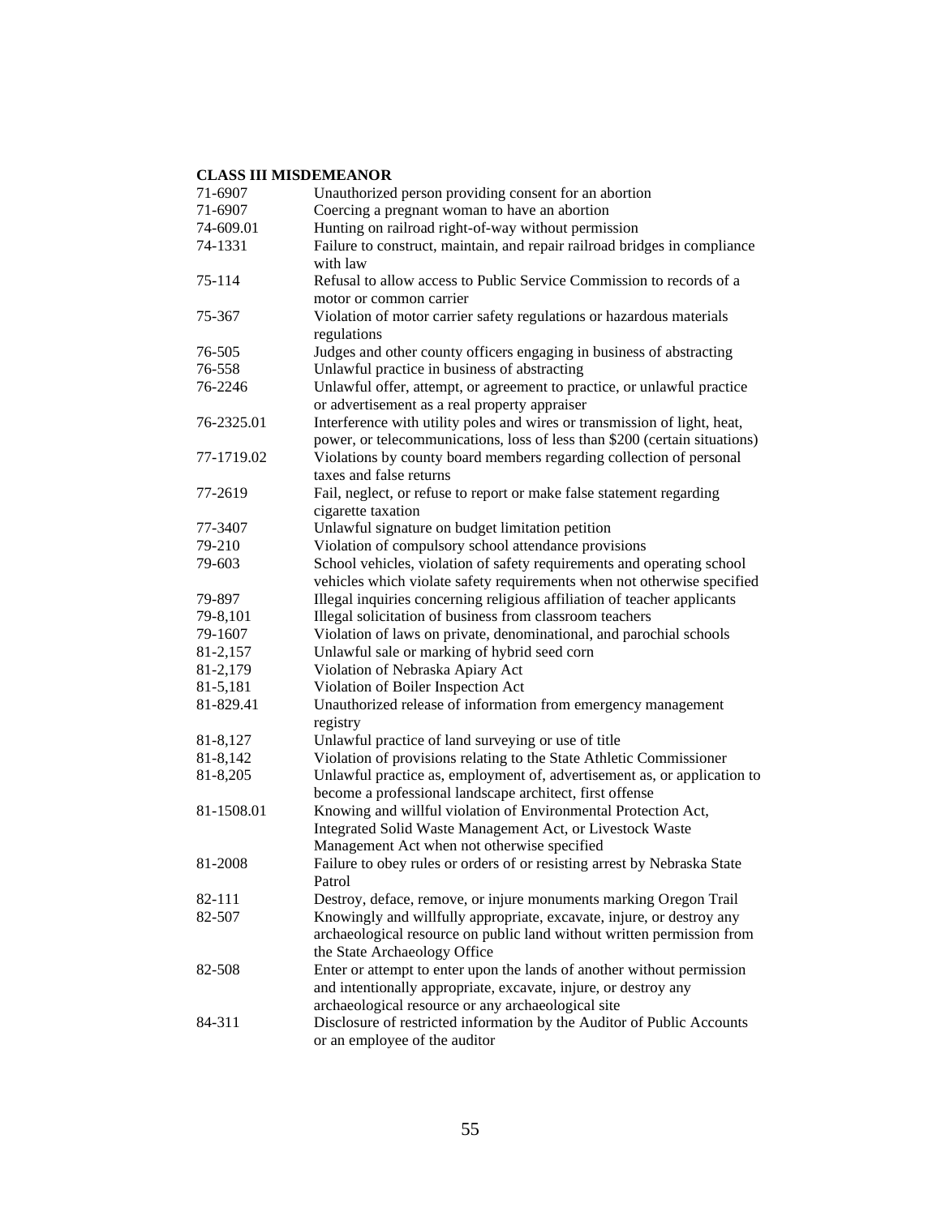**CLASS III MISDEMEANOR**

| | |
|---|---|
| 71-6907 | Unauthorized person providing consent for an abortion |
| 71-6907 | Coercing a pregnant woman to have an abortion |
| 74-609.01 | Hunting on railroad right-of-way without permission |
| 74-1331 | Failure to construct, maintain, and repair railroad bridges in compliance with law |
| 75-114 | Refusal to allow access to Public Service Commission to records of a motor or common carrier |
| 75-367 | Violation of motor carrier safety regulations or hazardous materials regulations |
| 76-505 | Judges and other county officers engaging in business of abstracting |
| 76-558 | Unlawful practice in business of abstracting |
| 76-2246 | Unlawful offer, attempt, or agreement to practice, or unlawful practice or advertisement as a real property appraiser |
| 76-2325.01 | Interference with utility poles and wires or transmission of light, heat, power, or telecommunications, loss of less than $200 (certain situations) |
| 77-1719.02 | Violations by county board members regarding collection of personal taxes and false returns |
| 77-2619 | Fail, neglect, or refuse to report or make false statement regarding cigarette taxation |
| 77-3407 | Unlawful signature on budget limitation petition |
| 79-210 | Violation of compulsory school attendance provisions |
| 79-603 | School vehicles, violation of safety requirements and operating school vehicles which violate safety requirements when not otherwise specified |
| 79-897 | Illegal inquiries concerning religious affiliation of teacher applicants |
| 79-8,101 | Illegal solicitation of business from classroom teachers |
| 79-1607 | Violation of laws on private, denominational, and parochial schools |
| 81-2,157 | Unlawful sale or marking of hybrid seed corn |
| 81-2,179 | Violation of Nebraska Apiary Act |
| 81-5,181 | Violation of Boiler Inspection Act |
| 81-829.41 | Unauthorized release of information from emergency management registry |
| 81-8,127 | Unlawful practice of land surveying or use of title |
| 81-8,142 | Violation of provisions relating to the State Athletic Commissioner |
| 81-8,205 | Unlawful practice as, employment of, advertisement as, or application to become a professional landscape architect, first offense |
| 81-1508.01 | Knowing and willful violation of Environmental Protection Act, Integrated Solid Waste Management Act, or Livestock Waste Management Act when not otherwise specified |
| 81-2008 | Failure to obey rules or orders of or resisting arrest by Nebraska State Patrol |
| 82-111 | Destroy, deface, remove, or injure monuments marking Oregon Trail |
| 82-507 | Knowingly and willfully appropriate, excavate, injure, or destroy any archaeological resource on public land without written permission from the State Archaeology Office |
| 82-508 | Enter or attempt to enter upon the lands of another without permission and intentionally appropriate, excavate, injure, or destroy any archaeological resource or any archaeological site |
| 84-311 | Disclosure of restricted information by the Auditor of Public Accounts or an employee of the auditor |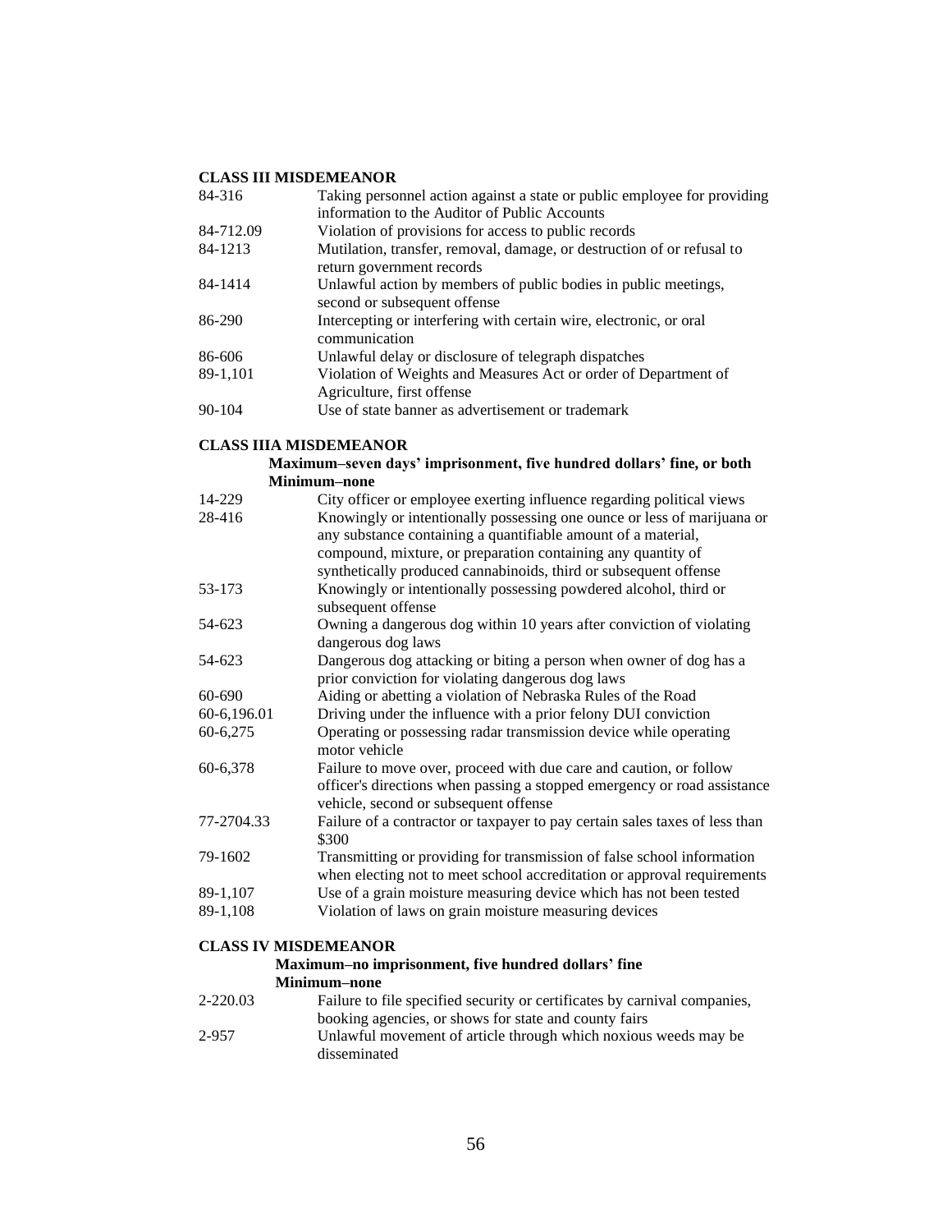**CLASS III MISDEMEANOR**

| | |
|---|---|
| 84-316 | Taking personnel action against a state or public employee for providing information to the Auditor of Public Accounts |
| 84-712.09 | Violation of provisions for access to public records |
| 84-1213 | Mutilation, transfer, removal, damage, or destruction of or refusal to return government records |
| 84-1414 | Unlawful action by members of public bodies in public meetings, second or subsequent offense |
| 86-290 | Intercepting or interfering with certain wire, electronic, or oral communication |
| 86-606 | Unlawful delay or disclosure of telegraph dispatches |
| 89-1,101 | Violation of Weights and Measures Act or order of Department of Agriculture, first offense |
| 90-104 | Use of state banner as advertisement or trademark |

**CLASS IIIA MISDEMEANOR**

**Maximum–seven days' imprisonment, five hundred dollars' fine, or both**
**Minimum–none**

| | |
|---|---|
| 14-229 | City officer or employee exerting influence regarding political views |
| 28-416 | Knowingly or intentionally possessing one ounce or less of marijuana or any substance containing a quantifiable amount of a material, compound, mixture, or preparation containing any quantity of synthetically produced cannabinoids, third or subsequent offense |
| 53-173 | Knowingly or intentionally possessing powdered alcohol, third or subsequent offense |
| 54-623 | Owning a dangerous dog within 10 years after conviction of violating dangerous dog laws |
| 54-623 | Dangerous dog attacking or biting a person when owner of dog has a prior conviction for violating dangerous dog laws |
| 60-690 | Aiding or abetting a violation of Nebraska Rules of the Road |
| 60-6,196.01 | Driving under the influence with a prior felony DUI conviction |
| 60-6,275 | Operating or possessing radar transmission device while operating motor vehicle |
| 60-6,378 | Failure to move over, proceed with due care and caution, or follow officer's directions when passing a stopped emergency or road assistance vehicle, second or subsequent offense |
| 77-2704.33 | Failure of a contractor or taxpayer to pay certain sales taxes of less than $300 |
| 79-1602 | Transmitting or providing for transmission of false school information when electing not to meet school accreditation or approval requirements |
| 89-1,107 | Use of a grain moisture measuring device which has not been tested |
| 89-1,108 | Violation of laws on grain moisture measuring devices |

**CLASS IV MISDEMEANOR**

**Maximum–no imprisonment, five hundred dollars' fine**
**Minimum–none**

| | |
|---|---|
| 2-220.03 | Failure to file specified security or certificates by carnival companies, booking agencies, or shows for state and county fairs |
| 2-957 | Unlawful movement of article through which noxious weeds may be disseminated |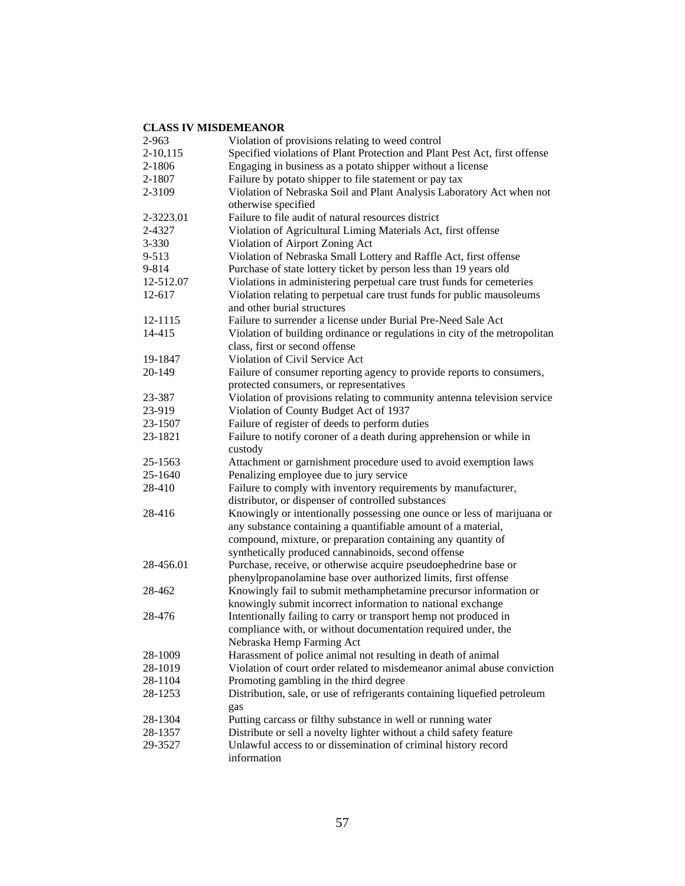**CLASS IV MISDEMEANOR**

| | |
|---|---|
| 2-963 | Violation of provisions relating to weed control |
| 2-10,115 | Specified violations of Plant Protection and Plant Pest Act, first offense |
| 2-1806 | Engaging in business as a potato shipper without a license |
| 2-1807 | Failure by potato shipper to file statement or pay tax |
| 2-3109 | Violation of Nebraska Soil and Plant Analysis Laboratory Act when not otherwise specified |
| 2-3223.01 | Failure to file audit of natural resources district |
| 2-4327 | Violation of Agricultural Liming Materials Act, first offense |
| 3-330 | Violation of Airport Zoning Act |
| 9-513 | Violation of Nebraska Small Lottery and Raffle Act, first offense |
| 9-814 | Purchase of state lottery ticket by person less than 19 years old |
| 12-512.07 | Violations in administering perpetual care trust funds for cemeteries |
| 12-617 | Violation relating to perpetual care trust funds for public mausoleums and other burial structures |
| 12-1115 | Failure to surrender a license under Burial Pre-Need Sale Act |
| 14-415 | Violation of building ordinance or regulations in city of the metropolitan class, first or second offense |
| 19-1847 | Violation of Civil Service Act |
| 20-149 | Failure of consumer reporting agency to provide reports to consumers, protected consumers, or representatives |
| 23-387 | Violation of provisions relating to community antenna television service |
| 23-919 | Violation of County Budget Act of 1937 |
| 23-1507 | Failure of register of deeds to perform duties |
| 23-1821 | Failure to notify coroner of a death during apprehension or while in custody |
| 25-1563 | Attachment or garnishment procedure used to avoid exemption laws |
| 25-1640 | Penalizing employee due to jury service |
| 28-410 | Failure to comply with inventory requirements by manufacturer, distributor, or dispenser of controlled substances |
| 28-416 | Knowingly or intentionally possessing one ounce or less of marijuana or any substance containing a quantifiable amount of a material, compound, mixture, or preparation containing any quantity of synthetically produced cannabinoids, second offense |
| 28-456.01 | Purchase, receive, or otherwise acquire pseudoephedrine base or phenylpropanolamine base over authorized limits, first offense |
| 28-462 | Knowingly fail to submit methamphetamine precursor information or knowingly submit incorrect information to national exchange |
| 28-476 | Intentionally failing to carry or transport hemp not produced in compliance with, or without documentation required under, the Nebraska Hemp Farming Act |
| 28-1009 | Harassment of police animal not resulting in death of animal |
| 28-1019 | Violation of court order related to misdemeanor animal abuse conviction |
| 28-1104 | Promoting gambling in the third degree |
| 28-1253 | Distribution, sale, or use of refrigerants containing liquefied petroleum gas |
| 28-1304 | Putting carcass or filthy substance in well or running water |
| 28-1357 | Distribute or sell a novelty lighter without a child safety feature |
| 29-3527 | Unlawful access to or dissemination of criminal history record information |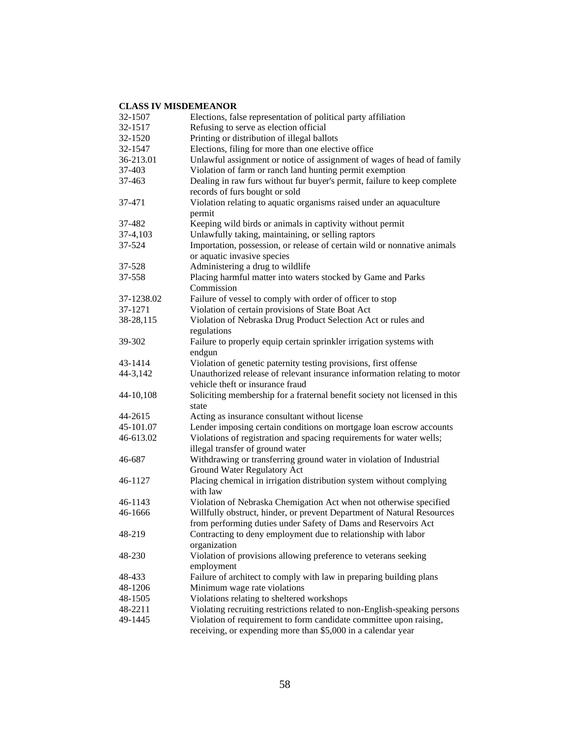**CLASS IV MISDEMEANOR**

| | |
|---|---|
| 32-1507 | Elections, false representation of political party affiliation |
| 32-1517 | Refusing to serve as election official |
| 32-1520 | Printing or distribution of illegal ballots |
| 32-1547 | Elections, filing for more than one elective office |
| 36-213.01 | Unlawful assignment or notice of assignment of wages of head of family |
| 37-403 | Violation of farm or ranch land hunting permit exemption |
| 37-463 | Dealing in raw furs without fur buyer's permit, failure to keep complete records of furs bought or sold |
| 37-471 | Violation relating to aquatic organisms raised under an aquaculture permit |
| 37-482 | Keeping wild birds or animals in captivity without permit |
| 37-4,103 | Unlawfully taking, maintaining, or selling raptors |
| 37-524 | Importation, possession, or release of certain wild or nonnative animals or aquatic invasive species |
| 37-528 | Administering a drug to wildlife |
| 37-558 | Placing harmful matter into waters stocked by Game and Parks Commission |
| 37-1238.02 | Failure of vessel to comply with order of officer to stop |
| 37-1271 | Violation of certain provisions of State Boat Act |
| 38-28,115 | Violation of Nebraska Drug Product Selection Act or rules and regulations |
| 39-302 | Failure to properly equip certain sprinkler irrigation systems with endgun |
| 43-1414 | Violation of genetic paternity testing provisions, first offense |
| 44-3,142 | Unauthorized release of relevant insurance information relating to motor vehicle theft or insurance fraud |
| 44-10,108 | Soliciting membership for a fraternal benefit society not licensed in this state |
| 44-2615 | Acting as insurance consultant without license |
| 45-101.07 | Lender imposing certain conditions on mortgage loan escrow accounts |
| 46-613.02 | Violations of registration and spacing requirements for water wells; illegal transfer of ground water |
| 46-687 | Withdrawing or transferring ground water in violation of Industrial Ground Water Regulatory Act |
| 46-1127 | Placing chemical in irrigation distribution system without complying with law |
| 46-1143 | Violation of Nebraska Chemigation Act when not otherwise specified |
| 46-1666 | Willfully obstruct, hinder, or prevent Department of Natural Resources from performing duties under Safety of Dams and Reservoirs Act |
| 48-219 | Contracting to deny employment due to relationship with labor organization |
| 48-230 | Violation of provisions allowing preference to veterans seeking employment |
| 48-433 | Failure of architect to comply with law in preparing building plans |
| 48-1206 | Minimum wage rate violations |
| 48-1505 | Violations relating to sheltered workshops |
| 48-2211 | Violating recruiting restrictions related to non-English-speaking persons |
| 49-1445 | Violation of requirement to form candidate committee upon raising, receiving, or expending more than $5,000 in a calendar year |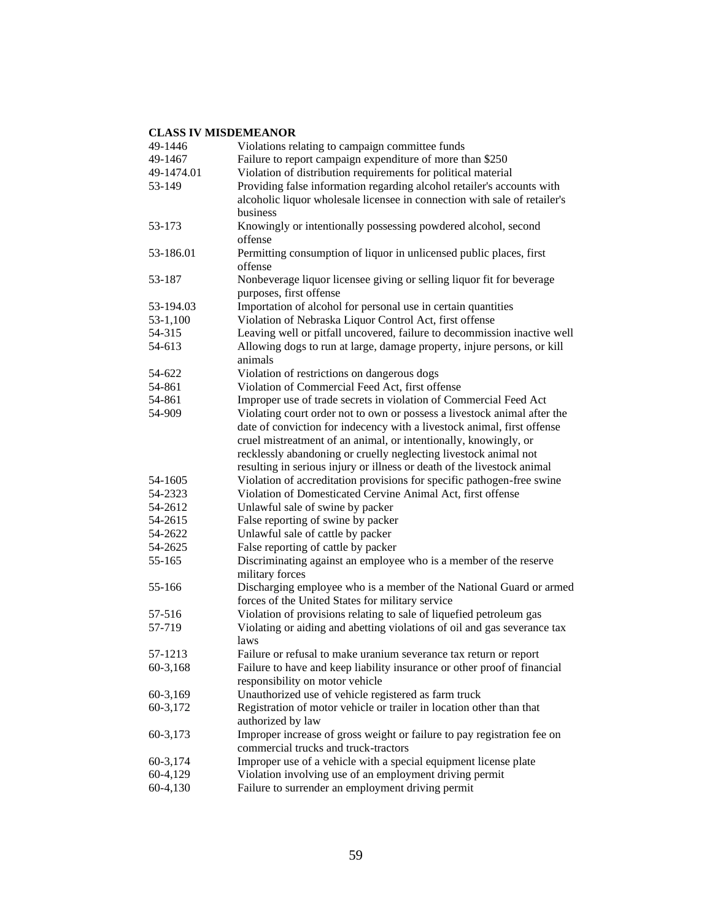**CLASS IV MISDEMEANOR**

| | |
|---|---|
| 49-1446 | Violations relating to campaign committee funds |
| 49-1467 | Failure to report campaign expenditure of more than $250 |
| 49-1474.01 | Violation of distribution requirements for political material |
| 53-149 | Providing false information regarding alcohol retailer's accounts with alcoholic liquor wholesale licensee in connection with sale of retailer's business |
| 53-173 | Knowingly or intentionally possessing powdered alcohol, second offense |
| 53-186.01 | Permitting consumption of liquor in unlicensed public places, first offense |
| 53-187 | Nonbeverage liquor licensee giving or selling liquor fit for beverage purposes, first offense |
| 53-194.03 | Importation of alcohol for personal use in certain quantities |
| 53-1,100 | Violation of Nebraska Liquor Control Act, first offense |
| 54-315 | Leaving well or pitfall uncovered, failure to decommission inactive well |
| 54-613 | Allowing dogs to run at large, damage property, injure persons, or kill animals |
| 54-622 | Violation of restrictions on dangerous dogs |
| 54-861 | Violation of Commercial Feed Act, first offense |
| 54-861 | Improper use of trade secrets in violation of Commercial Feed Act |
| 54-909 | Violating court order not to own or possess a livestock animal after the date of conviction for indecency with a livestock animal, first offense cruel mistreatment of an animal, or intentionally, knowingly, or recklessly abandoning or cruelly neglecting livestock animal not resulting in serious injury or illness or death of the livestock animal |
| 54-1605 | Violation of accreditation provisions for specific pathogen-free swine |
| 54-2323 | Violation of Domesticated Cervine Animal Act, first offense |
| 54-2612 | Unlawful sale of swine by packer |
| 54-2615 | False reporting of swine by packer |
| 54-2622 | Unlawful sale of cattle by packer |
| 54-2625 | False reporting of cattle by packer |
| 55-165 | Discriminating against an employee who is a member of the reserve military forces |
| 55-166 | Discharging employee who is a member of the National Guard or armed forces of the United States for military service |
| 57-516 | Violation of provisions relating to sale of liquefied petroleum gas |
| 57-719 | Violating or aiding and abetting violations of oil and gas severance tax laws |
| 57-1213 | Failure or refusal to make uranium severance tax return or report |
| 60-3,168 | Failure to have and keep liability insurance or other proof of financial responsibility on motor vehicle |
| 60-3,169 | Unauthorized use of vehicle registered as farm truck |
| 60-3,172 | Registration of motor vehicle or trailer in location other than that authorized by law |
| 60-3,173 | Improper increase of gross weight or failure to pay registration fee on commercial trucks and truck-tractors |
| 60-3,174 | Improper use of a vehicle with a special equipment license plate |
| 60-4,129 | Violation involving use of an employment driving permit |
| 60-4,130 | Failure to surrender an employment driving permit |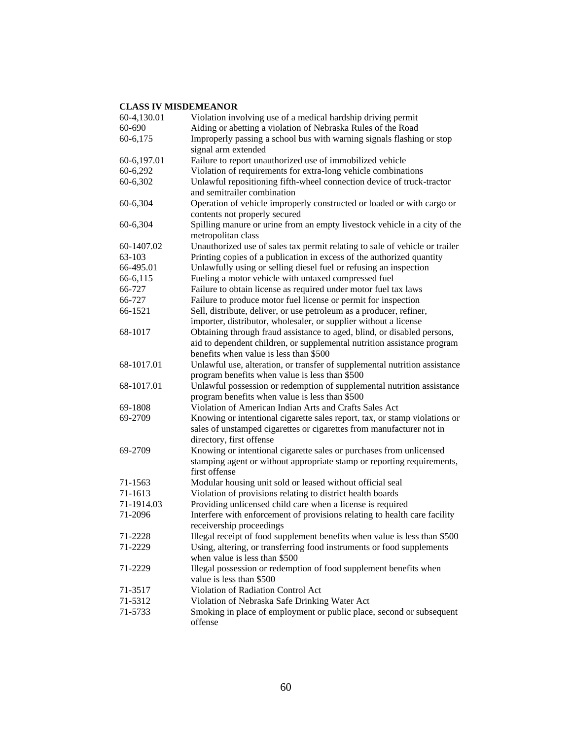**CLASS IV MISDEMEANOR**

| | |
|---|---|
| 60-4,130.01 | Violation involving use of a medical hardship driving permit |
| 60-690 | Aiding or abetting a violation of Nebraska Rules of the Road |
| 60-6,175 | Improperly passing a school bus with warning signals flashing or stop signal arm extended |
| 60-6,197.01 | Failure to report unauthorized use of immobilized vehicle |
| 60-6,292 | Violation of requirements for extra-long vehicle combinations |
| 60-6,302 | Unlawful repositioning fifth-wheel connection device of truck-tractor and semitrailer combination |
| 60-6,304 | Operation of vehicle improperly constructed or loaded or with cargo or contents not properly secured |
| 60-6,304 | Spilling manure or urine from an empty livestock vehicle in a city of the metropolitan class |
| 60-1407.02 | Unauthorized use of sales tax permit relating to sale of vehicle or trailer |
| 63-103 | Printing copies of a publication in excess of the authorized quantity |
| 66-495.01 | Unlawfully using or selling diesel fuel or refusing an inspection |
| 66-6,115 | Fueling a motor vehicle with untaxed compressed fuel |
| 66-727 | Failure to obtain license as required under motor fuel tax laws |
| 66-727 | Failure to produce motor fuel license or permit for inspection |
| 66-1521 | Sell, distribute, deliver, or use petroleum as a producer, refiner, importer, distributor, wholesaler, or supplier without a license |
| 68-1017 | Obtaining through fraud assistance to aged, blind, or disabled persons, aid to dependent children, or supplemental nutrition assistance program benefits when value is less than $500 |
| 68-1017.01 | Unlawful use, alteration, or transfer of supplemental nutrition assistance program benefits when value is less than $500 |
| 68-1017.01 | Unlawful possession or redemption of supplemental nutrition assistance program benefits when value is less than $500 |
| 69-1808 | Violation of American Indian Arts and Crafts Sales Act |
| 69-2709 | Knowing or intentional cigarette sales report, tax, or stamp violations or sales of unstamped cigarettes or cigarettes from manufacturer not in directory, first offense |
| 69-2709 | Knowing or intentional cigarette sales or purchases from unlicensed stamping agent or without appropriate stamp or reporting requirements, first offense |
| 71-1563 | Modular housing unit sold or leased without official seal |
| 71-1613 | Violation of provisions relating to district health boards |
| 71-1914.03 | Providing unlicensed child care when a license is required |
| 71-2096 | Interfere with enforcement of provisions relating to health care facility receivership proceedings |
| 71-2228 | Illegal receipt of food supplement benefits when value is less than $500 |
| 71-2229 | Using, altering, or transferring food instruments or food supplements when value is less than $500 |
| 71-2229 | Illegal possession or redemption of food supplement benefits when value is less than $500 |
| 71-3517 | Violation of Radiation Control Act |
| 71-5312 | Violation of Nebraska Safe Drinking Water Act |
| 71-5733 | Smoking in place of employment or public place, second or subsequent offense |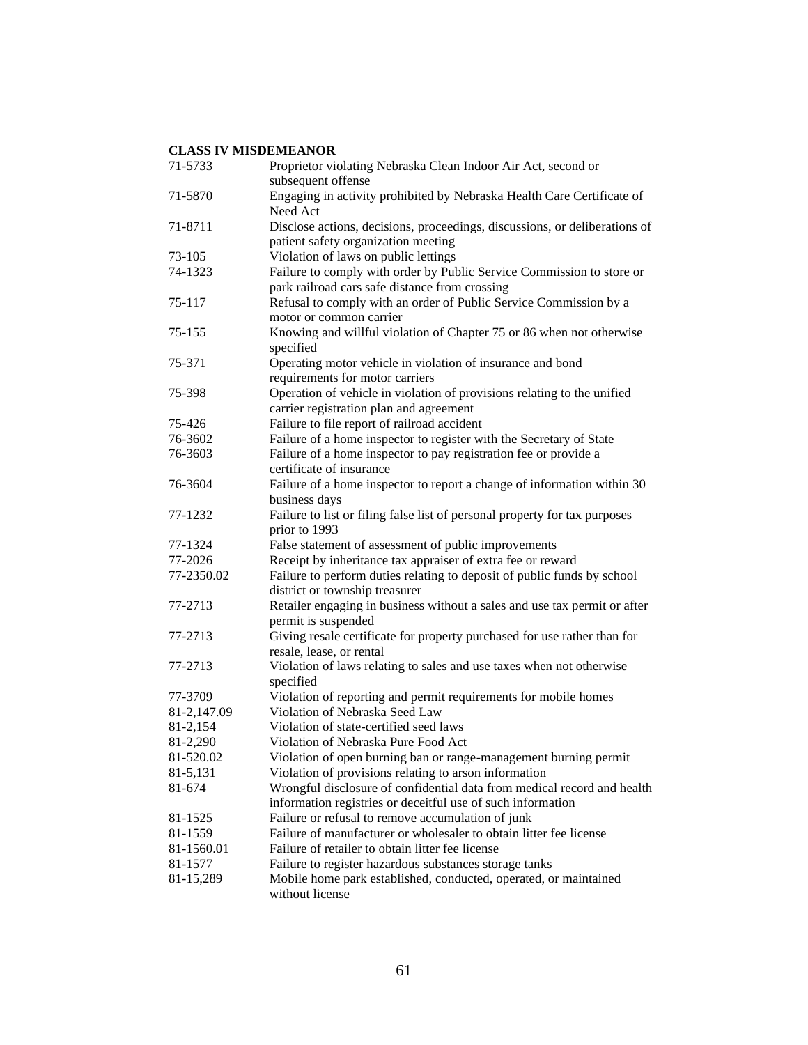**CLASS IV MISDEMEANOR**

| | |
|---|---|
| 71-5733 | Proprietor violating Nebraska Clean Indoor Air Act, second or subsequent offense |
| 71-5870 | Engaging in activity prohibited by Nebraska Health Care Certificate of Need Act |
| 71-8711 | Disclose actions, decisions, proceedings, discussions, or deliberations of patient safety organization meeting |
| 73-105 | Violation of laws on public lettings |
| 74-1323 | Failure to comply with order by Public Service Commission to store or park railroad cars safe distance from crossing |
| 75-117 | Refusal to comply with an order of Public Service Commission by a motor or common carrier |
| 75-155 | Knowing and willful violation of Chapter 75 or 86 when not otherwise specified |
| 75-371 | Operating motor vehicle in violation of insurance and bond requirements for motor carriers |
| 75-398 | Operation of vehicle in violation of provisions relating to the unified carrier registration plan and agreement |
| 75-426 | Failure to file report of railroad accident |
| 76-3602 | Failure of a home inspector to register with the Secretary of State |
| 76-3603 | Failure of a home inspector to pay registration fee or provide a certificate of insurance |
| 76-3604 | Failure of a home inspector to report a change of information within 30 business days |
| 77-1232 | Failure to list or filing false list of personal property for tax purposes prior to 1993 |
| 77-1324 | False statement of assessment of public improvements |
| 77-2026 | Receipt by inheritance tax appraiser of extra fee or reward |
| 77-2350.02 | Failure to perform duties relating to deposit of public funds by school district or township treasurer |
| 77-2713 | Retailer engaging in business without a sales and use tax permit or after permit is suspended |
| 77-2713 | Giving resale certificate for property purchased for use rather than for resale, lease, or rental |
| 77-2713 | Violation of laws relating to sales and use taxes when not otherwise specified |
| 77-3709 | Violation of reporting and permit requirements for mobile homes |
| 81-2,147.09 | Violation of Nebraska Seed Law |
| 81-2,154 | Violation of state-certified seed laws |
| 81-2,290 | Violation of Nebraska Pure Food Act |
| 81-520.02 | Violation of open burning ban or range-management burning permit |
| 81-5,131 | Violation of provisions relating to arson information |
| 81-674 | Wrongful disclosure of confidential data from medical record and health information registries or deceitful use of such information |
| 81-1525 | Failure or refusal to remove accumulation of junk |
| 81-1559 | Failure of manufacturer or wholesaler to obtain litter fee license |
| 81-1560.01 | Failure of retailer to obtain litter fee license |
| 81-1577 | Failure to register hazardous substances storage tanks |
| 81-15,289 | Mobile home park established, conducted, operated, or maintained without license |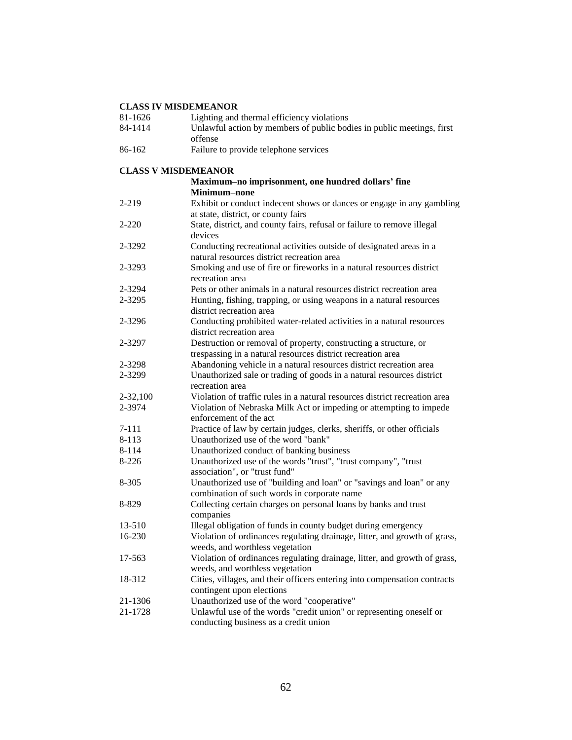**CLASS IV MISDEMEANOR**

| | |
|---|---|
| 81-1626 | Lighting and thermal efficiency violations |
| 84-1414 | Unlawful action by members of public bodies in public meetings, first offense |
| 86-162 | Failure to provide telephone services |

**CLASS V MISDEMEANOR**

| | |
|---|---|
| | **Maximum–no imprisonment, one hundred dollars' fine** **Minimum–none** |
| 2-219 | Exhibit or conduct indecent shows or dances or engage in any gambling at state, district, or county fairs |
| 2-220 | State, district, and county fairs, refusal or failure to remove illegal devices |
| 2-3292 | Conducting recreational activities outside of designated areas in a natural resources district recreation area |
| 2-3293 | Smoking and use of fire or fireworks in a natural resources district recreation area |
| 2-3294 | Pets or other animals in a natural resources district recreation area |
| 2-3295 | Hunting, fishing, trapping, or using weapons in a natural resources district recreation area |
| 2-3296 | Conducting prohibited water-related activities in a natural resources district recreation area |
| 2-3297 | Destruction or removal of property, constructing a structure, or trespassing in a natural resources district recreation area |
| 2-3298 | Abandoning vehicle in a natural resources district recreation area |
| 2-3299 | Unauthorized sale or trading of goods in a natural resources district recreation area |
| 2-32,100 | Violation of traffic rules in a natural resources district recreation area |
| 2-3974 | Violation of Nebraska Milk Act or impeding or attempting to impede enforcement of the act |
| 7-111 | Practice of law by certain judges, clerks, sheriffs, or other officials |
| 8-113 | Unauthorized use of the word "bank" |
| 8-114 | Unauthorized conduct of banking business |
| 8-226 | Unauthorized use of the words "trust", "trust company", "trust association", or "trust fund" |
| 8-305 | Unauthorized use of "building and loan" or "savings and loan" or any combination of such words in corporate name |
| 8-829 | Collecting certain charges on personal loans by banks and trust companies |
| 13-510 | Illegal obligation of funds in county budget during emergency |
| 16-230 | Violation of ordinances regulating drainage, litter, and growth of grass, weeds, and worthless vegetation |
| 17-563 | Violation of ordinances regulating drainage, litter, and growth of grass, weeds, and worthless vegetation |
| 18-312 | Cities, villages, and their officers entering into compensation contracts contingent upon elections |
| 21-1306 | Unauthorized use of the word "cooperative" |
| 21-1728 | Unlawful use of the words "credit union" or representing oneself or conducting business as a credit union |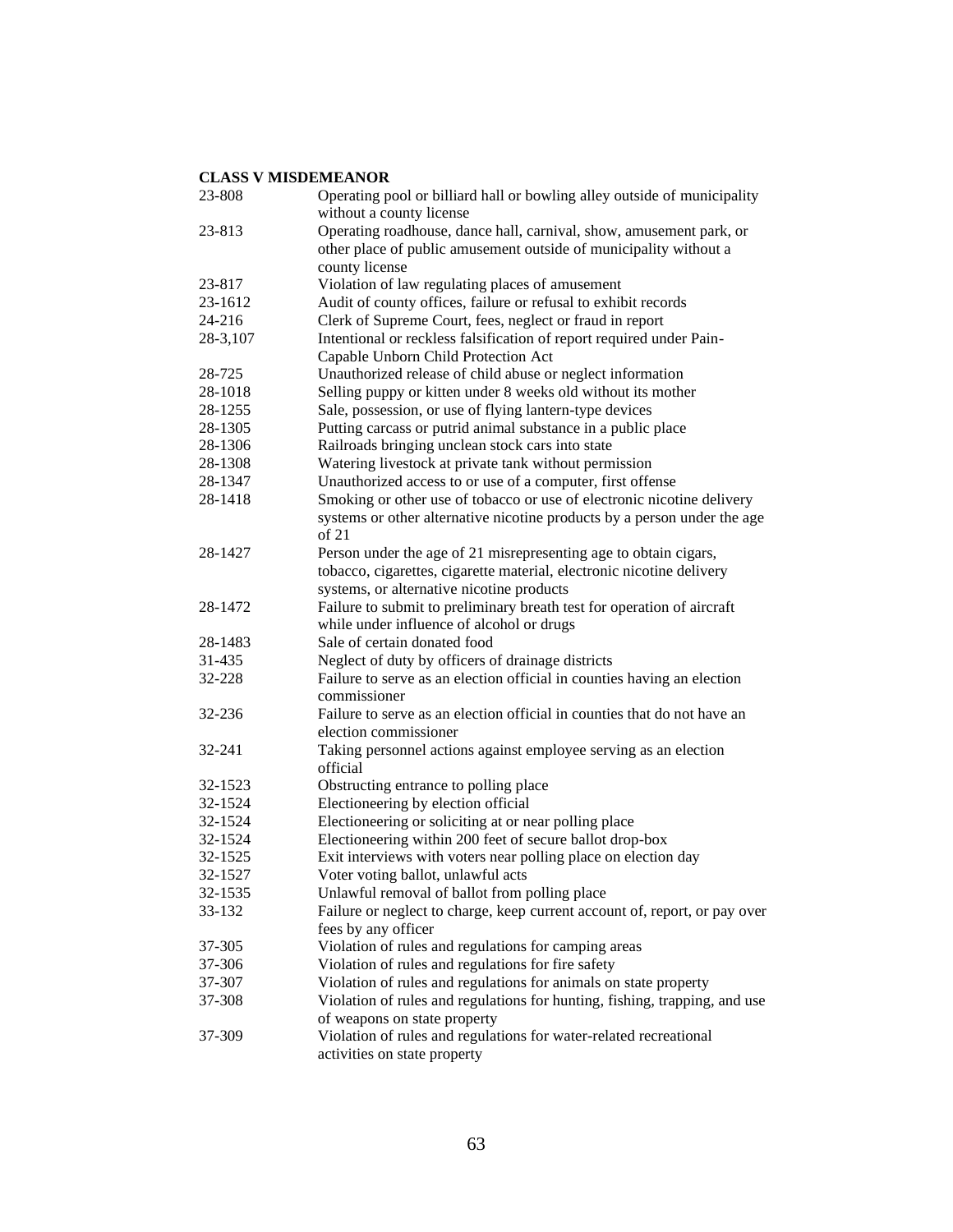**CLASS V MISDEMEANOR**

| | |
|---|---|
| 23-808 | Operating pool or billiard hall or bowling alley outside of municipality without a county license |
| 23-813 | Operating roadhouse, dance hall, carnival, show, amusement park, or other place of public amusement outside of municipality without a county license |
| 23-817 | Violation of law regulating places of amusement |
| 23-1612 | Audit of county offices, failure or refusal to exhibit records |
| 24-216 | Clerk of Supreme Court, fees, neglect or fraud in report |
| 28-3,107 | Intentional or reckless falsification of report required under Pain-Capable Unborn Child Protection Act |
| 28-725 | Unauthorized release of child abuse or neglect information |
| 28-1018 | Selling puppy or kitten under 8 weeks old without its mother |
| 28-1255 | Sale, possession, or use of flying lantern-type devices |
| 28-1305 | Putting carcass or putrid animal substance in a public place |
| 28-1306 | Railroads bringing unclean stock cars into state |
| 28-1308 | Watering livestock at private tank without permission |
| 28-1347 | Unauthorized access to or use of a computer, first offense |
| 28-1418 | Smoking or other use of tobacco or use of electronic nicotine delivery systems or other alternative nicotine products by a person under the age of 21 |
| 28-1427 | Person under the age of 21 misrepresenting age to obtain cigars, tobacco, cigarettes, cigarette material, electronic nicotine delivery systems, or alternative nicotine products |
| 28-1472 | Failure to submit to preliminary breath test for operation of aircraft while under influence of alcohol or drugs |
| 28-1483 | Sale of certain donated food |
| 31-435 | Neglect of duty by officers of drainage districts |
| 32-228 | Failure to serve as an election official in counties having an election commissioner |
| 32-236 | Failure to serve as an election official in counties that do not have an election commissioner |
| 32-241 | Taking personnel actions against employee serving as an election official |
| 32-1523 | Obstructing entrance to polling place |
| 32-1524 | Electioneering by election official |
| 32-1524 | Electioneering or soliciting at or near polling place |
| 32-1524 | Electioneering within 200 feet of secure ballot drop-box |
| 32-1525 | Exit interviews with voters near polling place on election day |
| 32-1527 | Voter voting ballot, unlawful acts |
| 32-1535 | Unlawful removal of ballot from polling place |
| 33-132 | Failure or neglect to charge, keep current account of, report, or pay over fees by any officer |
| 37-305 | Violation of rules and regulations for camping areas |
| 37-306 | Violation of rules and regulations for fire safety |
| 37-307 | Violation of rules and regulations for animals on state property |
| 37-308 | Violation of rules and regulations for hunting, fishing, trapping, and use of weapons on state property |
| 37-309 | Violation of rules and regulations for water-related recreational activities on state property |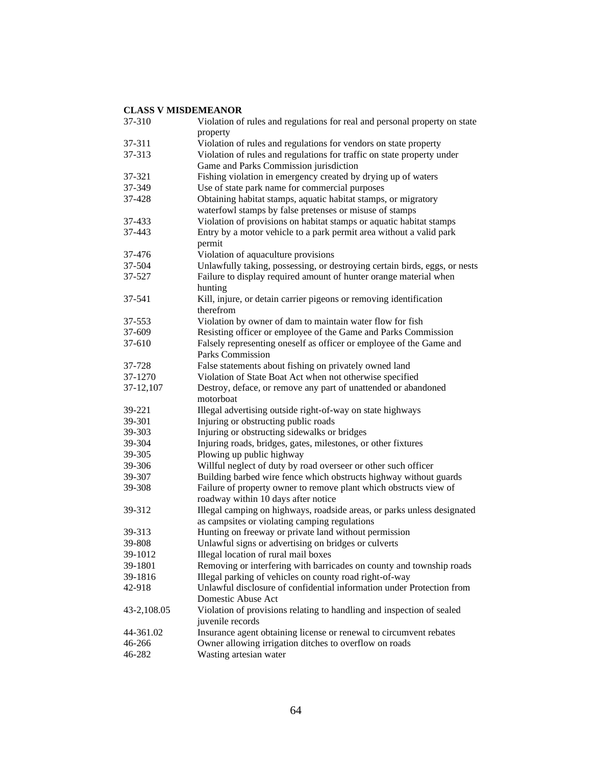**CLASS V MISDEMEANOR**

| | |
|---|---|
| 37-310 | Violation of rules and regulations for real and personal property on state property |
| 37-311 | Violation of rules and regulations for vendors on state property |
| 37-313 | Violation of rules and regulations for traffic on state property under Game and Parks Commission jurisdiction |
| 37-321 | Fishing violation in emergency created by drying up of waters |
| 37-349 | Use of state park name for commercial purposes |
| 37-428 | Obtaining habitat stamps, aquatic habitat stamps, or migratory waterfowl stamps by false pretenses or misuse of stamps |
| 37-433 | Violation of provisions on habitat stamps or aquatic habitat stamps |
| 37-443 | Entry by a motor vehicle to a park permit area without a valid park permit |
| 37-476 | Violation of aquaculture provisions |
| 37-504 | Unlawfully taking, possessing, or destroying certain birds, eggs, or nests |
| 37-527 | Failure to display required amount of hunter orange material when hunting |
| 37-541 | Kill, injure, or detain carrier pigeons or removing identification therefrom |
| 37-553 | Violation by owner of dam to maintain water flow for fish |
| 37-609 | Resisting officer or employee of the Game and Parks Commission |
| 37-610 | Falsely representing oneself as officer or employee of the Game and Parks Commission |
| 37-728 | False statements about fishing on privately owned land |
| 37-1270 | Violation of State Boat Act when not otherwise specified |
| 37-12,107 | Destroy, deface, or remove any part of unattended or abandoned motorboat |
| 39-221 | Illegal advertising outside right-of-way on state highways |
| 39-301 | Injuring or obstructing public roads |
| 39-303 | Injuring or obstructing sidewalks or bridges |
| 39-304 | Injuring roads, bridges, gates, milestones, or other fixtures |
| 39-305 | Plowing up public highway |
| 39-306 | Willful neglect of duty by road overseer or other such officer |
| 39-307 | Building barbed wire fence which obstructs highway without guards |
| 39-308 | Failure of property owner to remove plant which obstructs view of roadway within 10 days after notice |
| 39-312 | Illegal camping on highways, roadside areas, or parks unless designated as campsites or violating camping regulations |
| 39-313 | Hunting on freeway or private land without permission |
| 39-808 | Unlawful signs or advertising on bridges or culverts |
| 39-1012 | Illegal location of rural mail boxes |
| 39-1801 | Removing or interfering with barricades on county and township roads |
| 39-1816 | Illegal parking of vehicles on county road right-of-way |
| 42-918 | Unlawful disclosure of confidential information under Protection from Domestic Abuse Act |
| 43-2,108.05 | Violation of provisions relating to handling and inspection of sealed juvenile records |
| 44-361.02 | Insurance agent obtaining license or renewal to circumvent rebates |
| 46-266 | Owner allowing irrigation ditches to overflow on roads |
| 46-282 | Wasting artesian water |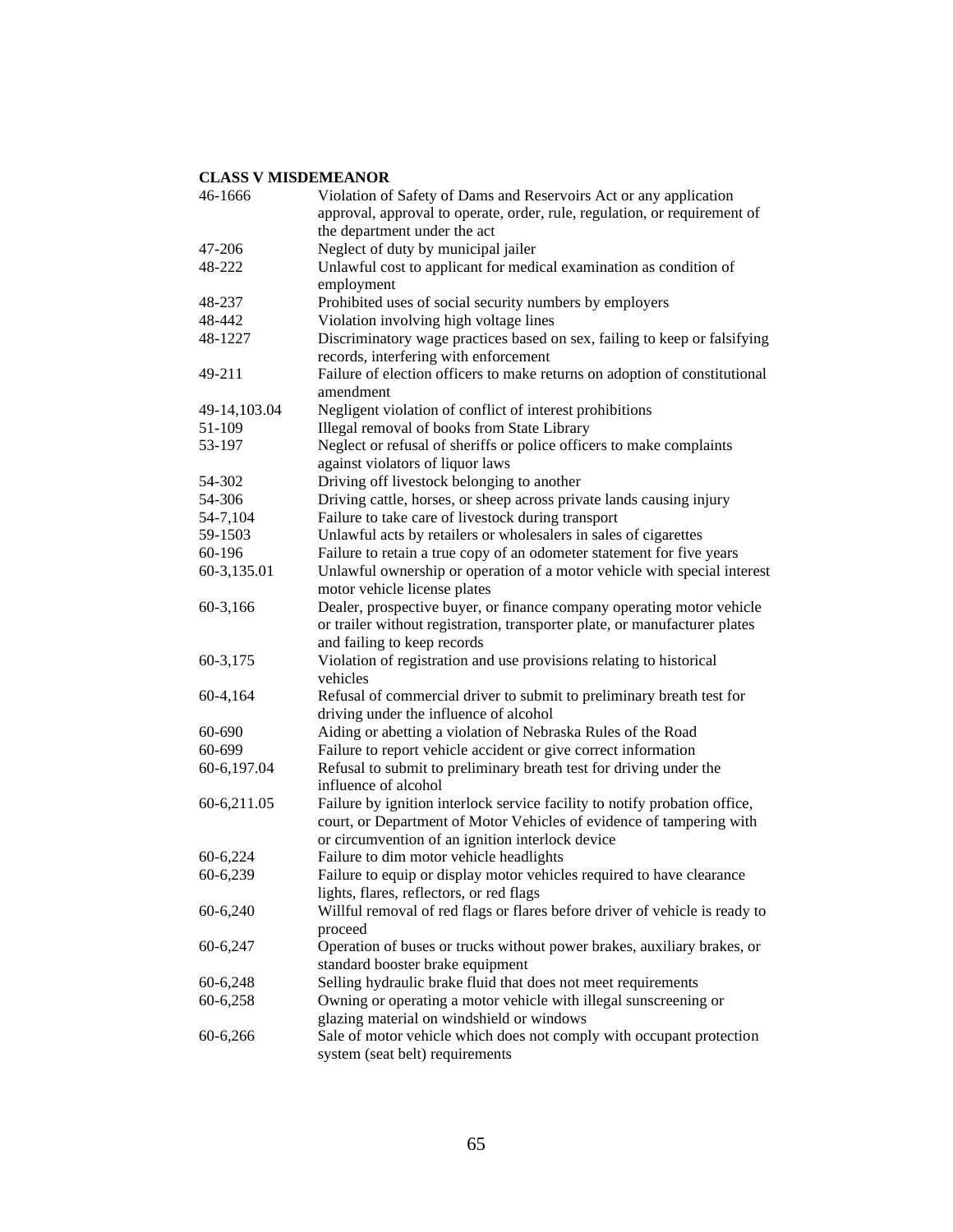**CLASS V MISDEMEANOR**

| | |
|---|---|
| 46-1666 | Violation of Safety of Dams and Reservoirs Act or any application approval, approval to operate, order, rule, regulation, or requirement of the department under the act |
| 47-206 | Neglect of duty by municipal jailer |
| 48-222 | Unlawful cost to applicant for medical examination as condition of employment |
| 48-237 | Prohibited uses of social security numbers by employers |
| 48-442 | Violation involving high voltage lines |
| 48-1227 | Discriminatory wage practices based on sex, failing to keep or falsifying records, interfering with enforcement |
| 49-211 | Failure of election officers to make returns on adoption of constitutional amendment |
| 49-14,103.04 | Negligent violation of conflict of interest prohibitions |
| 51-109 | Illegal removal of books from State Library |
| 53-197 | Neglect or refusal of sheriffs or police officers to make complaints against violators of liquor laws |
| 54-302 | Driving off livestock belonging to another |
| 54-306 | Driving cattle, horses, or sheep across private lands causing injury |
| 54-7,104 | Failure to take care of livestock during transport |
| 59-1503 | Unlawful acts by retailers or wholesalers in sales of cigarettes |
| 60-196 | Failure to retain a true copy of an odometer statement for five years |
| 60-3,135.01 | Unlawful ownership or operation of a motor vehicle with special interest motor vehicle license plates |
| 60-3,166 | Dealer, prospective buyer, or finance company operating motor vehicle or trailer without registration, transporter plate, or manufacturer plates and failing to keep records |
| 60-3,175 | Violation of registration and use provisions relating to historical vehicles |
| 60-4,164 | Refusal of commercial driver to submit to preliminary breath test for driving under the influence of alcohol |
| 60-690 | Aiding or abetting a violation of Nebraska Rules of the Road |
| 60-699 | Failure to report vehicle accident or give correct information |
| 60-6,197.04 | Refusal to submit to preliminary breath test for driving under the influence of alcohol |
| 60-6,211.05 | Failure by ignition interlock service facility to notify probation office, court, or Department of Motor Vehicles of evidence of tampering with or circumvention of an ignition interlock device |
| 60-6,224 | Failure to dim motor vehicle headlights |
| 60-6,239 | Failure to equip or display motor vehicles required to have clearance lights, flares, reflectors, or red flags |
| 60-6,240 | Willful removal of red flags or flares before driver of vehicle is ready to proceed |
| 60-6,247 | Operation of buses or trucks without power brakes, auxiliary brakes, or standard booster brake equipment |
| 60-6,248 | Selling hydraulic brake fluid that does not meet requirements |
| 60-6,258 | Owning or operating a motor vehicle with illegal sunscreening or glazing material on windshield or windows |
| 60-6,266 | Sale of motor vehicle which does not comply with occupant protection system (seat belt) requirements |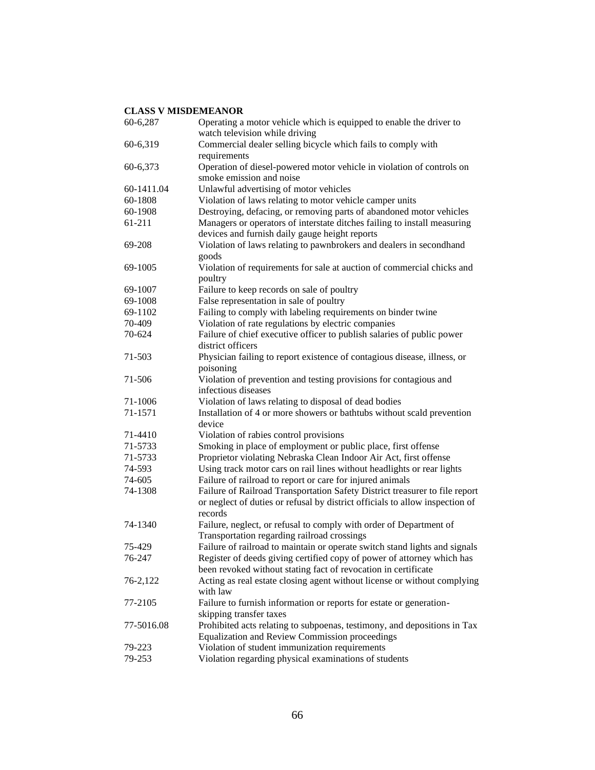**CLASS V MISDEMEANOR**

| | |
|---|---|
| 60-6,287 | Operating a motor vehicle which is equipped to enable the driver to watch television while driving |
| 60-6,319 | Commercial dealer selling bicycle which fails to comply with requirements |
| 60-6,373 | Operation of diesel-powered motor vehicle in violation of controls on smoke emission and noise |
| 60-1411.04 | Unlawful advertising of motor vehicles |
| 60-1808 | Violation of laws relating to motor vehicle camper units |
| 60-1908 | Destroying, defacing, or removing parts of abandoned motor vehicles |
| 61-211 | Managers or operators of interstate ditches failing to install measuring devices and furnish daily gauge height reports |
| 69-208 | Violation of laws relating to pawnbrokers and dealers in secondhand goods |
| 69-1005 | Violation of requirements for sale at auction of commercial chicks and poultry |
| 69-1007 | Failure to keep records on sale of poultry |
| 69-1008 | False representation in sale of poultry |
| 69-1102 | Failing to comply with labeling requirements on binder twine |
| 70-409 | Violation of rate regulations by electric companies |
| 70-624 | Failure of chief executive officer to publish salaries of public power district officers |
| 71-503 | Physician failing to report existence of contagious disease, illness, or poisoning |
| 71-506 | Violation of prevention and testing provisions for contagious and infectious diseases |
| 71-1006 | Violation of laws relating to disposal of dead bodies |
| 71-1571 | Installation of 4 or more showers or bathtubs without scald prevention device |
| 71-4410 | Violation of rabies control provisions |
| 71-5733 | Smoking in place of employment or public place, first offense |
| 71-5733 | Proprietor violating Nebraska Clean Indoor Air Act, first offense |
| 74-593 | Using track motor cars on rail lines without headlights or rear lights |
| 74-605 | Failure of railroad to report or care for injured animals |
| 74-1308 | Failure of Railroad Transportation Safety District treasurer to file report or neglect of duties or refusal by district officials to allow inspection of records |
| 74-1340 | Failure, neglect, or refusal to comply with order of Department of Transportation regarding railroad crossings |
| 75-429 | Failure of railroad to maintain or operate switch stand lights and signals |
| 76-247 | Register of deeds giving certified copy of power of attorney which has been revoked without stating fact of revocation in certificate |
| 76-2,122 | Acting as real estate closing agent without license or without complying with law |
| 77-2105 | Failure to furnish information or reports for estate or generation-skipping transfer taxes |
| 77-5016.08 | Prohibited acts relating to subpoenas, testimony, and depositions in Tax Equalization and Review Commission proceedings |
| 79-223 | Violation of student immunization requirements |
| 79-253 | Violation regarding physical examinations of students |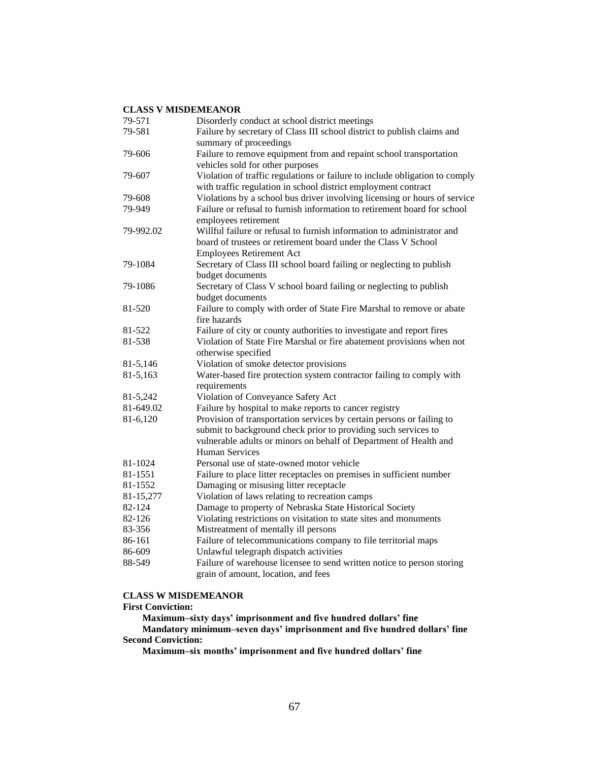**CLASS V MISDEMEANOR**

| | |
|---|---|
| 79-571 | Disorderly conduct at school district meetings |
| 79-581 | Failure by secretary of Class III school district to publish claims and summary of proceedings |
| 79-606 | Failure to remove equipment from and repaint school transportation vehicles sold for other purposes |
| 79-607 | Violation of traffic regulations or failure to include obligation to comply with traffic regulation in school district employment contract |
| 79-608 | Violations by a school bus driver involving licensing or hours of service |
| 79-949 | Failure or refusal to furnish information to retirement board for school employees retirement |
| 79-992.02 | Willful failure or refusal to furnish information to administrator and board of trustees or retirement board under the Class V School Employees Retirement Act |
| 79-1084 | Secretary of Class III school board failing or neglecting to publish budget documents |
| 79-1086 | Secretary of Class V school board failing or neglecting to publish budget documents |
| 81-520 | Failure to comply with order of State Fire Marshal to remove or abate fire hazards |
| 81-522 | Failure of city or county authorities to investigate and report fires |
| 81-538 | Violation of State Fire Marshal or fire abatement provisions when not otherwise specified |
| 81-5,146 | Violation of smoke detector provisions |
| 81-5,163 | Water-based fire protection system contractor failing to comply with requirements |
| 81-5,242 | Violation of Conveyance Safety Act |
| 81-649.02 | Failure by hospital to make reports to cancer registry |
| 81-6,120 | Provision of transportation services by certain persons or failing to submit to background check prior to providing such services to vulnerable adults or minors on behalf of Department of Health and Human Services |
| 81-1024 | Personal use of state-owned motor vehicle |
| 81-1551 | Failure to place litter receptacles on premises in sufficient number |
| 81-1552 | Damaging or misusing litter receptacle |
| 81-15,277 | Violation of laws relating to recreation camps |
| 82-124 | Damage to property of Nebraska State Historical Society |
| 82-126 | Violating restrictions on visitation to state sites and monuments |
| 83-356 | Mistreatment of mentally ill persons |
| 86-161 | Failure of telecommunications company to file territorial maps |
| 86-609 | Unlawful telegraph dispatch activities |
| 88-549 | Failure of warehouse licensee to send written notice to person storing grain of amount, location, and fees |

**CLASS W MISDEMEANOR**

**First Conviction:**

**Maximum–sixty days' imprisonment and five hundred dollars' fine**

**Mandatory minimum–seven days' imprisonment and five hundred dollars' fine**

**Second Conviction:**

**Maximum–six months' imprisonment and five hundred dollars' fine**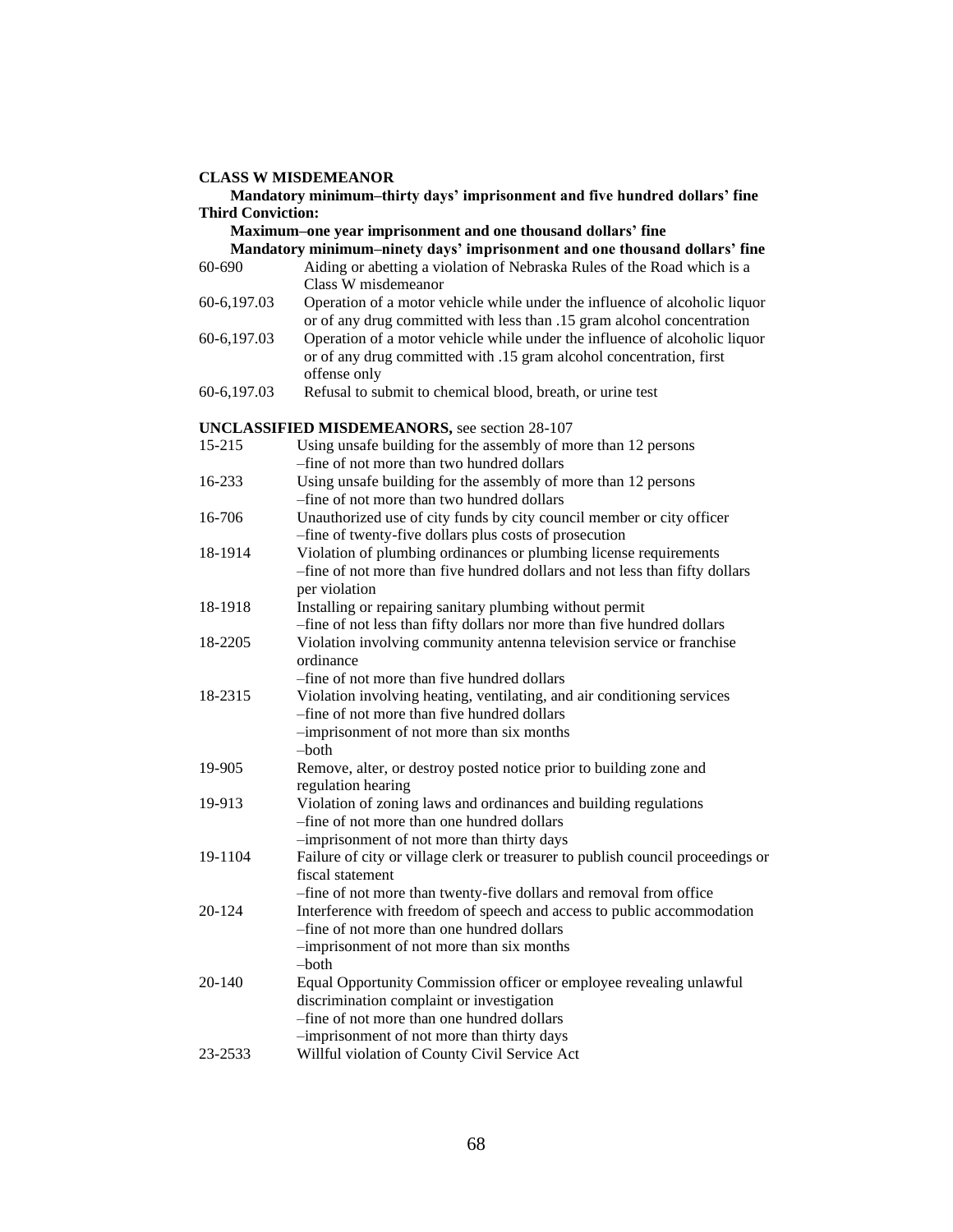**CLASS W MISDEMEANOR**

**Mandatory minimum–thirty days' imprisonment and five hundred dollars' fine**

**Third Conviction:**

**Maximum–one year imprisonment and one thousand dollars' fine**

**Mandatory minimum–ninety days' imprisonment and one thousand dollars' fine**

| | |
|---|---|
| 60-690 | Aiding or abetting a violation of Nebraska Rules of the Road which is a Class W misdemeanor |
| 60-6,197.03 | Operation of a motor vehicle while under the influence of alcoholic liquor or of any drug committed with less than .15 gram alcohol concentration |
| 60-6,197.03 | Operation of a motor vehicle while under the influence of alcoholic liquor or of any drug committed with .15 gram alcohol concentration, first offense only |
| 60-6,197.03 | Refusal to submit to chemical blood, breath, or urine test |

**UNCLASSIFIED MISDEMEANORS,** see section 28-107

| | |
|---|---|
| 15-215 | Using unsafe building for the assembly of more than 12 persons<br>–fine of not more than two hundred dollars |
| 16-233 | Using unsafe building for the assembly of more than 12 persons<br>–fine of not more than two hundred dollars |
| 16-706 | Unauthorized use of city funds by city council member or city officer<br>–fine of twenty-five dollars plus costs of prosecution |
| 18-1914 | Violation of plumbing ordinances or plumbing license requirements<br>–fine of not more than five hundred dollars and not less than fifty dollars per violation |
| 18-1918 | Installing or repairing sanitary plumbing without permit<br>–fine of not less than fifty dollars nor more than five hundred dollars |
| 18-2205 | Violation involving community antenna television service or franchise ordinance<br>–fine of not more than five hundred dollars |
| 18-2315 | Violation involving heating, ventilating, and air conditioning services<br>–fine of not more than five hundred dollars<br>–imprisonment of not more than six months<br>–both |
| 19-905 | Remove, alter, or destroy posted notice prior to building zone and regulation hearing |
| 19-913 | Violation of zoning laws and ordinances and building regulations<br>–fine of not more than one hundred dollars<br>–imprisonment of not more than thirty days |
| 19-1104 | Failure of city or village clerk or treasurer to publish council proceedings or fiscal statement<br>–fine of not more than twenty-five dollars and removal from office |
| 20-124 | Interference with freedom of speech and access to public accommodation<br>–fine of not more than one hundred dollars<br>–imprisonment of not more than six months<br>–both |
| 20-140 | Equal Opportunity Commission officer or employee revealing unlawful discrimination complaint or investigation<br>–fine of not more than one hundred dollars<br>–imprisonment of not more than thirty days |
| 23-2533 | Willful violation of County Civil Service Act |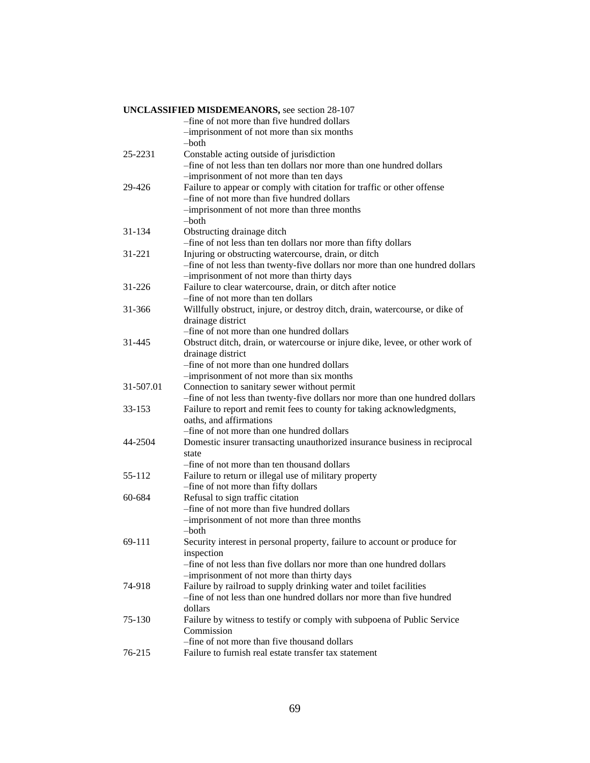**UNCLASSIFIED MISDEMEANORS,** see section 28-107

| | |
|---|---|
| | –fine of not more than five hundred dollars<br>–imprisonment of not more than six months<br>–both |
| 25-2231 | Constable acting outside of jurisdiction<br>–fine of not less than ten dollars nor more than one hundred dollars<br>–imprisonment of not more than ten days |
| 29-426 | Failure to appear or comply with citation for traffic or other offense<br>–fine of not more than five hundred dollars<br>–imprisonment of not more than three months<br>–both |
| 31-134 | Obstructing drainage ditch<br>–fine of not less than ten dollars nor more than fifty dollars |
| 31-221 | Injuring or obstructing watercourse, drain, or ditch<br>–fine of not less than twenty-five dollars nor more than one hundred dollars<br>–imprisonment of not more than thirty days |
| 31-226 | Failure to clear watercourse, drain, or ditch after notice<br>–fine of not more than ten dollars |
| 31-366 | Willfully obstruct, injure, or destroy ditch, drain, watercourse, or dike of drainage district<br>–fine of not more than one hundred dollars |
| 31-445 | Obstruct ditch, drain, or watercourse or injure dike, levee, or other work of drainage district<br>–fine of not more than one hundred dollars<br>–imprisonment of not more than six months |
| 31-507.01 | Connection to sanitary sewer without permit<br>–fine of not less than twenty-five dollars nor more than one hundred dollars |
| 33-153 | Failure to report and remit fees to county for taking acknowledgments, oaths, and affirmations<br>–fine of not more than one hundred dollars |
| 44-2504 | Domestic insurer transacting unauthorized insurance business in reciprocal state<br>–fine of not more than ten thousand dollars |
| 55-112 | Failure to return or illegal use of military property<br>–fine of not more than fifty dollars |
| 60-684 | Refusal to sign traffic citation<br>–fine of not more than five hundred dollars<br>–imprisonment of not more than three months<br>–both |
| 69-111 | Security interest in personal property, failure to account or produce for inspection<br>–fine of not less than five dollars nor more than one hundred dollars<br>–imprisonment of not more than thirty days |
| 74-918 | Failure by railroad to supply drinking water and toilet facilities<br>–fine of not less than one hundred dollars nor more than five hundred dollars |
| 75-130 | Failure by witness to testify or comply with subpoena of Public Service Commission<br>–fine of not more than five thousand dollars |
| 76-215 | Failure to furnish real estate transfer tax statement |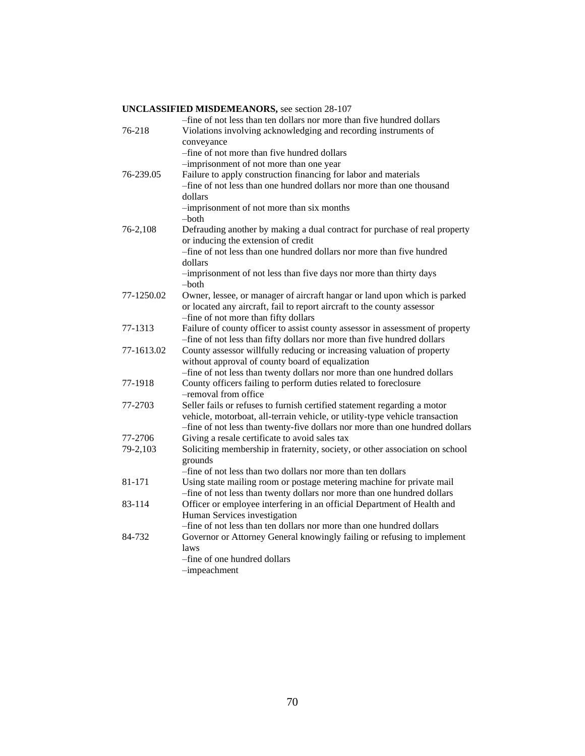**UNCLASSIFIED MISDEMEANORS,** see section 28-107

| | |
|---|---|
| | –fine of not less than ten dollars nor more than five hundred dollars |
| 76-218 | Violations involving acknowledging and recording instruments of conveyance<br>–fine of not more than five hundred dollars<br>–imprisonment of not more than one year |
| 76-239.05 | Failure to apply construction financing for labor and materials<br>–fine of not less than one hundred dollars nor more than one thousand dollars<br>–imprisonment of not more than six months<br>–both |
| 76-2,108 | Defrauding another by making a dual contract for purchase of real property or inducing the extension of credit<br>–fine of not less than one hundred dollars nor more than five hundred dollars<br>–imprisonment of not less than five days nor more than thirty days<br>–both |
| 77-1250.02 | Owner, lessee, or manager of aircraft hangar or land upon which is parked or located any aircraft, fail to report aircraft to the county assessor<br>–fine of not more than fifty dollars |
| 77-1313 | Failure of county officer to assist county assessor in assessment of property<br>–fine of not less than fifty dollars nor more than five hundred dollars |
| 77-1613.02 | County assessor willfully reducing or increasing valuation of property without approval of county board of equalization<br>–fine of not less than twenty dollars nor more than one hundred dollars |
| 77-1918 | County officers failing to perform duties related to foreclosure<br>–removal from office |
| 77-2703 | Seller fails or refuses to furnish certified statement regarding a motor vehicle, motorboat, all-terrain vehicle, or utility-type vehicle transaction<br>–fine of not less than twenty-five dollars nor more than one hundred dollars |
| 77-2706 | Giving a resale certificate to avoid sales tax |
| 79-2,103 | Soliciting membership in fraternity, society, or other association on school grounds<br>–fine of not less than two dollars nor more than ten dollars |
| 81-171 | Using state mailing room or postage metering machine for private mail<br>–fine of not less than twenty dollars nor more than one hundred dollars |
| 83-114 | Officer or employee interfering in an official Department of Health and Human Services investigation<br>–fine of not less than ten dollars nor more than one hundred dollars |
| 84-732 | Governor or Attorney General knowingly failing or refusing to implement laws<br>–fine of one hundred dollars<br>–impeachment |